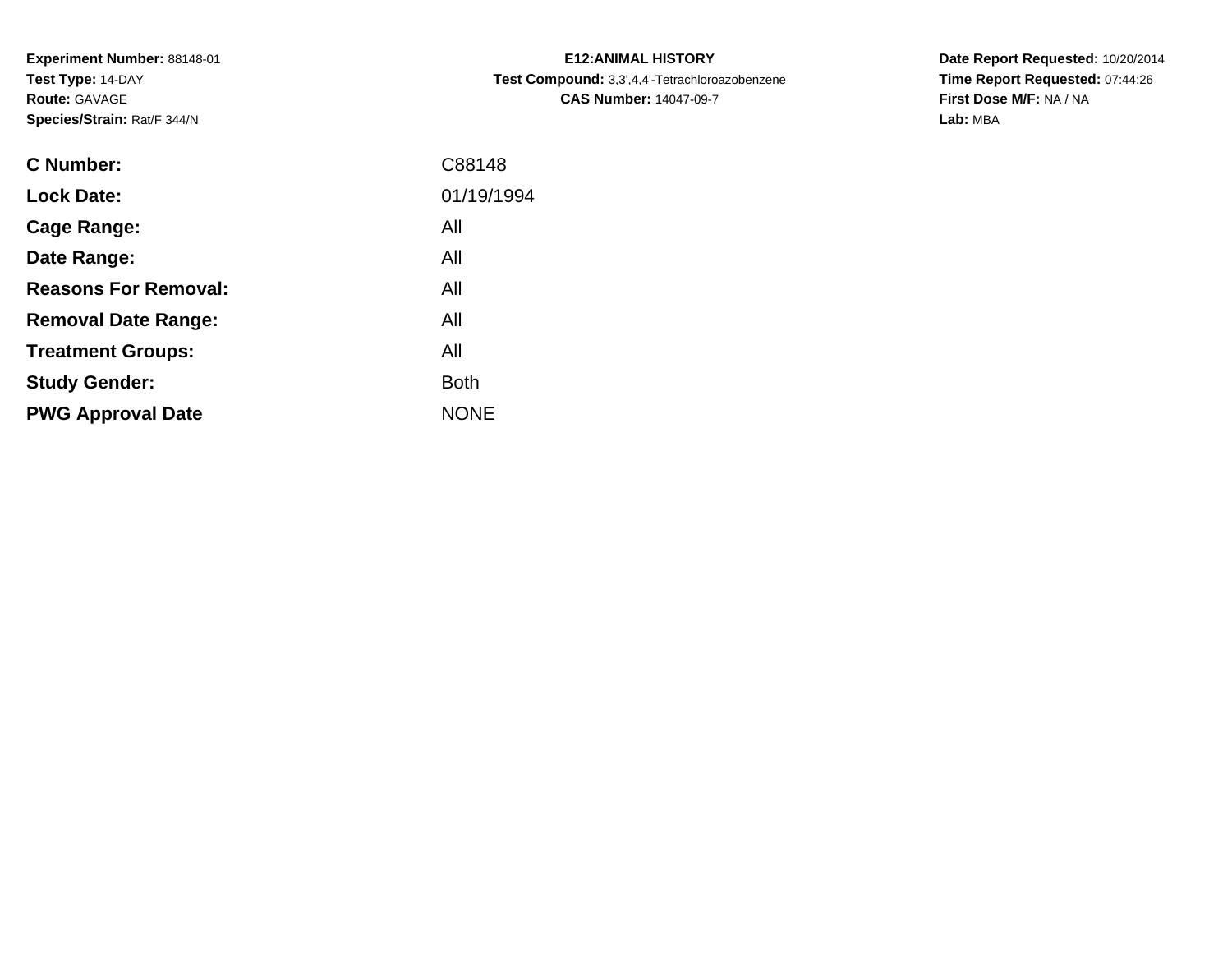**Experiment Number:** 88148-01
**Test Type:** 14-DAY
**Route:** GAVAGE
**Species/Strain:** Rat/F 344/N

**E12:ANIMAL HISTORY**
**Test Compound:** 3,3',4,4'-Tetrachloroazobenzene
**CAS Number:** 14047-09-7

**Date Report Requested:** 10/20/2014
**Time Report Requested:** 07:44:26
**First Dose M/F:** NA / NA
**Lab:** MBA

| | |
|---|---|
| **C Number:** | C88148 |
| **Lock Date:** | 01/19/1994 |
| **Cage Range:** | All |
| **Date Range:** | All |
| **Reasons For Removal:** | All |
| **Removal Date Range:** | All |
| **Treatment Groups:** | All |
| **Study Gender:** | Both |
| **PWG Approval Date** | NONE |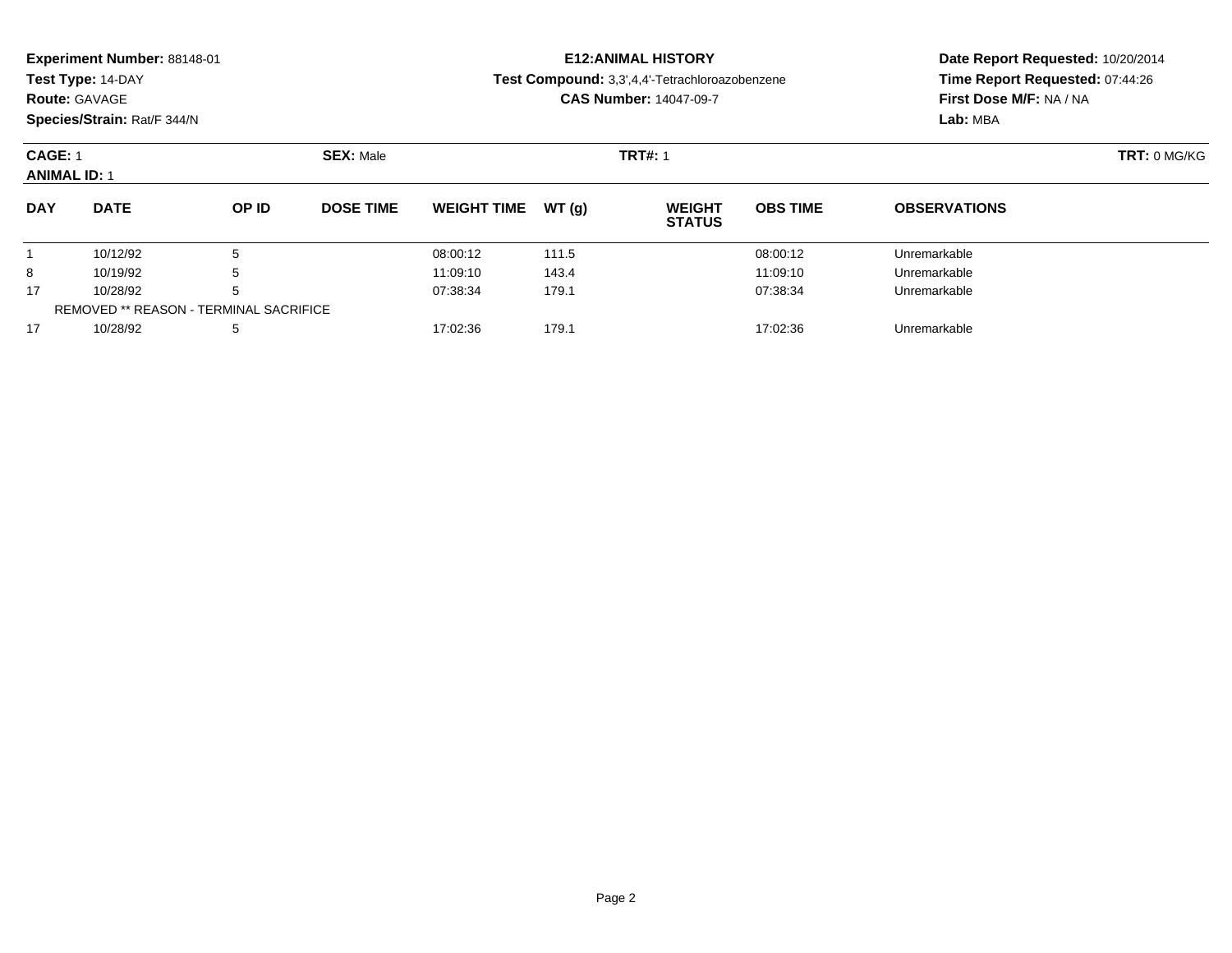**Experiment Number:** 88148-01
**Test Type:** 14-DAY
**Route:** GAVAGE
**Species/Strain:** Rat/F 344/N

**E12:ANIMAL HISTORY**
**Test Compound:** 3,3',4,4'-Tetrachloroazobenzene
**CAS Number:** 14047-09-7

**Date Report Requested:** 10/20/2014
**Time Report Requested:** 07:44:26
**First Dose M/F:** NA / NA
**Lab:** MBA

**CAGE:** 1 **SEX:** Male **TRT#:** 1 **TRT:** 0 MG/KG
**ANIMAL ID:** 1

| DAY | DATE | OP ID | DOSE TIME | WEIGHT TIME | WT (g) | WEIGHT STATUS | OBS TIME | OBSERVATIONS |
|---|---|---|---|---|---|---|---|---|
| 1 | 10/12/92 | 5 | | 08:00:12 | 111.5 | | 08:00:12 | Unremarkable |
| 8 | 10/19/92 | 5 | | 11:09:10 | 143.4 | | 11:09:10 | Unremarkable |
| 17 | 10/28/92 | 5 | | 07:38:34 | 179.1 | | 07:38:34 | Unremarkable |
| REMOVED ** REASON - TERMINAL SACRIFICE | | | | | | | | |
| 17 | 10/28/92 | 5 | | 17:02:36 | 179.1 | | 17:02:36 | Unremarkable |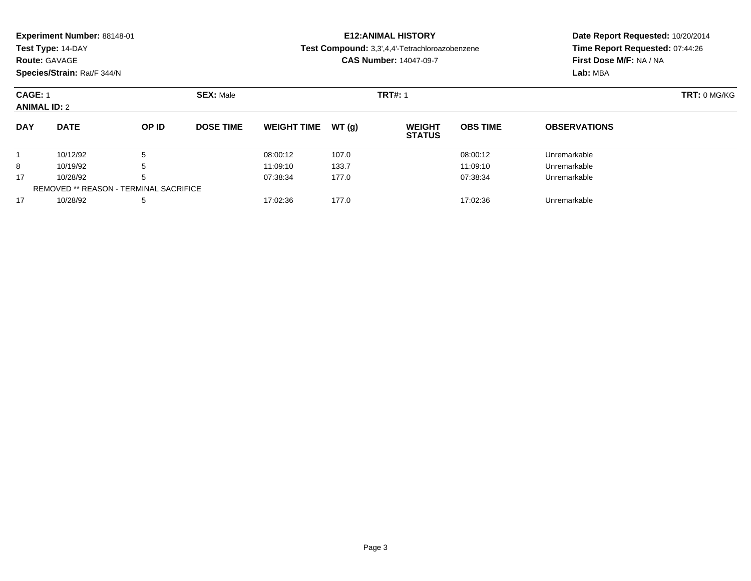**Experiment Number:** 88148-01
**Test Type:** 14-DAY
**Route:** GAVAGE
**Species/Strain:** Rat/F 344/N

**E12:ANIMAL HISTORY**
**Test Compound:** 3,3',4,4'-Tetrachloroazobenzene
**CAS Number:** 14047-09-7

**Date Report Requested:** 10/20/2014
**Time Report Requested:** 07:44:26
**First Dose M/F:** NA / NA
**Lab:** MBA

**CAGE:** 1 **SEX:** Male **TRT#:** 1 **TRT:** 0 MG/KG
**ANIMAL ID:** 2

| DAY | DATE | OP ID | DOSE TIME | WEIGHT TIME | WT (g) | WEIGHT STATUS | OBS TIME | OBSERVATIONS |
|---|---|---|---|---|---|---|---|---|
| 1 | 10/12/92 | 5 | | 08:00:12 | 107.0 | | 08:00:12 | Unremarkable |
| 8 | 10/19/92 | 5 | | 11:09:10 | 133.7 | | 11:09:10 | Unremarkable |
| 17 | 10/28/92 | 5 | | 07:38:34 | 177.0 | | 07:38:34 | Unremarkable |
| REMOVED ** REASON - TERMINAL SACRIFICE | | | | | | | | |
| 17 | 10/28/92 | 5 | | 17:02:36 | 177.0 | | 17:02:36 | Unremarkable |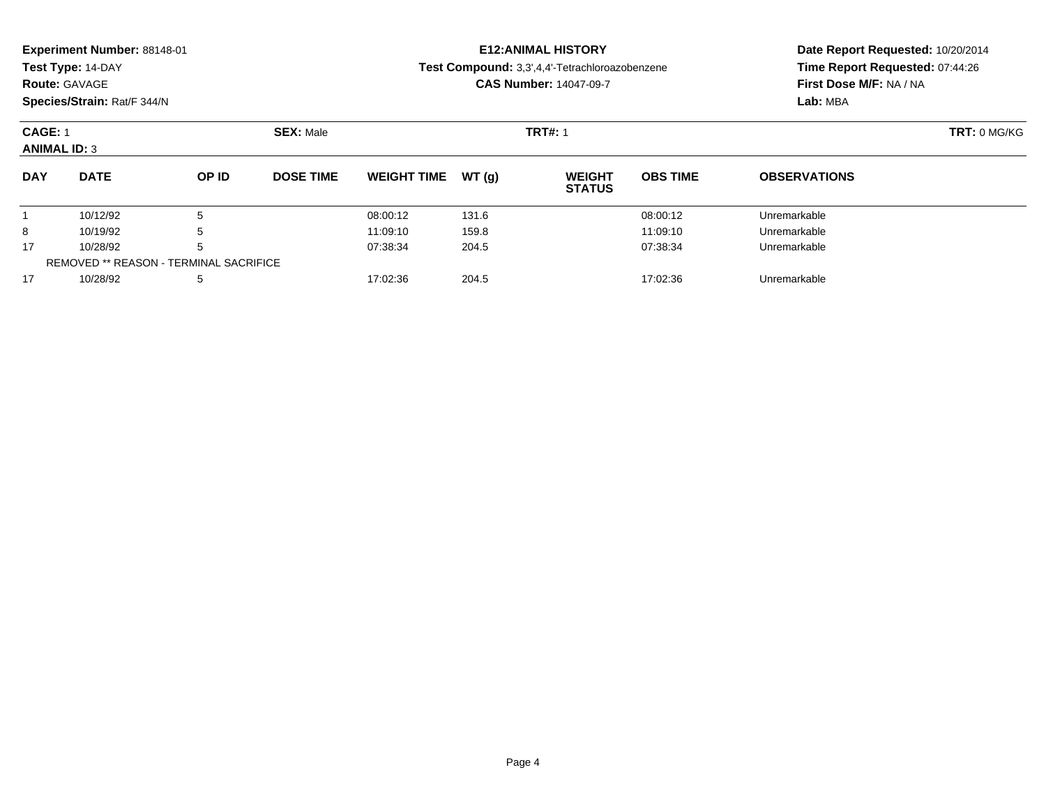**Experiment Number:** 88148-01
**Test Type:** 14-DAY
**Route:** GAVAGE
**Species/Strain:** Rat/F 344/N

**E12:ANIMAL HISTORY**
**Test Compound:** 3,3',4,4'-Tetrachloroazobenzene
**CAS Number:** 14047-09-7

**Date Report Requested:** 10/20/2014
**Time Report Requested:** 07:44:26
**First Dose M/F:** NA / NA
**Lab:** MBA

**CAGE:** 1 **SEX:** Male **TRT#:** 1 **TRT:** 0 MG/KG
**ANIMAL ID:** 3

| DAY | DATE | OP ID | DOSE TIME | WEIGHT TIME | WT (g) | WEIGHT STATUS | OBS TIME | OBSERVATIONS |
|---|---|---|---|---|---|---|---|---|
| 1 | 10/12/92 | 5 | | 08:00:12 | 131.6 | | 08:00:12 | Unremarkable |
| 8 | 10/19/92 | 5 | | 11:09:10 | 159.8 | | 11:09:10 | Unremarkable |
| 17 | 10/28/92 | 5 | | 07:38:34 | 204.5 | | 07:38:34 | Unremarkable |
| REMOVED ** REASON - TERMINAL SACRIFICE | | | | | | | | |
| 17 | 10/28/92 | 5 | | 17:02:36 | 204.5 | | 17:02:36 | Unremarkable |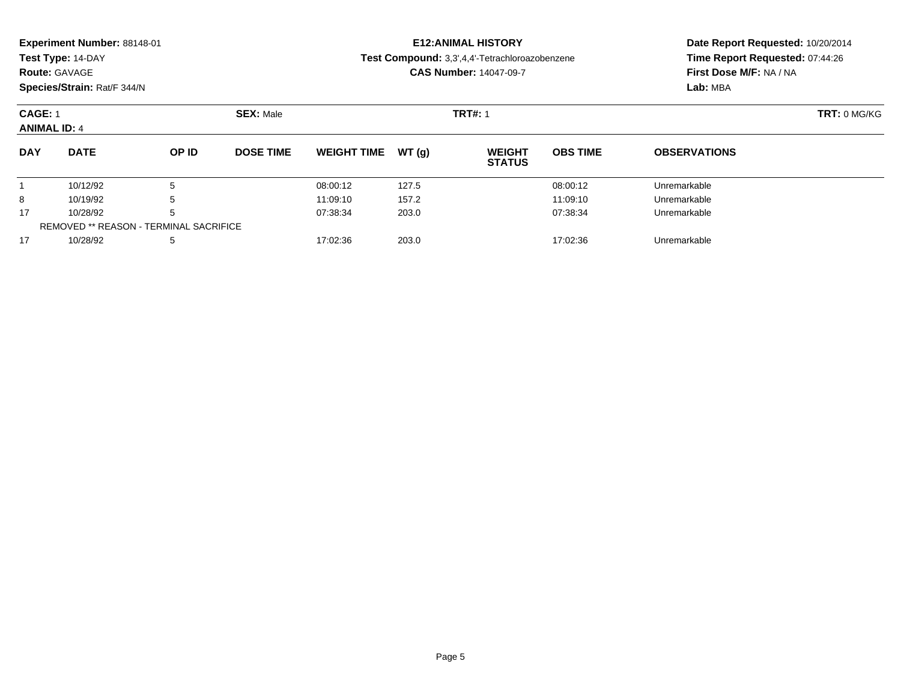**Experiment Number:** 88148-01
**Test Type:** 14-DAY
**Route:** GAVAGE
**Species/Strain:** Rat/F 344/N

**E12:ANIMAL HISTORY**
**Test Compound:** 3,3',4,4'-Tetrachloroazobenzene
**CAS Number:** 14047-09-7

**Date Report Requested:** 10/20/2014
**Time Report Requested:** 07:44:26
**First Dose M/F:** NA / NA
**Lab:** MBA

**CAGE:** 1 **SEX:** Male **TRT#:** 1 **TRT:** 0 MG/KG
**ANIMAL ID:** 4

| DAY | DATE | OP ID | DOSE TIME | WEIGHT TIME | WT (g) | WEIGHT STATUS | OBS TIME | OBSERVATIONS |
|---|---|---|---|---|---|---|---|---|
| 1 | 10/12/92 | 5 | | 08:00:12 | 127.5 | | 08:00:12 | Unremarkable |
| 8 | 10/19/92 | 5 | | 11:09:10 | 157.2 | | 11:09:10 | Unremarkable |
| 17 | 10/28/92 | 5 | | 07:38:34 | 203.0 | | 07:38:34 | Unremarkable |
| REMOVED ** REASON - TERMINAL SACRIFICE | | | | | | | | |
| 17 | 10/28/92 | 5 | | 17:02:36 | 203.0 | | 17:02:36 | Unremarkable |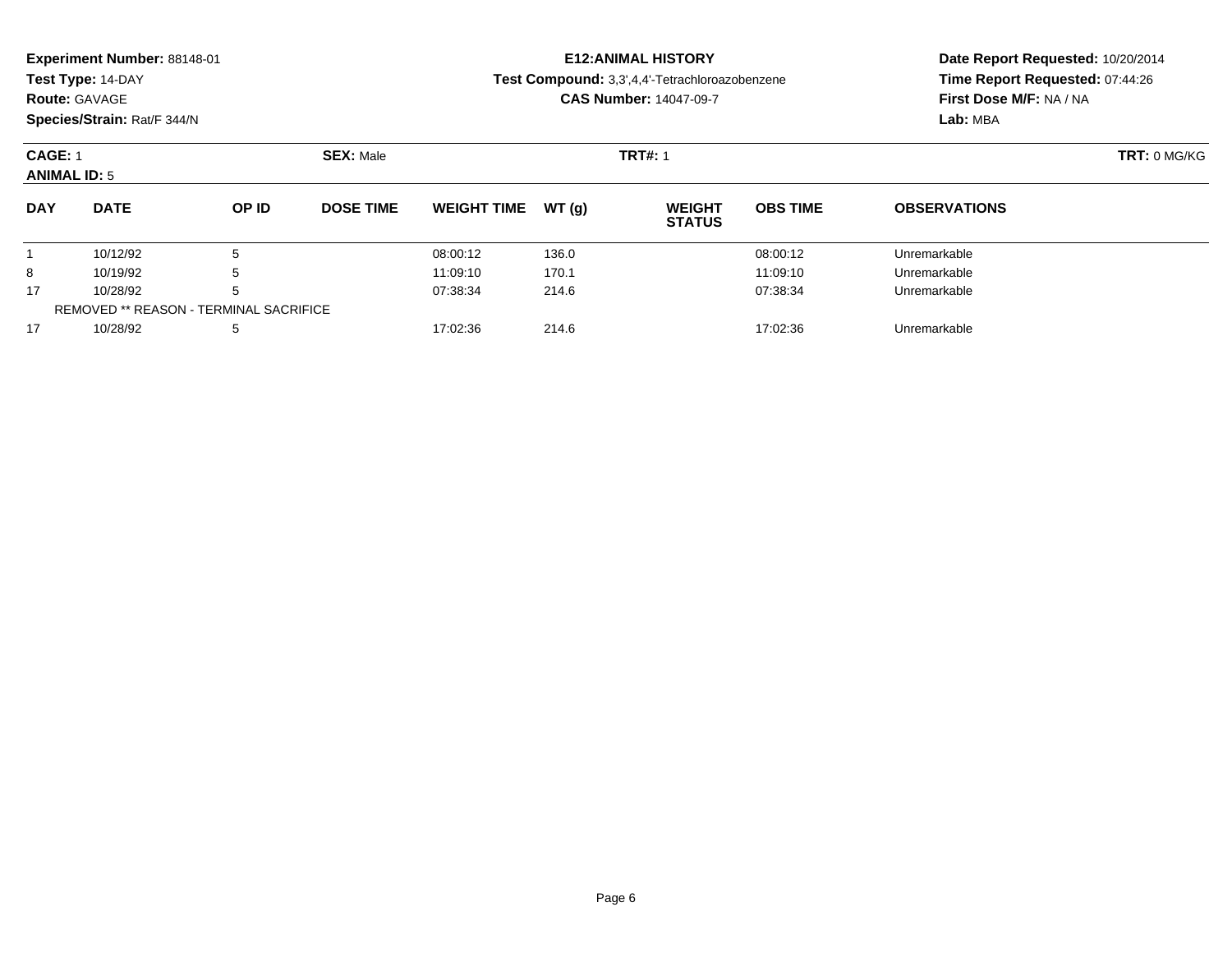**Experiment Number:** 88148-01
**Test Type:** 14-DAY
**Route:** GAVAGE
**Species/Strain:** Rat/F 344/N

**E12:ANIMAL HISTORY**
**Test Compound:** 3,3',4,4'-Tetrachloroazobenzene
**CAS Number:** 14047-09-7

**Date Report Requested:** 10/20/2014
**Time Report Requested:** 07:44:26
**First Dose M/F:** NA / NA
**Lab:** MBA

**CAGE:** 1 **SEX:** Male **TRT#:** 1 **TRT:** 0 MG/KG
**ANIMAL ID:** 5

| DAY | DATE | OP ID | DOSE TIME | WEIGHT TIME | WT (g) | WEIGHT STATUS | OBS TIME | OBSERVATIONS |
|---|---|---|---|---|---|---|---|---|
| 1 | 10/12/92 | 5 | | 08:00:12 | 136.0 | | 08:00:12 | Unremarkable |
| 8 | 10/19/92 | 5 | | 11:09:10 | 170.1 | | 11:09:10 | Unremarkable |
| 17 | 10/28/92 | 5 | | 07:38:34 | 214.6 | | 07:38:34 | Unremarkable |
| REMOVED ** REASON - TERMINAL SACRIFICE | | | | | | | | |
| 17 | 10/28/92 | 5 | | 17:02:36 | 214.6 | | 17:02:36 | Unremarkable |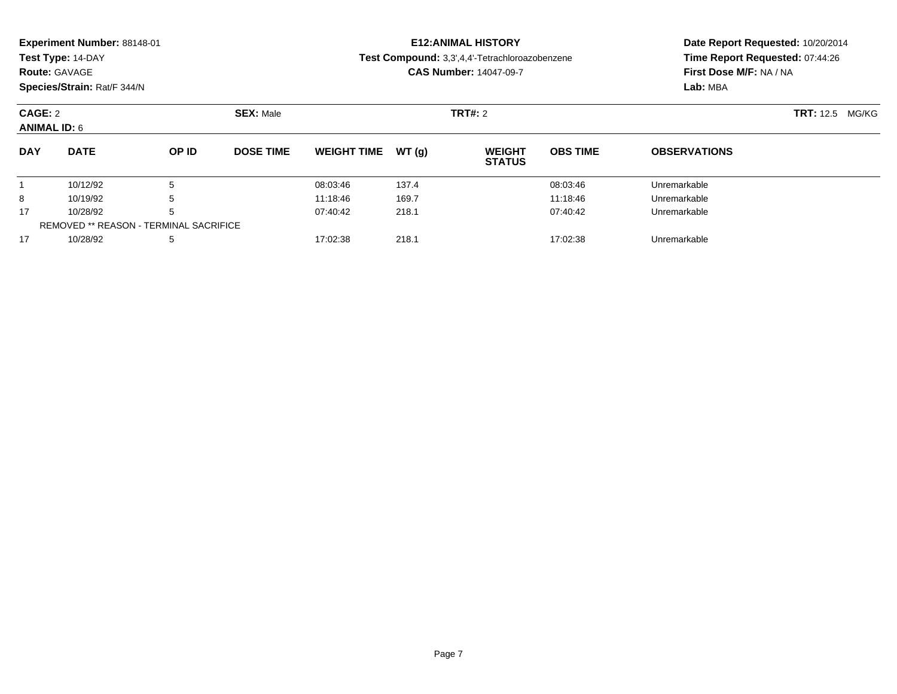**Experiment Number:** 88148-01
**Test Type:** 14-DAY
**Route:** GAVAGE
**Species/Strain:** Rat/F 344/N

**E12:ANIMAL HISTORY**
**Test Compound:** 3,3',4,4'-Tetrachloroazobenzene
**CAS Number:** 14047-09-7

**Date Report Requested:** 10/20/2014
**Time Report Requested:** 07:44:26
**First Dose M/F:** NA / NA
**Lab:** MBA

**CAGE:** 2 **SEX:** Male **TRT#:** 2 **TRT:** 12.5 MG/KG
**ANIMAL ID:** 6

| DAY | DATE | OP ID | DOSE TIME | WEIGHT TIME | WT (g) | WEIGHT STATUS | OBS TIME | OBSERVATIONS |
|---|---|---|---|---|---|---|---|---|
| 1 | 10/12/92 | 5 | | 08:03:46 | 137.4 | | 08:03:46 | Unremarkable |
| 8 | 10/19/92 | 5 | | 11:18:46 | 169.7 | | 11:18:46 | Unremarkable |
| 17 | 10/28/92 | 5 | | 07:40:42 | 218.1 | | 07:40:42 | Unremarkable |
| REMOVED ** REASON - TERMINAL SACRIFICE | | | | | | | | |
| 17 | 10/28/92 | 5 | | 17:02:38 | 218.1 | | 17:02:38 | Unremarkable |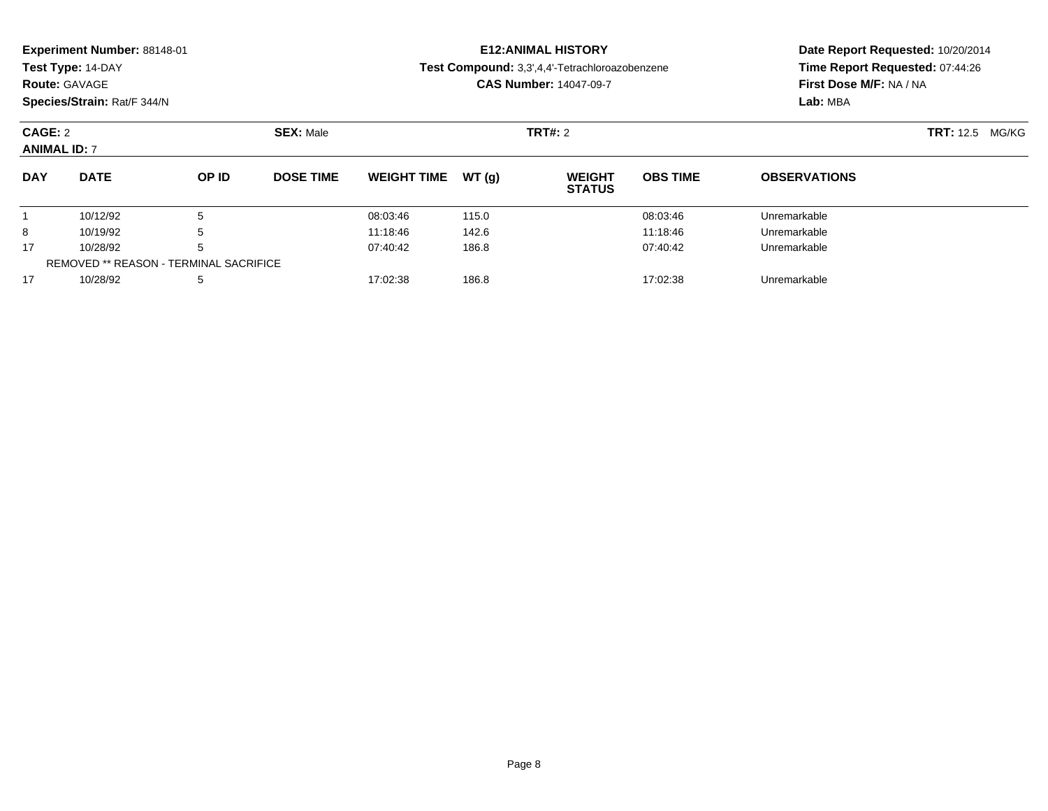**Experiment Number:** 88148-01
**Test Type:** 14-DAY
**Route:** GAVAGE
**Species/Strain:** Rat/F 344/N

**E12:ANIMAL HISTORY**
**Test Compound:** 3,3',4,4'-Tetrachloroazobenzene
**CAS Number:** 14047-09-7

**Date Report Requested:** 10/20/2014
**Time Report Requested:** 07:44:26
**First Dose M/F:** NA / NA
**Lab:** MBA

**CAGE:** 2 **SEX:** Male **TRT#:** 2 **TRT:** 12.5 MG/KG
**ANIMAL ID:** 7

| DAY | DATE | OP ID | DOSE TIME | WEIGHT TIME | WT (g) | WEIGHT STATUS | OBS TIME | OBSERVATIONS |
|---|---|---|---|---|---|---|---|---|
| 1 | 10/12/92 | 5 | | 08:03:46 | 115.0 | | 08:03:46 | Unremarkable |
| 8 | 10/19/92 | 5 | | 11:18:46 | 142.6 | | 11:18:46 | Unremarkable |
| 17 | 10/28/92 | 5 | | 07:40:42 | 186.8 | | 07:40:42 | Unremarkable |
| REMOVED ** REASON - TERMINAL SACRIFICE | | | | | | | | |
| 17 | 10/28/92 | 5 | | 17:02:38 | 186.8 | | 17:02:38 | Unremarkable |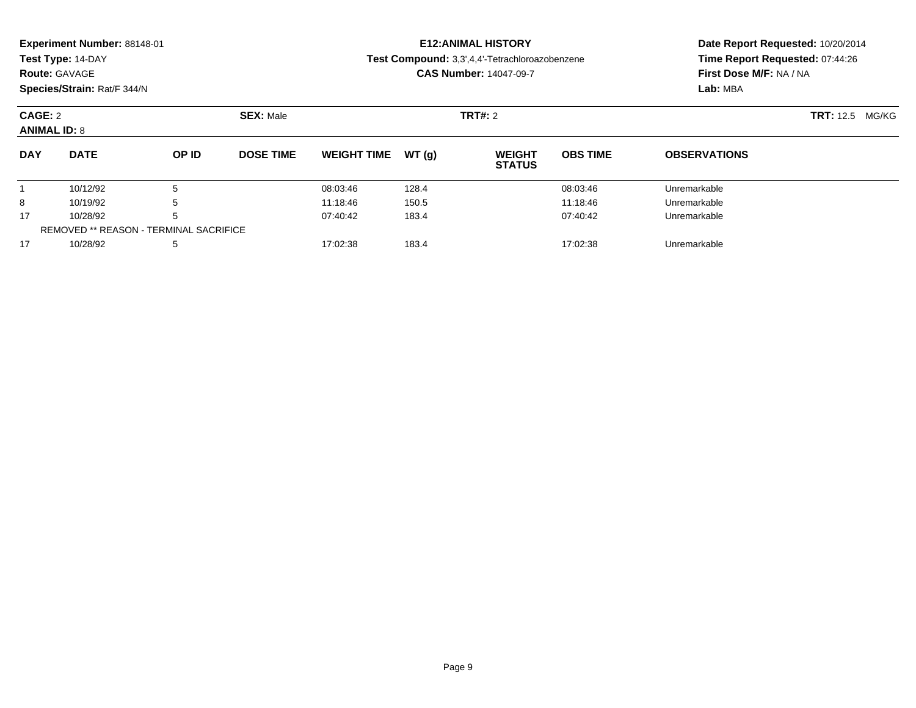**Experiment Number:** 88148-01
**Test Type:** 14-DAY
**Route:** GAVAGE
**Species/Strain:** Rat/F 344/N

**E12:ANIMAL HISTORY**
**Test Compound:** 3,3',4,4'-Tetrachloroazobenzene
**CAS Number:** 14047-09-7

**Date Report Requested:** 10/20/2014
**Time Report Requested:** 07:44:26
**First Dose M/F:** NA / NA
**Lab:** MBA

**CAGE:** 2 **SEX:** Male **TRT#:** 2 **TRT:** 12.5 MG/KG
**ANIMAL ID:** 8

| DAY | DATE | OP ID | DOSE TIME | WEIGHT TIME | WT (g) | WEIGHT STATUS | OBS TIME | OBSERVATIONS |
|---|---|---|---|---|---|---|---|---|
| 1 | 10/12/92 | 5 | | 08:03:46 | 128.4 | | 08:03:46 | Unremarkable |
| 8 | 10/19/92 | 5 | | 11:18:46 | 150.5 | | 11:18:46 | Unremarkable |
| 17 | 10/28/92 | 5 | | 07:40:42 | 183.4 | | 07:40:42 | Unremarkable |
| REMOVED ** REASON - TERMINAL SACRIFICE | | | | | | | | |
| 17 | 10/28/92 | 5 | | 17:02:38 | 183.4 | | 17:02:38 | Unremarkable |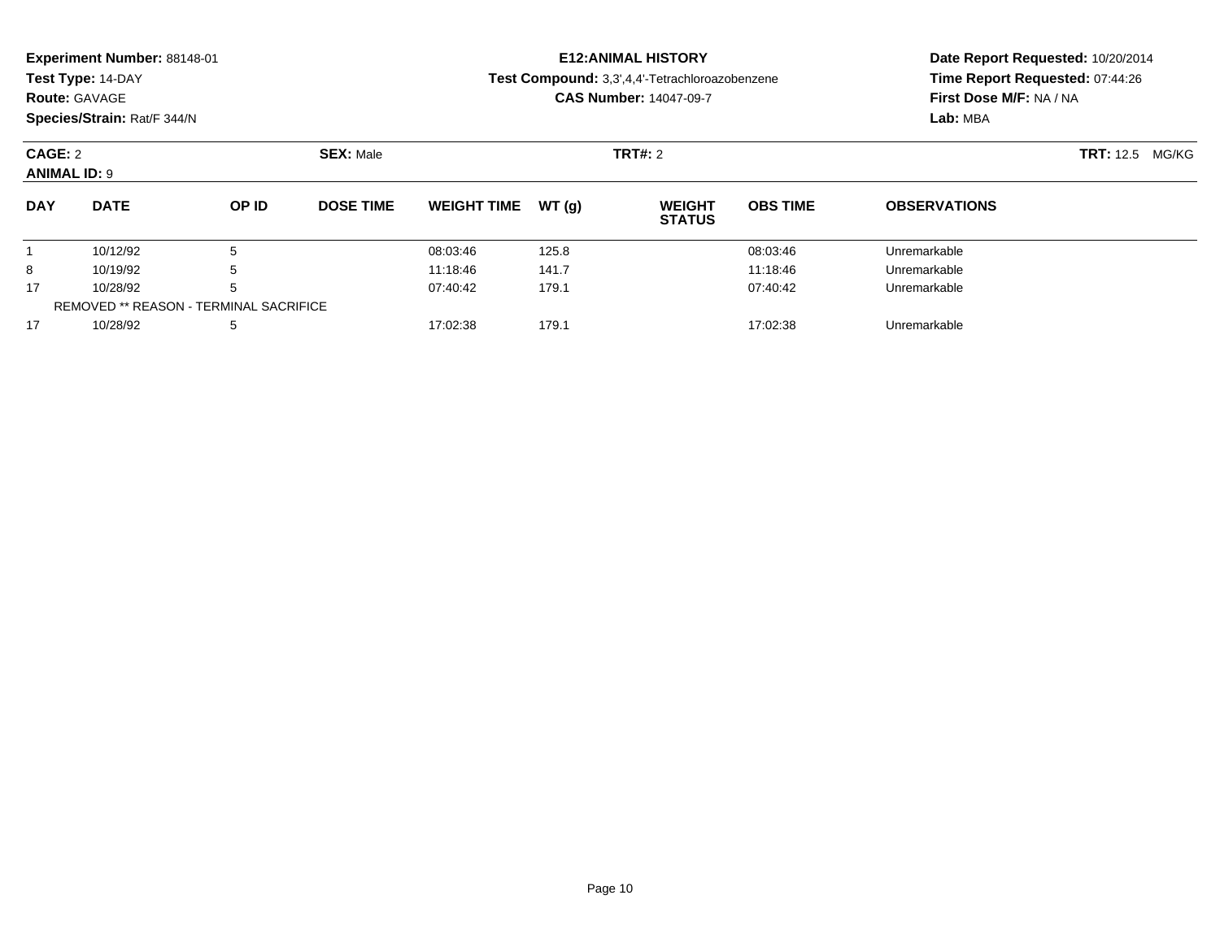**Experiment Number:** 88148-01
**Test Type:** 14-DAY
**Route:** GAVAGE
**Species/Strain:** Rat/F 344/N

# E12:ANIMAL HISTORY

**Test Compound:** 3,3',4,4'-Tetrachloroazobenzene
**CAS Number:** 14047-09-7

**Date Report Requested:** 10/20/2014
**Time Report Requested:** 07:44:26
**First Dose M/F:** NA / NA
**Lab:** MBA

**CAGE:** 2 **SEX:** Male **TRT#:** 2 **TRT:** 12.5 MG/KG
**ANIMAL ID:** 9

| DAY | DATE | OP ID | DOSE TIME | WEIGHT TIME | WT (g) | WEIGHT STATUS | OBS TIME | OBSERVATIONS |
|---|---|---|---|---|---|---|---|---|
| 1 | 10/12/92 | 5 | | 08:03:46 | 125.8 | | 08:03:46 | Unremarkable |
| 8 | 10/19/92 | 5 | | 11:18:46 | 141.7 | | 11:18:46 | Unremarkable |
| 17 | 10/28/92 | 5 | | 07:40:42 | 179.1 | | 07:40:42 | Unremarkable |
| REMOVED ** REASON - TERMINAL SACRIFICE | | | | | | | | |
| 17 | 10/28/92 | 5 | | 17:02:38 | 179.1 | | 17:02:38 | Unremarkable |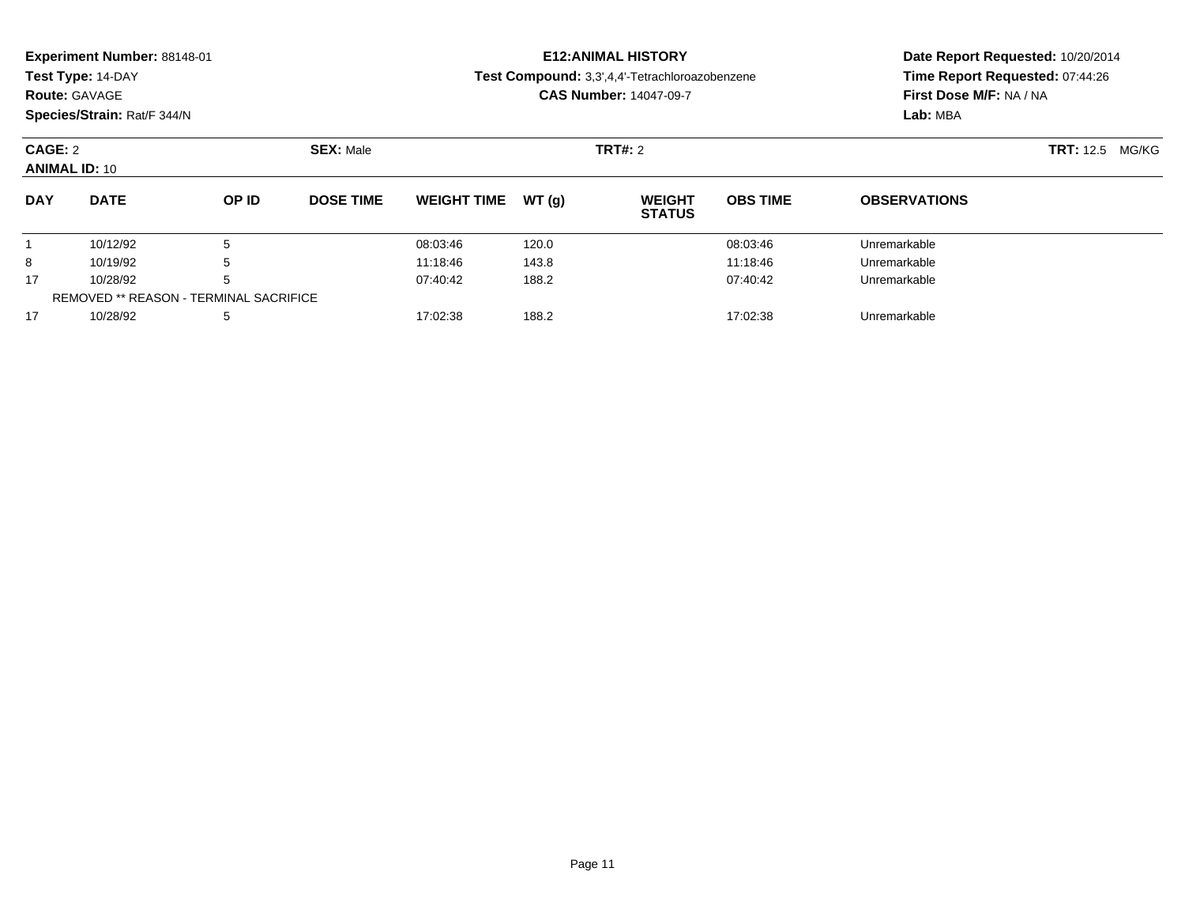**Experiment Number:** 88148-01
**Test Type:** 14-DAY
**Route:** GAVAGE
**Species/Strain:** Rat/F 344/N

**E12:ANIMAL HISTORY**
**Test Compound:** 3,3',4,4'-Tetrachloroazobenzene
**CAS Number:** 14047-09-7

**Date Report Requested:** 10/20/2014
**Time Report Requested:** 07:44:26
**First Dose M/F:** NA / NA
**Lab:** MBA

**CAGE:** 2 **SEX:** Male **TRT#:** 2 **TRT:** 12.5 MG/KG
**ANIMAL ID:** 10

| DAY | DATE | OP ID | DOSE TIME | WEIGHT TIME | WT (g) | WEIGHT STATUS | OBS TIME | OBSERVATIONS |
|---|---|---|---|---|---|---|---|---|
| 1 | 10/12/92 | 5 | | 08:03:46 | 120.0 | | 08:03:46 | Unremarkable |
| 8 | 10/19/92 | 5 | | 11:18:46 | 143.8 | | 11:18:46 | Unremarkable |
| 17 | 10/28/92 | 5 | | 07:40:42 | 188.2 | | 07:40:42 | Unremarkable |
| REMOVED ** REASON - TERMINAL SACRIFICE | | | | | | | | |
| 17 | 10/28/92 | 5 | | 17:02:38 | 188.2 | | 17:02:38 | Unremarkable |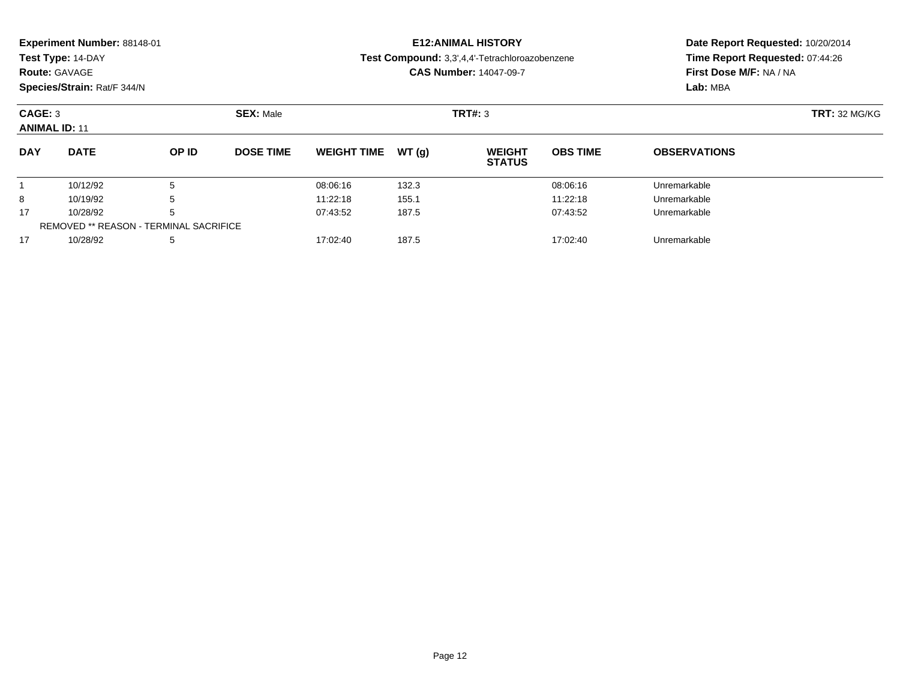**Experiment Number:** 88148-01
**Test Type:** 14-DAY
**Route:** GAVAGE
**Species/Strain:** Rat/F 344/N

**E12:ANIMAL HISTORY**
**Test Compound:** 3,3',4,4'-Tetrachloroazobenzene
**CAS Number:** 14047-09-7

**Date Report Requested:** 10/20/2014
**Time Report Requested:** 07:44:26
**First Dose M/F:** NA / NA
**Lab:** MBA

**CAGE:** 3 **SEX:** Male **TRT#:** 3 **TRT:** 32 MG/KG
**ANIMAL ID:** 11

| DAY | DATE | OP ID | DOSE TIME | WEIGHT TIME | WT (g) | WEIGHT STATUS | OBS TIME | OBSERVATIONS |
|---|---|---|---|---|---|---|---|---|
| 1 | 10/12/92 | 5 | | 08:06:16 | 132.3 | | 08:06:16 | Unremarkable |
| 8 | 10/19/92 | 5 | | 11:22:18 | 155.1 | | 11:22:18 | Unremarkable |
| 17 | 10/28/92 | 5 | | 07:43:52 | 187.5 | | 07:43:52 | Unremarkable |
| REMOVED ** REASON - TERMINAL SACRIFICE | | | | | | | | |
| 17 | 10/28/92 | 5 | | 17:02:40 | 187.5 | | 17:02:40 | Unremarkable |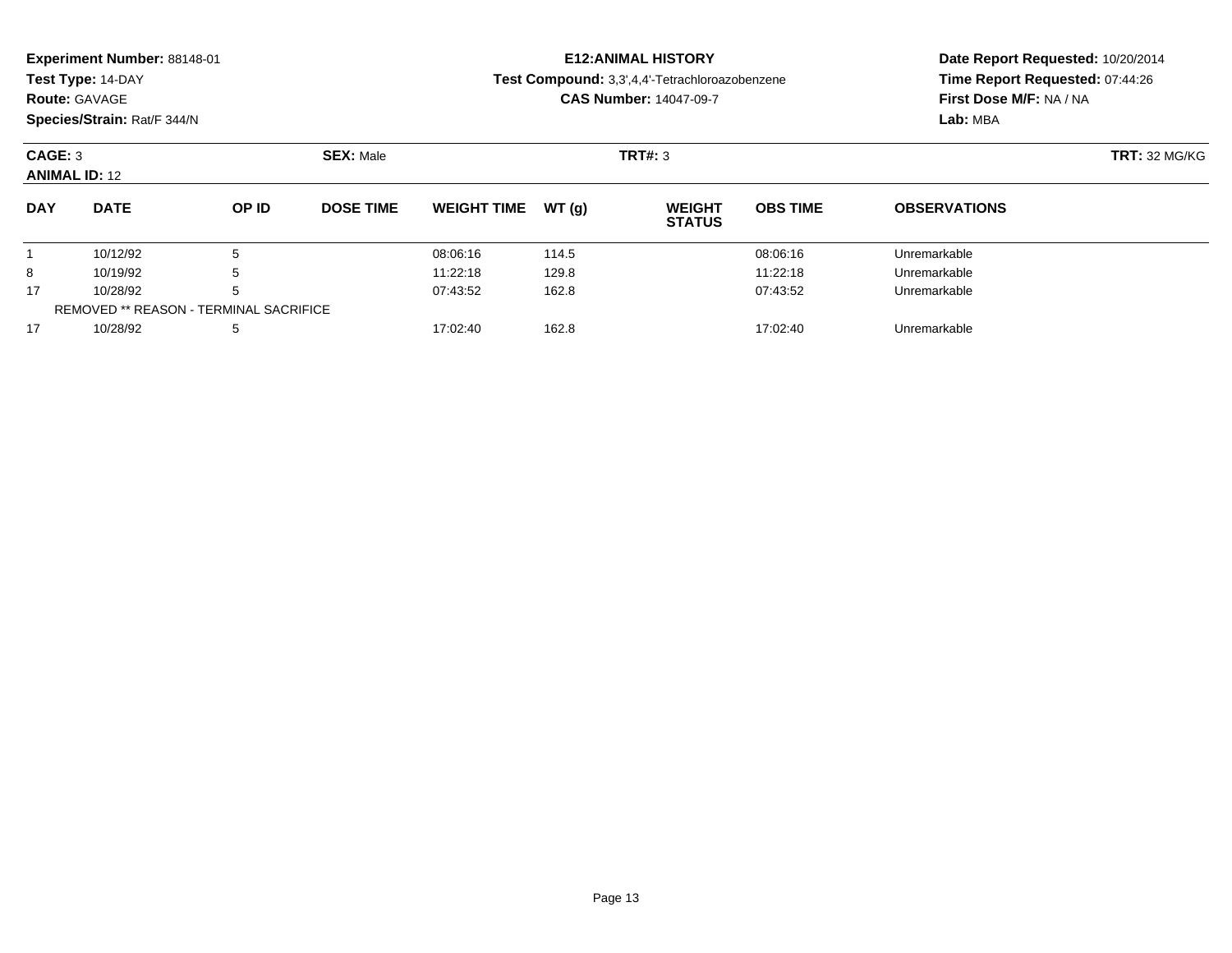**Experiment Number:** 88148-01
**Test Type:** 14-DAY
**Route:** GAVAGE
**Species/Strain:** Rat/F 344/N

**E12:ANIMAL HISTORY**
**Test Compound:** 3,3',4,4'-Tetrachloroazobenzene
**CAS Number:** 14047-09-7

**Date Report Requested:** 10/20/2014
**Time Report Requested:** 07:44:26
**First Dose M/F:** NA / NA
**Lab:** MBA

**CAGE:** 3 **SEX:** Male **TRT#:** 3 **TRT:** 32 MG/KG
**ANIMAL ID:** 12

| DAY | DATE | OP ID | DOSE TIME | WEIGHT TIME | WT (g) | WEIGHT STATUS | OBS TIME | OBSERVATIONS |
|---|---|---|---|---|---|---|---|---|
| 1 | 10/12/92 | 5 | | 08:06:16 | 114.5 | | 08:06:16 | Unremarkable |
| 8 | 10/19/92 | 5 | | 11:22:18 | 129.8 | | 11:22:18 | Unremarkable |
| 17 | 10/28/92 | 5 | | 07:43:52 | 162.8 | | 07:43:52 | Unremarkable |
| REMOVED ** REASON - TERMINAL SACRIFICE | | | | | | | | |
| 17 | 10/28/92 | 5 | | 17:02:40 | 162.8 | | 17:02:40 | Unremarkable |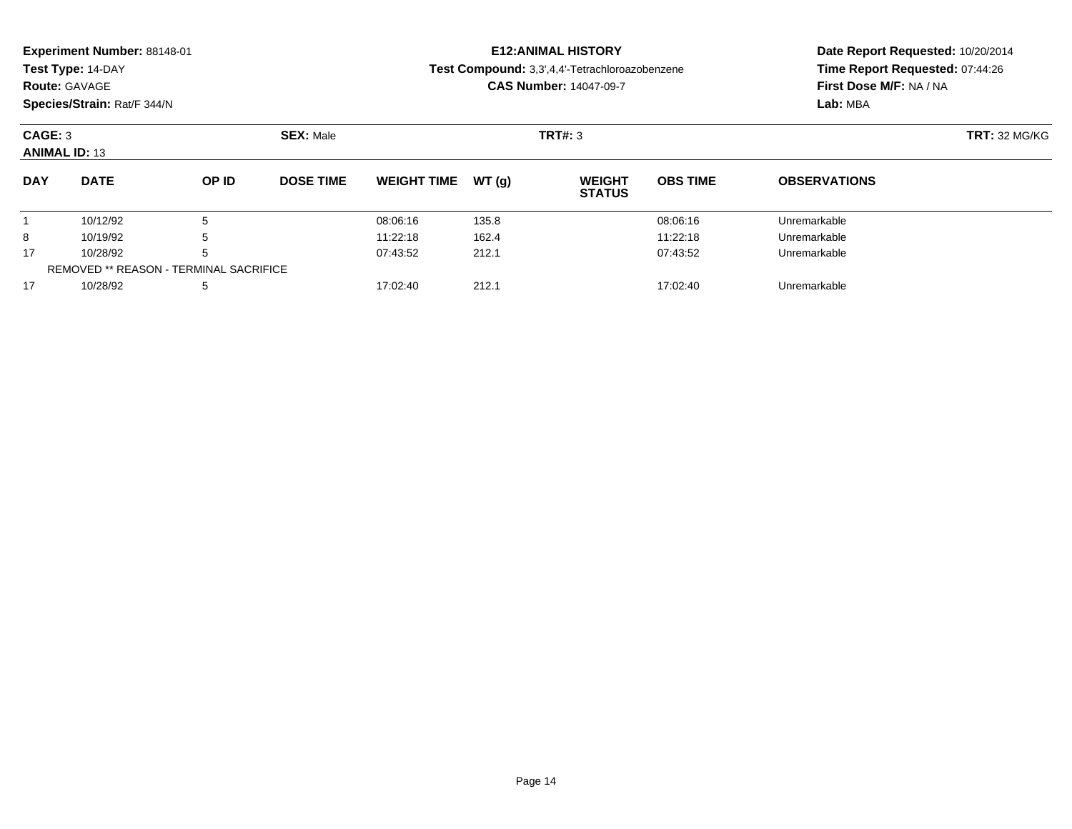**Experiment Number:** 88148-01
**Test Type:** 14-DAY
**Route:** GAVAGE
**Species/Strain:** Rat/F 344/N

**E12:ANIMAL HISTORY**
**Test Compound:** 3,3',4,4'-Tetrachloroazobenzene
**CAS Number:** 14047-09-7

**Date Report Requested:** 10/20/2014
**Time Report Requested:** 07:44:26
**First Dose M/F:** NA / NA
**Lab:** MBA

**CAGE:** 3 **SEX:** Male **TRT#:** 3 **TRT:** 32 MG/KG
**ANIMAL ID:** 13

| DAY | DATE | OP ID | DOSE TIME | WEIGHT TIME | WT (g) | WEIGHT STATUS | OBS TIME | OBSERVATIONS |
|---|---|---|---|---|---|---|---|---|
| 1 | 10/12/92 | 5 | | 08:06:16 | 135.8 | | 08:06:16 | Unremarkable |
| 8 | 10/19/92 | 5 | | 11:22:18 | 162.4 | | 11:22:18 | Unremarkable |
| 17 | 10/28/92 | 5 | | 07:43:52 | 212.1 | | 07:43:52 | Unremarkable |
| REMOVED ** REASON - TERMINAL SACRIFICE | | | | | | | | |
| 17 | 10/28/92 | 5 | | 17:02:40 | 212.1 | | 17:02:40 | Unremarkable |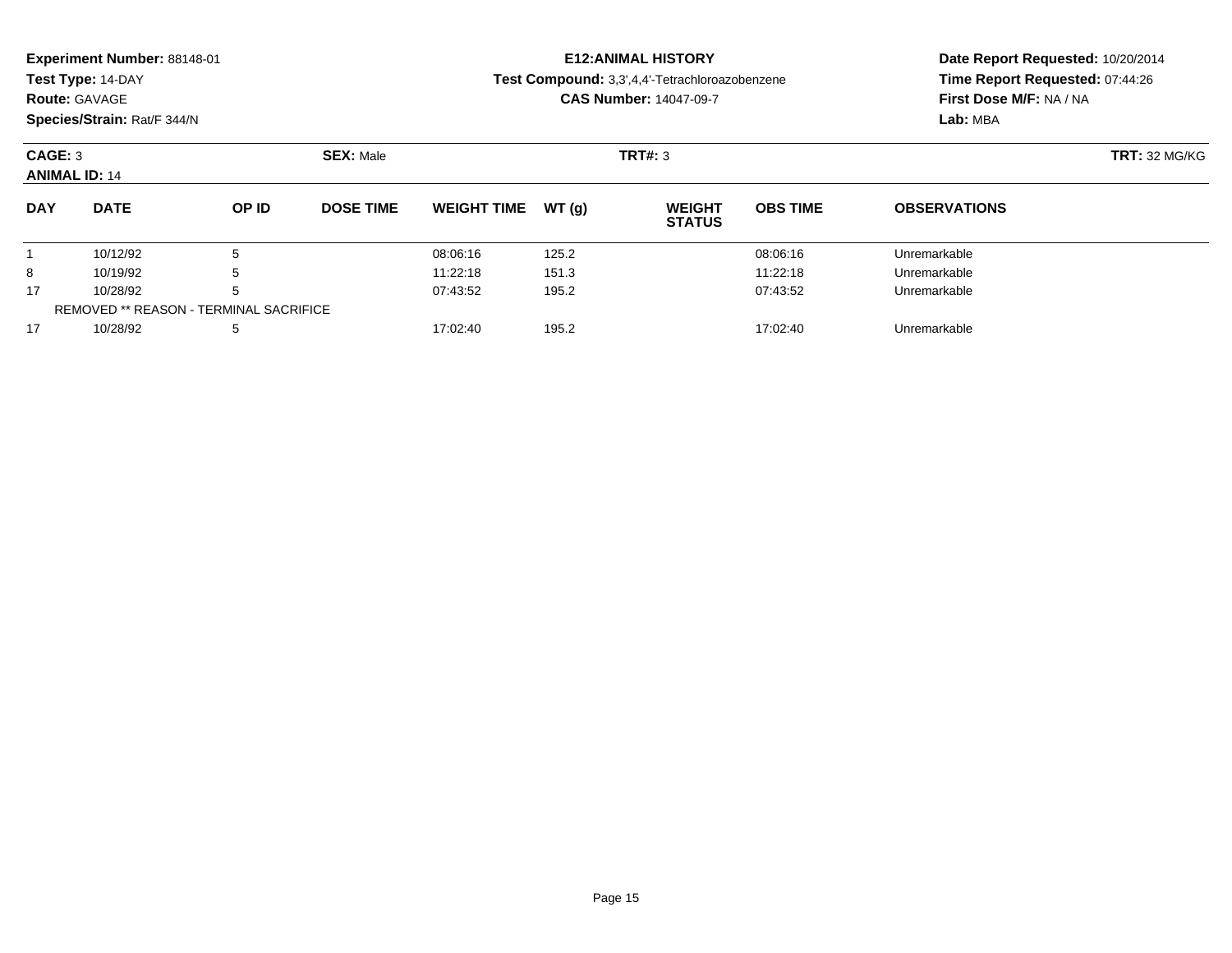**Experiment Number:** 88148-01
**Test Type:** 14-DAY
**Route:** GAVAGE
**Species/Strain:** Rat/F 344/N

**E12:ANIMAL HISTORY**
**Test Compound:** 3,3',4,4'-Tetrachloroazobenzene
**CAS Number:** 14047-09-7

**Date Report Requested:** 10/20/2014
**Time Report Requested:** 07:44:26
**First Dose M/F:** NA / NA
**Lab:** MBA

**CAGE:** 3 **SEX:** Male **TRT#:** 3 **TRT:** 32 MG/KG
**ANIMAL ID:** 14

| DAY | DATE | OP ID | DOSE TIME | WEIGHT TIME | WT (g) | WEIGHT STATUS | OBS TIME | OBSERVATIONS |
|---|---|---|---|---|---|---|---|---|
| 1 | 10/12/92 | 5 | | 08:06:16 | 125.2 | | 08:06:16 | Unremarkable |
| 8 | 10/19/92 | 5 | | 11:22:18 | 151.3 | | 11:22:18 | Unremarkable |
| 17 | 10/28/92 | 5 | | 07:43:52 | 195.2 | | 07:43:52 | Unremarkable |
| REMOVED ** REASON - TERMINAL SACRIFICE | | | | | | | | |
| 17 | 10/28/92 | 5 | | 17:02:40 | 195.2 | | 17:02:40 | Unremarkable |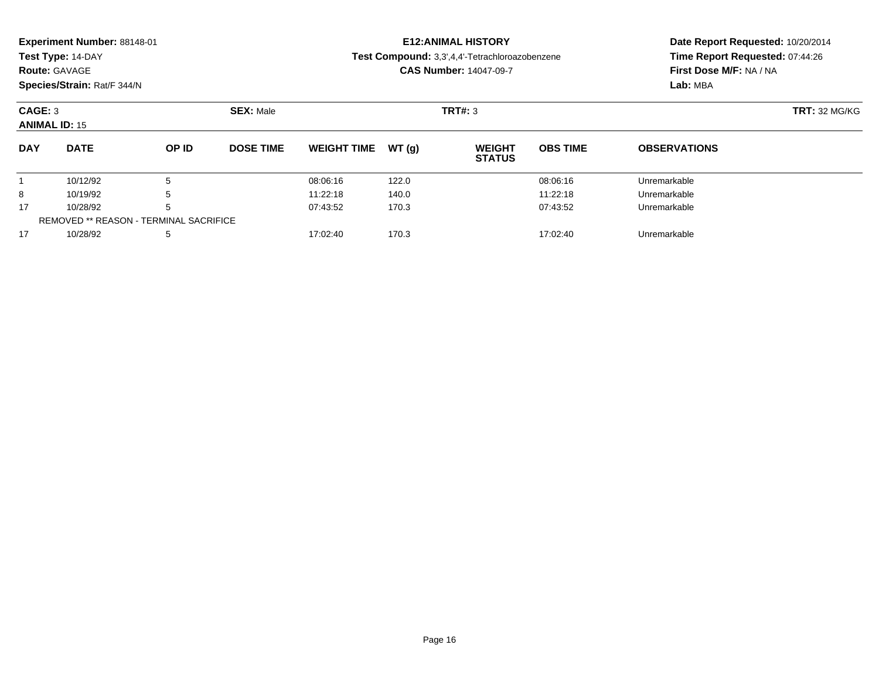**Experiment Number:** 88148-01
**Test Type:** 14-DAY
**Route:** GAVAGE
**Species/Strain:** Rat/F 344/N

**E12:ANIMAL HISTORY**
**Test Compound:** 3,3',4,4'-Tetrachloroazobenzene
**CAS Number:** 14047-09-7

**Date Report Requested:** 10/20/2014
**Time Report Requested:** 07:44:26
**First Dose M/F:** NA / NA
**Lab:** MBA

**CAGE:** 3 **SEX:** Male **TRT#:** 3 **TRT:** 32 MG/KG
**ANIMAL ID:** 15

| DAY | DATE | OP ID | DOSE TIME | WEIGHT TIME | WT (g) | WEIGHT STATUS | OBS TIME | OBSERVATIONS |
|---|---|---|---|---|---|---|---|---|
| 1 | 10/12/92 | 5 | | 08:06:16 | 122.0 | | 08:06:16 | Unremarkable |
| 8 | 10/19/92 | 5 | | 11:22:18 | 140.0 | | 11:22:18 | Unremarkable |
| 17 | 10/28/92 | 5 | | 07:43:52 | 170.3 | | 07:43:52 | Unremarkable |
| REMOVED ** REASON - TERMINAL SACRIFICE | | | | | | | | |
| 17 | 10/28/92 | 5 | | 17:02:40 | 170.3 | | 17:02:40 | Unremarkable |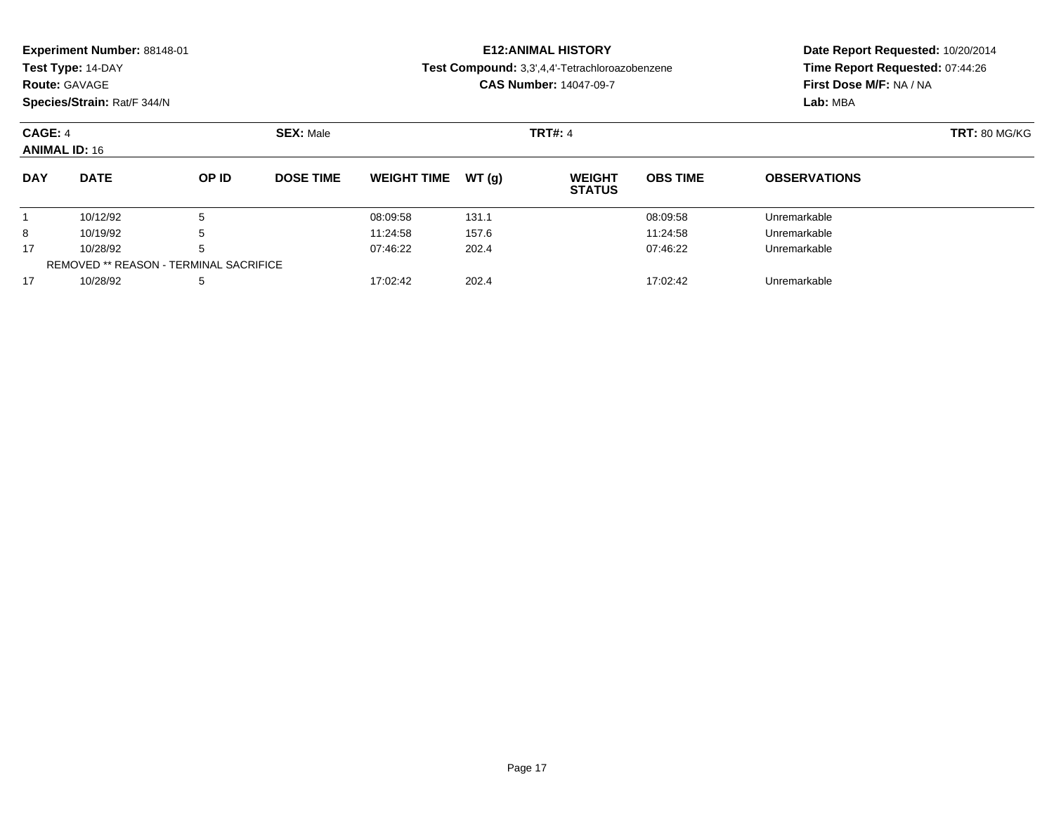**Experiment Number:** 88148-01
**Test Type:** 14-DAY
**Route:** GAVAGE
**Species/Strain:** Rat/F 344/N

**E12:ANIMAL HISTORY**
**Test Compound:** 3,3',4,4'-Tetrachloroazobenzene
**CAS Number:** 14047-09-7

**Date Report Requested:** 10/20/2014
**Time Report Requested:** 07:44:26
**First Dose M/F:** NA / NA
**Lab:** MBA

**CAGE:** 4 **SEX:** Male **TRT#:** 4 **TRT:** 80 MG/KG
**ANIMAL ID:** 16

| DAY | DATE | OP ID | DOSE TIME | WEIGHT TIME | WT (g) | WEIGHT STATUS | OBS TIME | OBSERVATIONS |
|---|---|---|---|---|---|---|---|---|
| 1 | 10/12/92 | 5 | | 08:09:58 | 131.1 | | 08:09:58 | Unremarkable |
| 8 | 10/19/92 | 5 | | 11:24:58 | 157.6 | | 11:24:58 | Unremarkable |
| 17 | 10/28/92 | 5 | | 07:46:22 | 202.4 | | 07:46:22 | Unremarkable |
| REMOVED ** REASON - TERMINAL SACRIFICE | | | | | | | | |
| 17 | 10/28/92 | 5 | | 17:02:42 | 202.4 | | 17:02:42 | Unremarkable |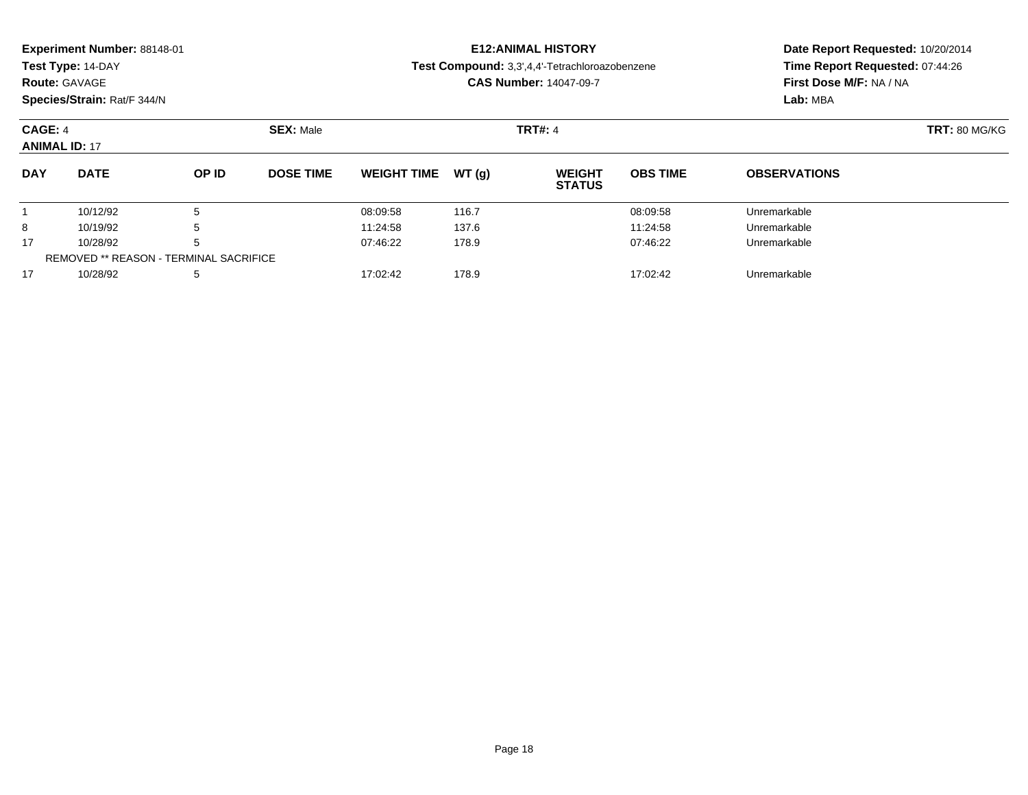**Experiment Number:** 88148-01
**Test Type:** 14-DAY
**Route:** GAVAGE
**Species/Strain:** Rat/F 344/N

**E12:ANIMAL HISTORY**
**Test Compound:** 3,3',4,4'-Tetrachloroazobenzene
**CAS Number:** 14047-09-7

**Date Report Requested:** 10/20/2014
**Time Report Requested:** 07:44:26
**First Dose M/F:** NA / NA
**Lab:** MBA

**CAGE:** 4 **SEX:** Male **TRT#:** 4 **TRT:** 80 MG/KG
**ANIMAL ID:** 17

| DAY | DATE | OP ID | DOSE TIME | WEIGHT TIME | WT (g) | WEIGHT STATUS | OBS TIME | OBSERVATIONS |
|---|---|---|---|---|---|---|---|---|
| 1 | 10/12/92 | 5 | | 08:09:58 | 116.7 | | 08:09:58 | Unremarkable |
| 8 | 10/19/92 | 5 | | 11:24:58 | 137.6 | | 11:24:58 | Unremarkable |
| 17 | 10/28/92 | 5 | | 07:46:22 | 178.9 | | 07:46:22 | Unremarkable |
| REMOVED ** REASON - TERMINAL SACRIFICE | | | | | | | | |
| 17 | 10/28/92 | 5 | | 17:02:42 | 178.9 | | 17:02:42 | Unremarkable |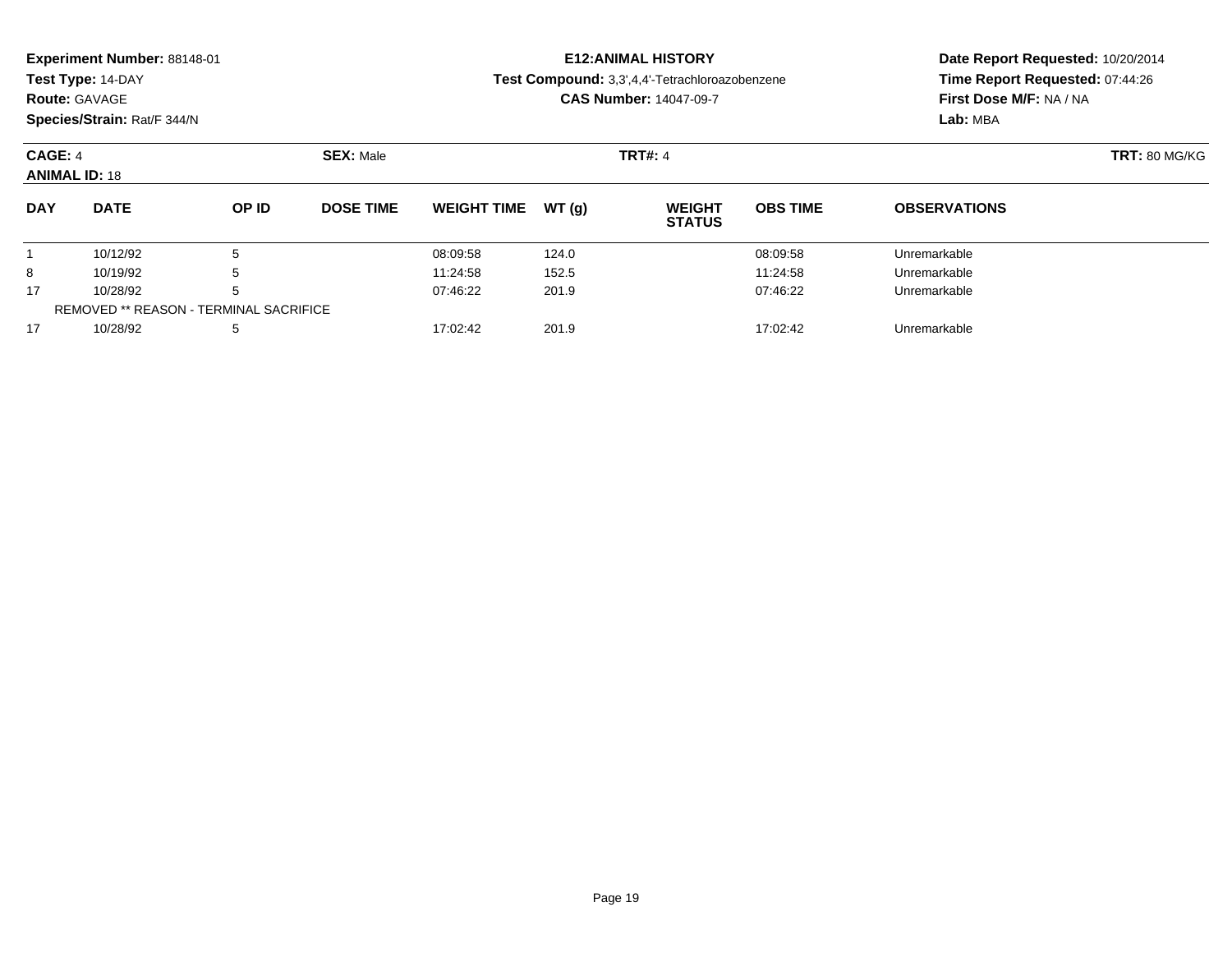**Experiment Number:** 88148-01
**Test Type:** 14-DAY
**Route:** GAVAGE
**Species/Strain:** Rat/F 344/N

**E12:ANIMAL HISTORY**
**Test Compound:** 3,3',4,4'-Tetrachloroazobenzene
**CAS Number:** 14047-09-7

**Date Report Requested:** 10/20/2014
**Time Report Requested:** 07:44:26
**First Dose M/F:** NA / NA
**Lab:** MBA

**CAGE:** 4 **SEX:** Male **TRT#:** 4 **TRT:** 80 MG/KG
**ANIMAL ID:** 18

| DAY | DATE | OP ID | DOSE TIME | WEIGHT TIME | WT (g) | WEIGHT STATUS | OBS TIME | OBSERVATIONS |
|---|---|---|---|---|---|---|---|---|
| 1 | 10/12/92 | 5 | | 08:09:58 | 124.0 | | 08:09:58 | Unremarkable |
| 8 | 10/19/92 | 5 | | 11:24:58 | 152.5 | | 11:24:58 | Unremarkable |
| 17 | 10/28/92 | 5 | | 07:46:22 | 201.9 | | 07:46:22 | Unremarkable |
| REMOVED ** REASON - TERMINAL SACRIFICE | | | | | | | | |
| 17 | 10/28/92 | 5 | | 17:02:42 | 201.9 | | 17:02:42 | Unremarkable |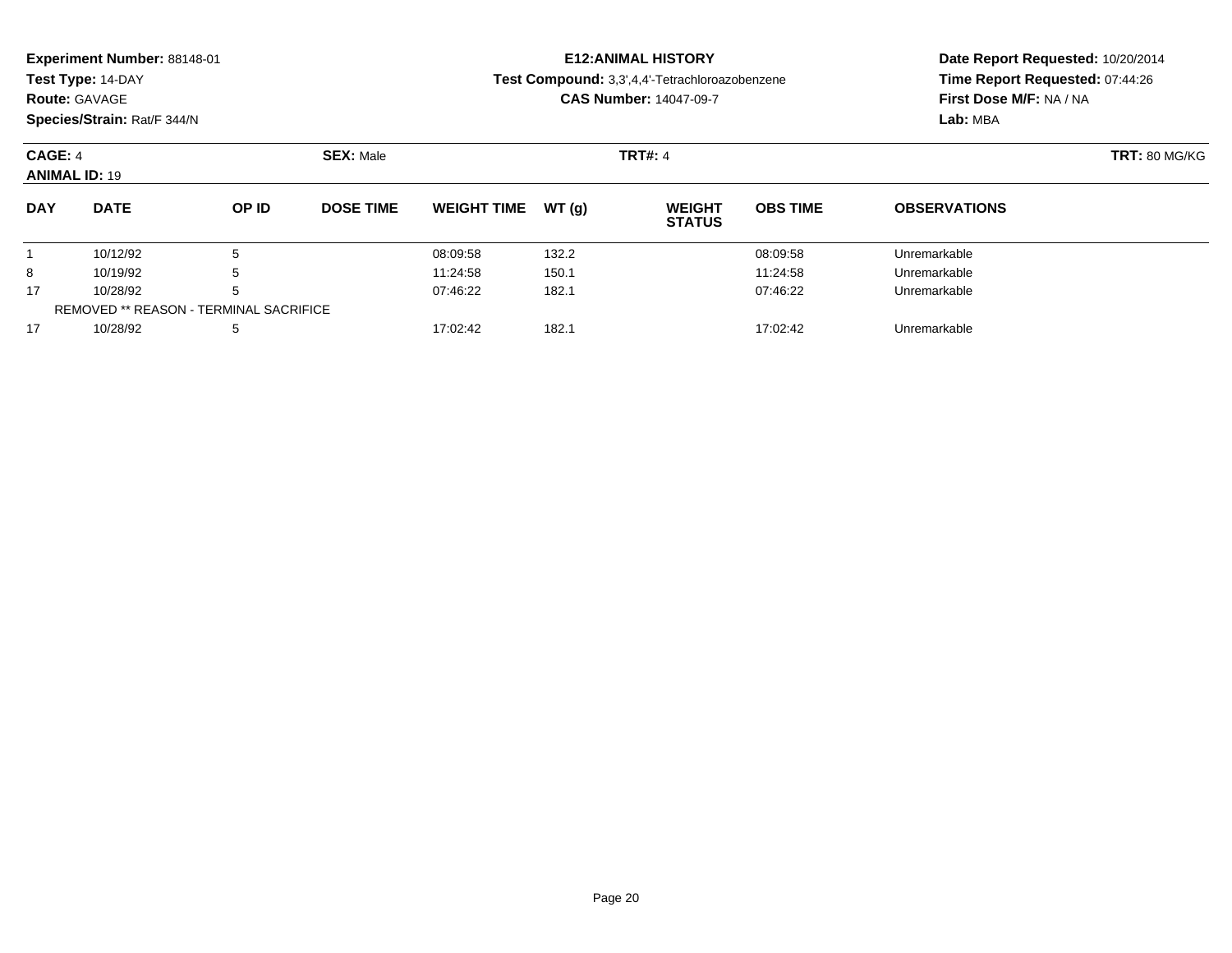**Experiment Number:** 88148-01
**Test Type:** 14-DAY
**Route:** GAVAGE
**Species/Strain:** Rat/F 344/N

**E12:ANIMAL HISTORY**
**Test Compound:** 3,3',4,4'-Tetrachloroazobenzene
**CAS Number:** 14047-09-7

**Date Report Requested:** 10/20/2014
**Time Report Requested:** 07:44:26
**First Dose M/F:** NA / NA
**Lab:** MBA

**CAGE:** 4 **SEX:** Male **TRT#:** 4 **TRT:** 80 MG/KG
**ANIMAL ID:** 19

| DAY | DATE | OP ID | DOSE TIME | WEIGHT TIME | WT (g) | WEIGHT STATUS | OBS TIME | OBSERVATIONS |
|---|---|---|---|---|---|---|---|---|
| 1 | 10/12/92 | 5 | | 08:09:58 | 132.2 | | 08:09:58 | Unremarkable |
| 8 | 10/19/92 | 5 | | 11:24:58 | 150.1 | | 11:24:58 | Unremarkable |
| 17 | 10/28/92 | 5 | | 07:46:22 | 182.1 | | 07:46:22 | Unremarkable |
| REMOVED ** REASON - TERMINAL SACRIFICE | | | | | | | | |
| 17 | 10/28/92 | 5 | | 17:02:42 | 182.1 | | 17:02:42 | Unremarkable |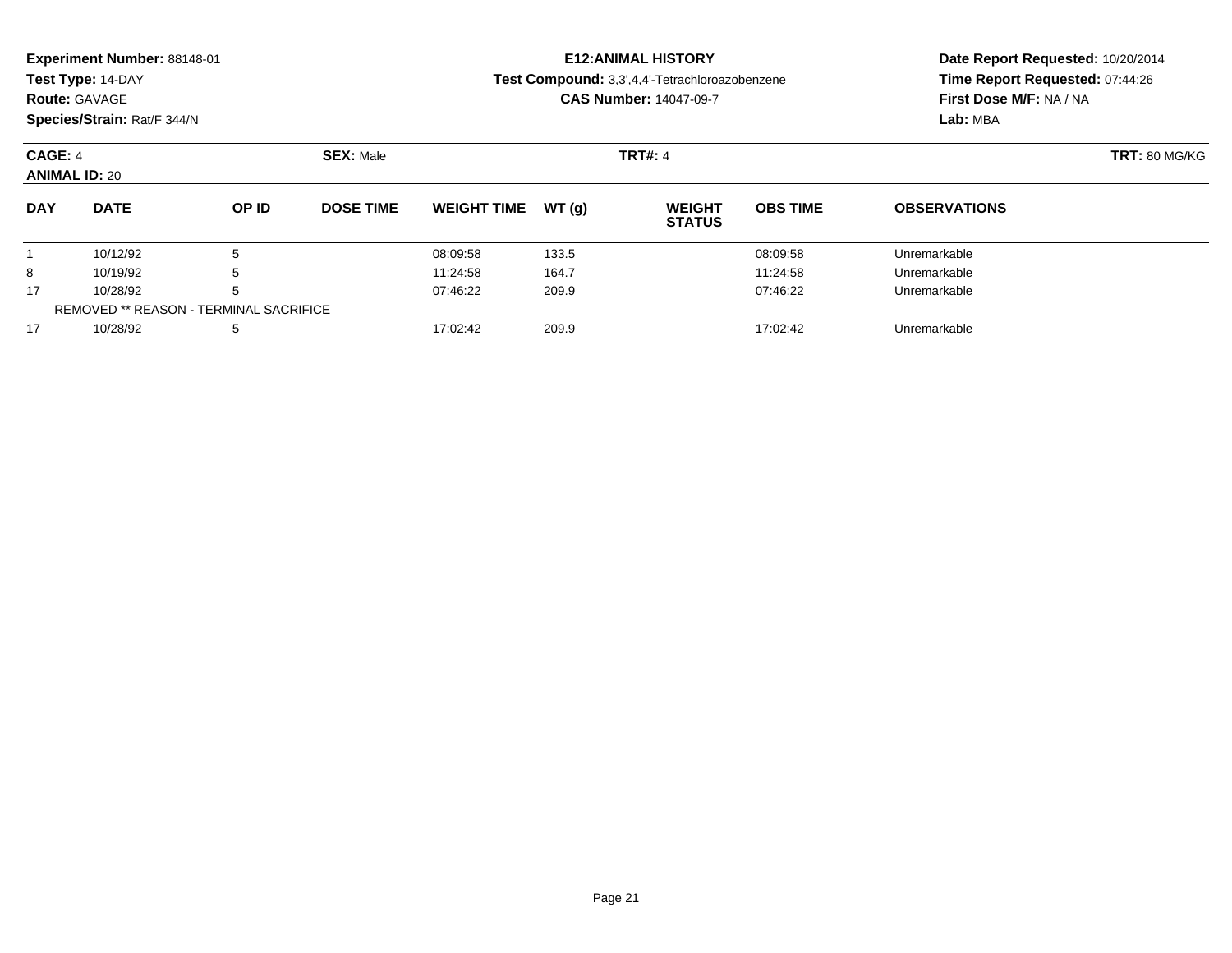**Experiment Number:** 88148-01
**Test Type:** 14-DAY
**Route:** GAVAGE
**Species/Strain:** Rat/F 344/N

**E12:ANIMAL HISTORY**
**Test Compound:** 3,3',4,4'-Tetrachloroazobenzene
**CAS Number:** 14047-09-7

**Date Report Requested:** 10/20/2014
**Time Report Requested:** 07:44:26
**First Dose M/F:** NA / NA
**Lab:** MBA

**CAGE:** 4 **SEX:** Male **TRT#:** 4 **TRT:** 80 MG/KG
**ANIMAL ID:** 20

| DAY | DATE | OP ID | DOSE TIME | WEIGHT TIME | WT (g) | WEIGHT STATUS | OBS TIME | OBSERVATIONS |
|---|---|---|---|---|---|---|---|---|
| 1 | 10/12/92 | 5 | | 08:09:58 | 133.5 | | 08:09:58 | Unremarkable |
| 8 | 10/19/92 | 5 | | 11:24:58 | 164.7 | | 11:24:58 | Unremarkable |
| 17 | 10/28/92 | 5 | | 07:46:22 | 209.9 | | 07:46:22 | Unremarkable |
| REMOVED ** REASON - TERMINAL SACRIFICE | | | | | | | | |
| 17 | 10/28/92 | 5 | | 17:02:42 | 209.9 | | 17:02:42 | Unremarkable |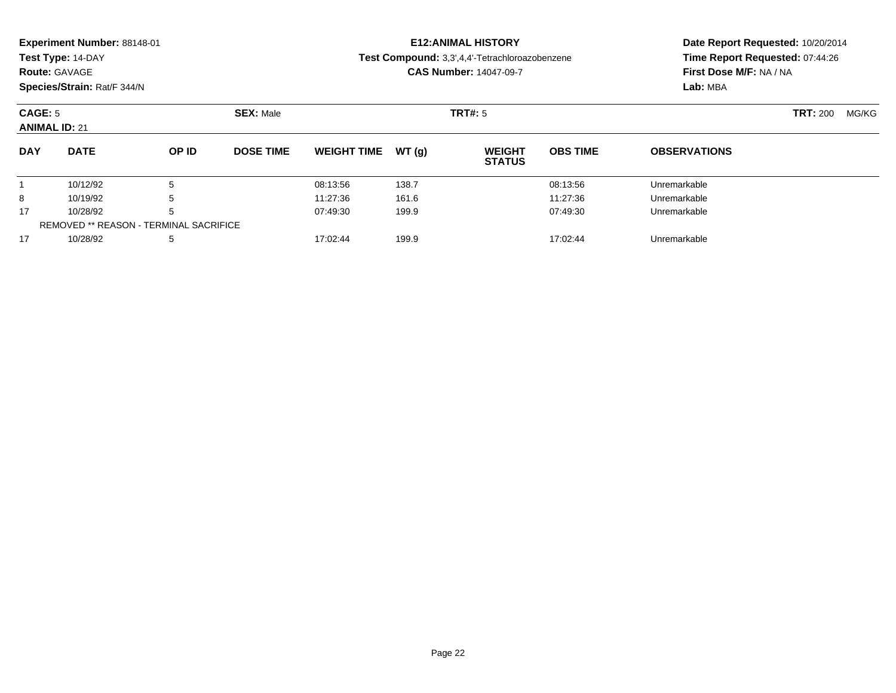**Experiment Number:** 88148-01
**Test Type:** 14-DAY
**Route:** GAVAGE
**Species/Strain:** Rat/F 344/N

**E12:ANIMAL HISTORY**
**Test Compound:** 3,3',4,4'-Tetrachloroazobenzene
**CAS Number:** 14047-09-7

**Date Report Requested:** 10/20/2014
**Time Report Requested:** 07:44:26
**First Dose M/F:** NA / NA
**Lab:** MBA

**CAGE:** 5 **SEX:** Male **TRT#:** 5 **TRT:** 200 MG/KG
**ANIMAL ID:** 21

| DAY | DATE | OP ID | DOSE TIME | WEIGHT TIME | WT (g) | WEIGHT STATUS | OBS TIME | OBSERVATIONS |
|---|---|---|---|---|---|---|---|---|
| 1 | 10/12/92 | 5 | | 08:13:56 | 138.7 | | 08:13:56 | Unremarkable |
| 8 | 10/19/92 | 5 | | 11:27:36 | 161.6 | | 11:27:36 | Unremarkable |
| 17 | 10/28/92 | 5 | | 07:49:30 | 199.9 | | 07:49:30 | Unremarkable |
| REMOVED ** REASON - TERMINAL SACRIFICE | | | | | | | | |
| 17 | 10/28/92 | 5 | | 17:02:44 | 199.9 | | 17:02:44 | Unremarkable |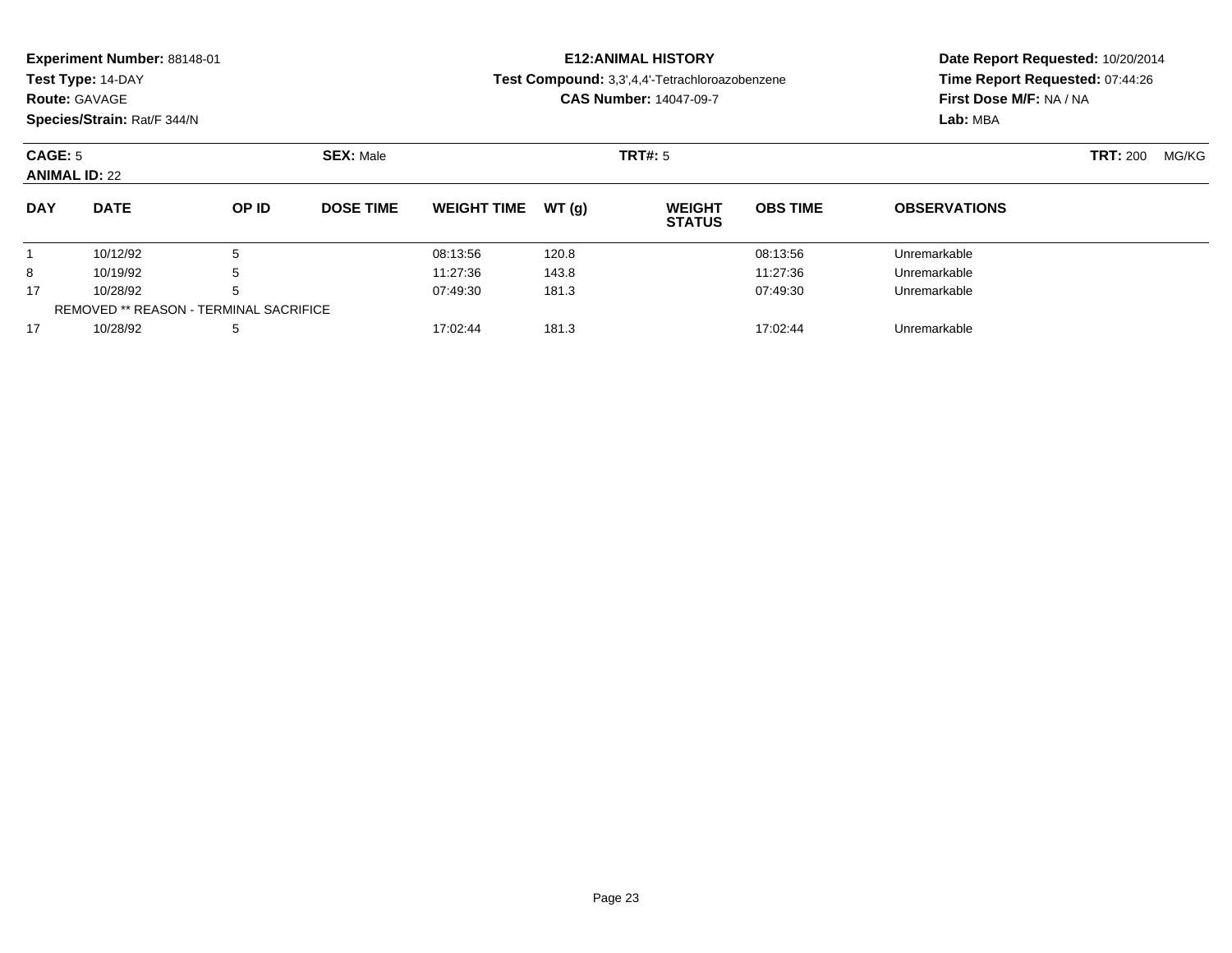**Experiment Number:** 88148-01
**Test Type:** 14-DAY
**Route:** GAVAGE
**Species/Strain:** Rat/F 344/N

**E12:ANIMAL HISTORY**
**Test Compound:** 3,3',4,4'-Tetrachloroazobenzene
**CAS Number:** 14047-09-7

**Date Report Requested:** 10/20/2014
**Time Report Requested:** 07:44:26
**First Dose M/F:** NA / NA
**Lab:** MBA

**CAGE:** 5 **SEX:** Male **TRT#:** 5 **TRT:** 200 MG/KG
**ANIMAL ID:** 22

| DAY | DATE | OP ID | DOSE TIME | WEIGHT TIME | WT (g) | WEIGHT STATUS | OBS TIME | OBSERVATIONS |
|---|---|---|---|---|---|---|---|---|
| 1 | 10/12/92 | 5 | | 08:13:56 | 120.8 | | 08:13:56 | Unremarkable |
| 8 | 10/19/92 | 5 | | 11:27:36 | 143.8 | | 11:27:36 | Unremarkable |
| 17 | 10/28/92 | 5 | | 07:49:30 | 181.3 | | 07:49:30 | Unremarkable |
| REMOVED ** REASON - TERMINAL SACRIFICE | | | | | | | | |
| 17 | 10/28/92 | 5 | | 17:02:44 | 181.3 | | 17:02:44 | Unremarkable |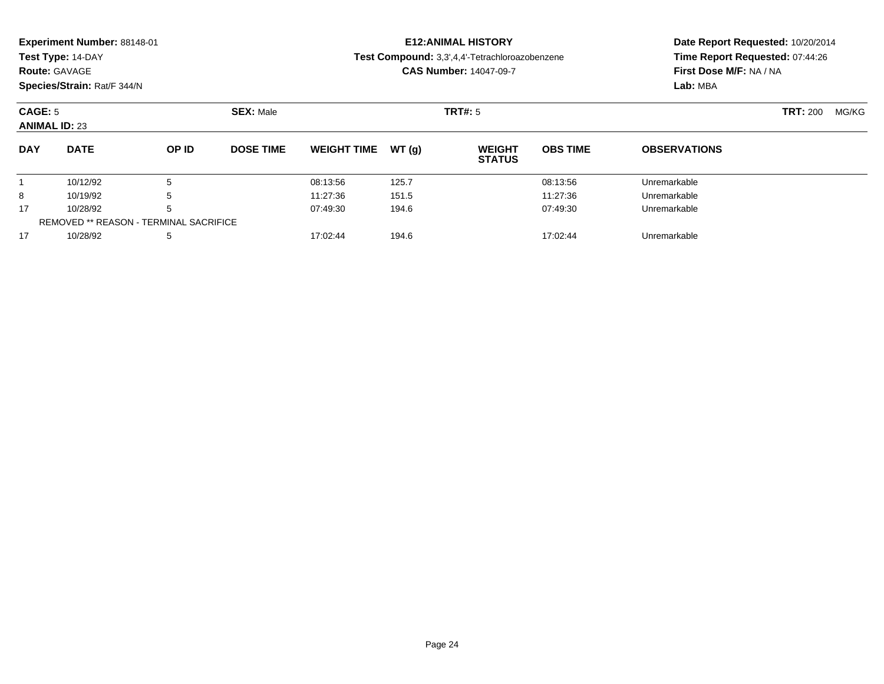**Experiment Number:** 88148-01
**Test Type:** 14-DAY
**Route:** GAVAGE
**Species/Strain:** Rat/F 344/N

**E12:ANIMAL HISTORY**
**Test Compound:** 3,3',4,4'-Tetrachloroazobenzene
**CAS Number:** 14047-09-7

**Date Report Requested:** 10/20/2014
**Time Report Requested:** 07:44:26
**First Dose M/F:** NA / NA
**Lab:** MBA

**CAGE:** 5 **SEX:** Male **TRT#:** 5 **TRT:** 200 MG/KG
**ANIMAL ID:** 23

| DAY | DATE | OP ID | DOSE TIME | WEIGHT TIME | WT (g) | WEIGHT STATUS | OBS TIME | OBSERVATIONS |
|---|---|---|---|---|---|---|---|---|
| 1 | 10/12/92 | 5 | | 08:13:56 | 125.7 | | 08:13:56 | Unremarkable |
| 8 | 10/19/92 | 5 | | 11:27:36 | 151.5 | | 11:27:36 | Unremarkable |
| 17 | 10/28/92 | 5 | | 07:49:30 | 194.6 | | 07:49:30 | Unremarkable |
| REMOVED ** REASON - TERMINAL SACRIFICE | | | | | | | | |
| 17 | 10/28/92 | 5 | | 17:02:44 | 194.6 | | 17:02:44 | Unremarkable |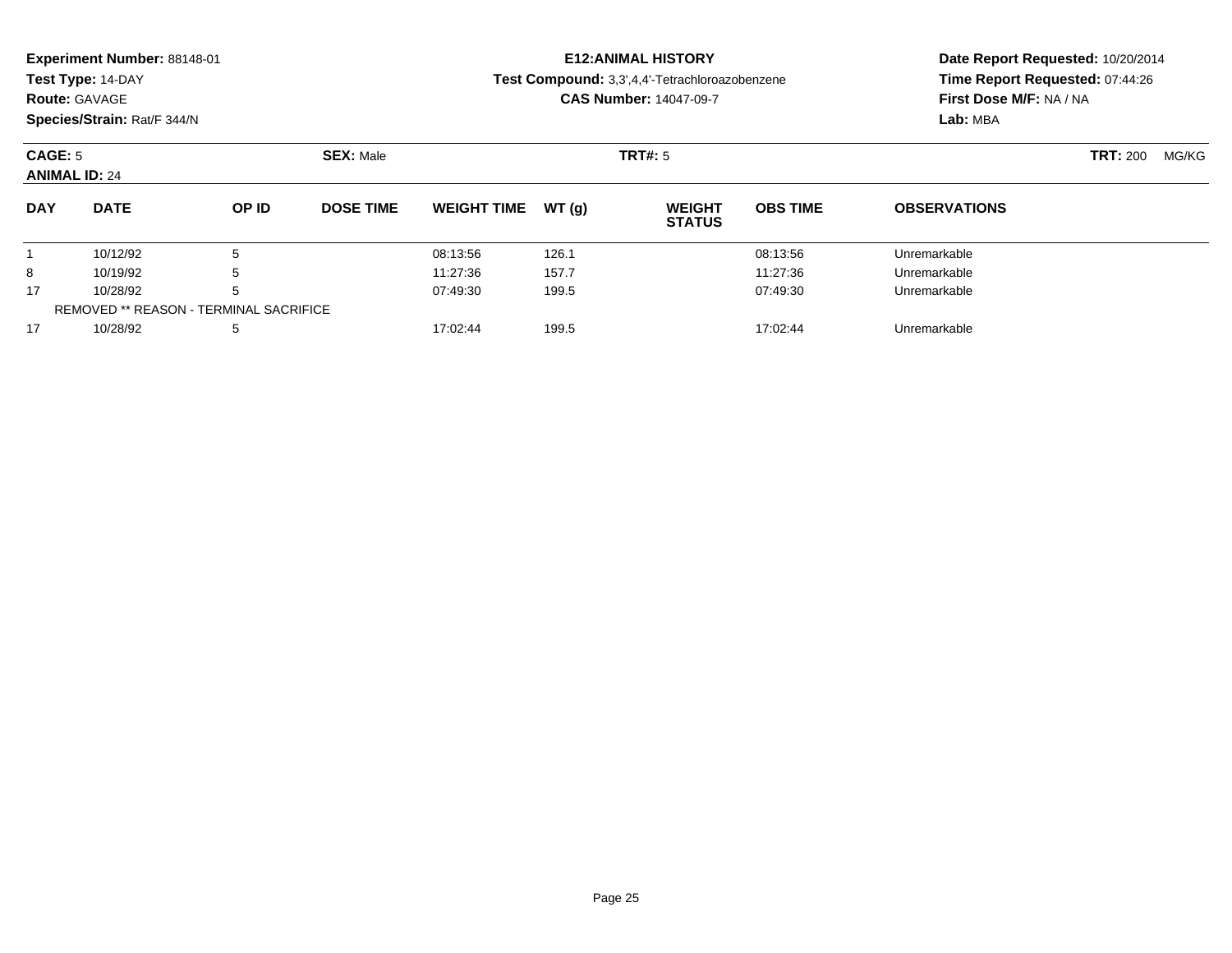**Experiment Number:** 88148-01
**Test Type:** 14-DAY
**Route:** GAVAGE
**Species/Strain:** Rat/F 344/N

**E12:ANIMAL HISTORY**
**Test Compound:** 3,3',4,4'-Tetrachloroazobenzene
**CAS Number:** 14047-09-7

**Date Report Requested:** 10/20/2014
**Time Report Requested:** 07:44:26
**First Dose M/F:** NA / NA
**Lab:** MBA

**CAGE:** 5 **SEX:** Male **TRT#:** 5 **TRT:** 200 MG/KG
**ANIMAL ID:** 24

| DAY | DATE | OP ID | DOSE TIME | WEIGHT TIME | WT (g) | WEIGHT STATUS | OBS TIME | OBSERVATIONS |
|---|---|---|---|---|---|---|---|---|
| 1 | 10/12/92 | 5 | | 08:13:56 | 126.1 | | 08:13:56 | Unremarkable |
| 8 | 10/19/92 | 5 | | 11:27:36 | 157.7 | | 11:27:36 | Unremarkable |
| 17 | 10/28/92 | 5 | | 07:49:30 | 199.5 | | 07:49:30 | Unremarkable |
| REMOVED ** REASON - TERMINAL SACRIFICE | | | | | | | | |
| 17 | 10/28/92 | 5 | | 17:02:44 | 199.5 | | 17:02:44 | Unremarkable |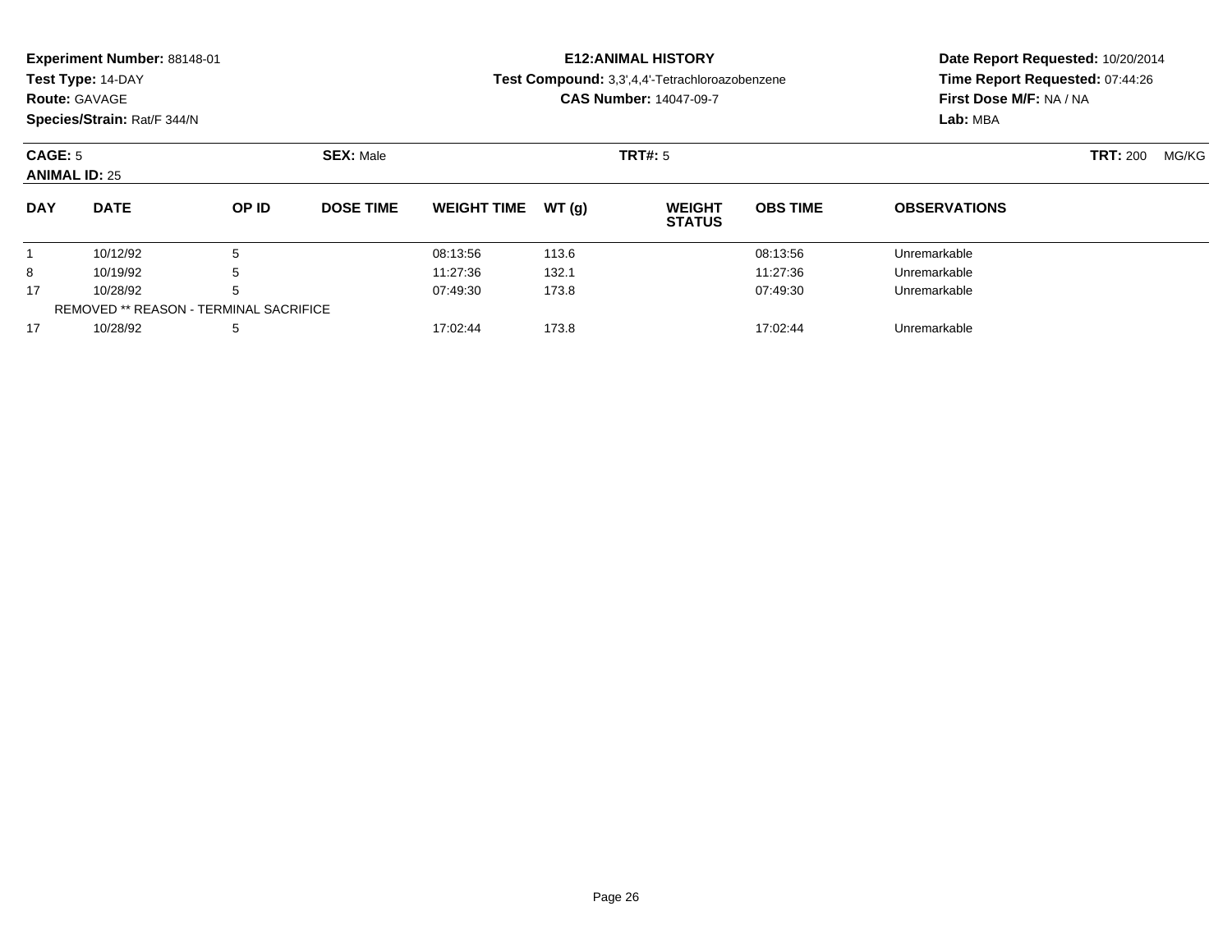**Experiment Number:** 88148-01
**Test Type:** 14-DAY
**Route:** GAVAGE
**Species/Strain:** Rat/F 344/N

**E12:ANIMAL HISTORY**
**Test Compound:** 3,3',4,4'-Tetrachloroazobenzene
**CAS Number:** 14047-09-7

**Date Report Requested:** 10/20/2014
**Time Report Requested:** 07:44:26
**First Dose M/F:** NA / NA
**Lab:** MBA

**CAGE:** 5 **SEX:** Male **TRT#:** 5 **TRT:** 200 MG/KG
**ANIMAL ID:** 25

| DAY | DATE | OP ID | DOSE TIME | WEIGHT TIME | WT (g) | WEIGHT STATUS | OBS TIME | OBSERVATIONS |
|---|---|---|---|---|---|---|---|---|
| 1 | 10/12/92 | 5 | | 08:13:56 | 113.6 | | 08:13:56 | Unremarkable |
| 8 | 10/19/92 | 5 | | 11:27:36 | 132.1 | | 11:27:36 | Unremarkable |
| 17 | 10/28/92 | 5 | | 07:49:30 | 173.8 | | 07:49:30 | Unremarkable |
| REMOVED ** REASON - TERMINAL SACRIFICE | | | | | | | | |
| 17 | 10/28/92 | 5 | | 17:02:44 | 173.8 | | 17:02:44 | Unremarkable |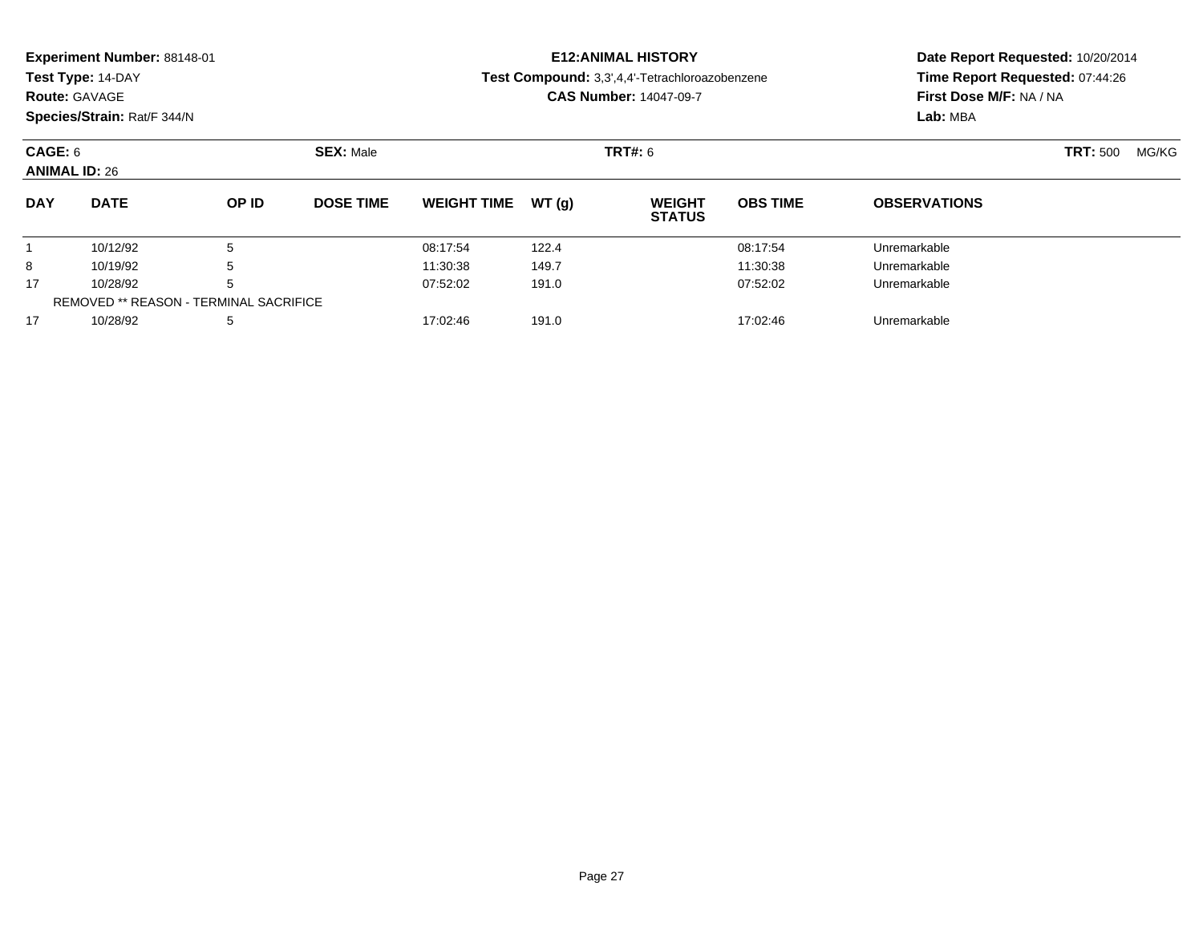**Experiment Number:** 88148-01
**Test Type:** 14-DAY
**Route:** GAVAGE
**Species/Strain:** Rat/F 344/N

**E12:ANIMAL HISTORY**
**Test Compound:** 3,3',4,4'-Tetrachloroazobenzene
**CAS Number:** 14047-09-7

**Date Report Requested:** 10/20/2014
**Time Report Requested:** 07:44:26
**First Dose M/F:** NA / NA
**Lab:** MBA

**CAGE:** 6 **SEX:** Male **TRT#:** 6 **TRT:** 500 MG/KG
**ANIMAL ID:** 26

| DAY | DATE | OP ID | DOSE TIME | WEIGHT TIME | WT (g) | WEIGHT STATUS | OBS TIME | OBSERVATIONS |
|---|---|---|---|---|---|---|---|---|
| 1 | 10/12/92 | 5 | | 08:17:54 | 122.4 | | 08:17:54 | Unremarkable |
| 8 | 10/19/92 | 5 | | 11:30:38 | 149.7 | | 11:30:38 | Unremarkable |
| 17 | 10/28/92 | 5 | | 07:52:02 | 191.0 | | 07:52:02 | Unremarkable |
| REMOVED ** REASON - TERMINAL SACRIFICE | | | | | | | | |
| 17 | 10/28/92 | 5 | | 17:02:46 | 191.0 | | 17:02:46 | Unremarkable |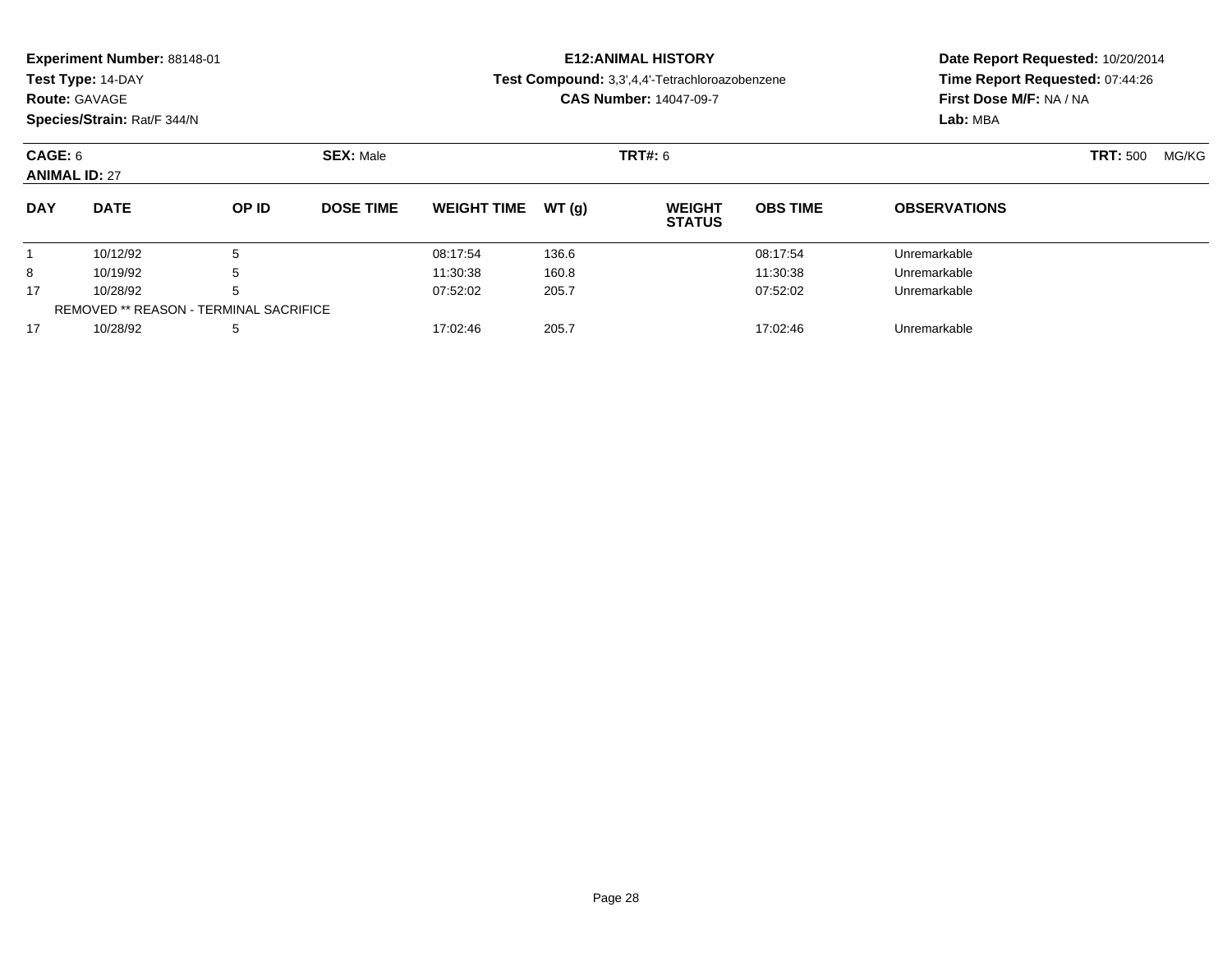**Experiment Number:** 88148-01
**Test Type:** 14-DAY
**Route:** GAVAGE
**Species/Strain:** Rat/F 344/N

**E12:ANIMAL HISTORY**
**Test Compound:** 3,3',4,4'-Tetrachloroazobenzene
**CAS Number:** 14047-09-7

**Date Report Requested:** 10/20/2014
**Time Report Requested:** 07:44:26
**First Dose M/F:** NA / NA
**Lab:** MBA

**CAGE:** 6 **SEX:** Male **TRT#:** 6 **TRT:** 500 MG/KG
**ANIMAL ID:** 27

| DAY | DATE | OP ID | DOSE TIME | WEIGHT TIME | WT (g) | WEIGHT STATUS | OBS TIME | OBSERVATIONS |
|---|---|---|---|---|---|---|---|---|
| 1 | 10/12/92 | 5 | | 08:17:54 | 136.6 | | 08:17:54 | Unremarkable |
| 8 | 10/19/92 | 5 | | 11:30:38 | 160.8 | | 11:30:38 | Unremarkable |
| 17 | 10/28/92 | 5 | | 07:52:02 | 205.7 | | 07:52:02 | Unremarkable |
| REMOVED ** REASON - TERMINAL SACRIFICE | | | | | | | | |
| 17 | 10/28/92 | 5 | | 17:02:46 | 205.7 | | 17:02:46 | Unremarkable |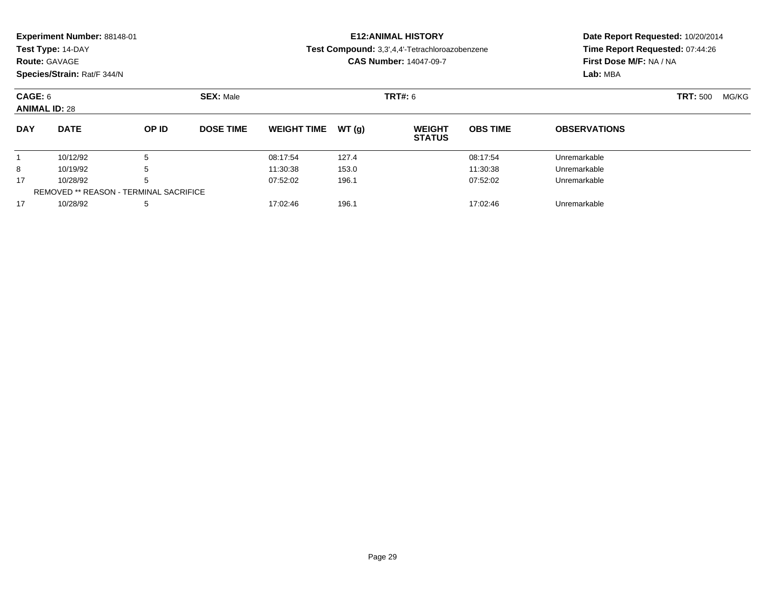**Experiment Number:** 88148-01
**Test Type:** 14-DAY
**Route:** GAVAGE
**Species/Strain:** Rat/F 344/N

**E12:ANIMAL HISTORY**
**Test Compound:** 3,3',4,4'-Tetrachloroazobenzene
**CAS Number:** 14047-09-7

**Date Report Requested:** 10/20/2014
**Time Report Requested:** 07:44:26
**First Dose M/F:** NA / NA
**Lab:** MBA

**CAGE:** 6　　**SEX:** Male　　**TRT#:** 6　　**TRT:** 500 MG/KG
**ANIMAL ID:** 28

| DAY | DATE | OP ID | DOSE TIME | WEIGHT TIME | WT (g) | WEIGHT STATUS | OBS TIME | OBSERVATIONS |
|---|---|---|---|---|---|---|---|---|
| 1 | 10/12/92 | 5 | | 08:17:54 | 127.4 | | 08:17:54 | Unremarkable |
| 8 | 10/19/92 | 5 | | 11:30:38 | 153.0 | | 11:30:38 | Unremarkable |
| 17 | 10/28/92 | 5 | | 07:52:02 | 196.1 | | 07:52:02 | Unremarkable |
| REMOVED ** REASON - TERMINAL SACRIFICE | | | | | | | | |
| 17 | 10/28/92 | 5 | | 17:02:46 | 196.1 | | 17:02:46 | Unremarkable |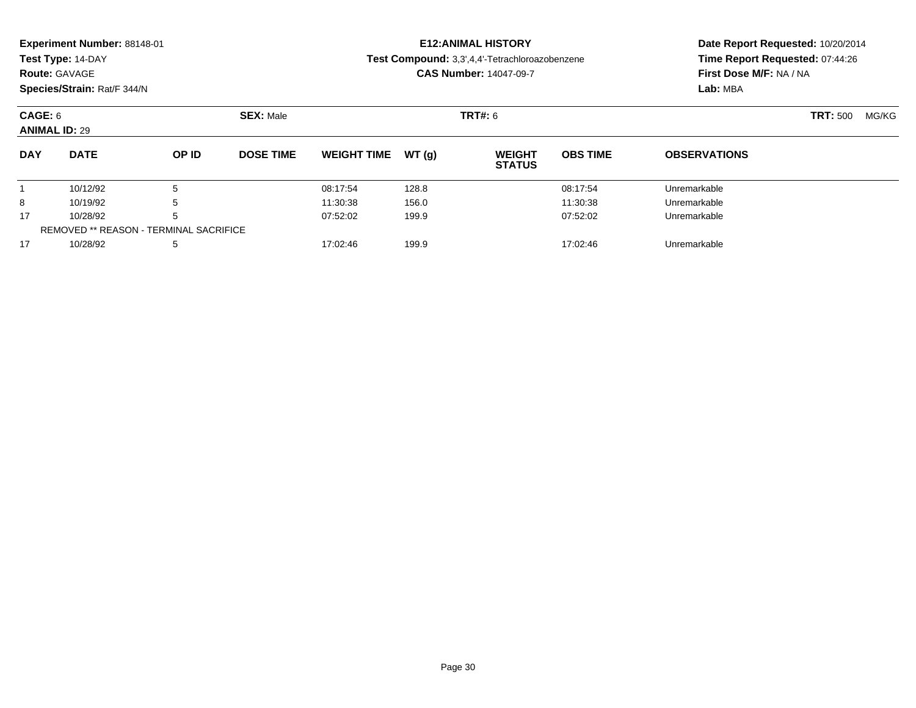**Experiment Number:** 88148-01
**Test Type:** 14-DAY
**Route:** GAVAGE
**Species/Strain:** Rat/F 344/N

**E12:ANIMAL HISTORY**
**Test Compound:** 3,3',4,4'-Tetrachloroazobenzene
**CAS Number:** 14047-09-7

**Date Report Requested:** 10/20/2014
**Time Report Requested:** 07:44:26
**First Dose M/F:** NA / NA
**Lab:** MBA

**CAGE:** 6 **SEX:** Male **TRT#:** 6 **TRT:** 500 MG/KG
**ANIMAL ID:** 29

| DAY | DATE | OP ID | DOSE TIME | WEIGHT TIME | WT (g) | WEIGHT STATUS | OBS TIME | OBSERVATIONS |
|---|---|---|---|---|---|---|---|---|
| 1 | 10/12/92 | 5 | | 08:17:54 | 128.8 | | 08:17:54 | Unremarkable |
| 8 | 10/19/92 | 5 | | 11:30:38 | 156.0 | | 11:30:38 | Unremarkable |
| 17 | 10/28/92 | 5 | | 07:52:02 | 199.9 | | 07:52:02 | Unremarkable |
| REMOVED ** REASON - TERMINAL SACRIFICE | | | | | | | | |
| 17 | 10/28/92 | 5 | | 17:02:46 | 199.9 | | 17:02:46 | Unremarkable |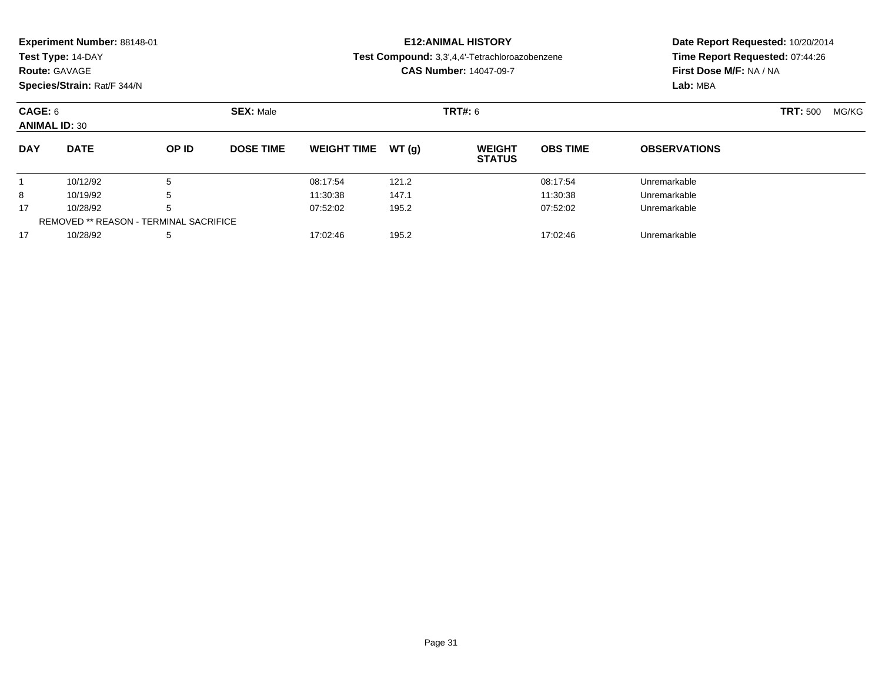**Experiment Number:** 88148-01
**Test Type:** 14-DAY
**Route:** GAVAGE
**Species/Strain:** Rat/F 344/N

**E12:ANIMAL HISTORY**
**Test Compound:** 3,3',4,4'-Tetrachloroazobenzene
**CAS Number:** 14047-09-7

**Date Report Requested:** 10/20/2014
**Time Report Requested:** 07:44:26
**First Dose M/F:** NA / NA
**Lab:** MBA

**CAGE:** 6 **SEX:** Male **TRT#:** 6 **TRT:** 500 MG/KG
**ANIMAL ID:** 30

| DAY | DATE | OP ID | DOSE TIME | WEIGHT TIME | WT (g) | WEIGHT STATUS | OBS TIME | OBSERVATIONS |
|---|---|---|---|---|---|---|---|---|
| 1 | 10/12/92 | 5 | | 08:17:54 | 121.2 | | 08:17:54 | Unremarkable |
| 8 | 10/19/92 | 5 | | 11:30:38 | 147.1 | | 11:30:38 | Unremarkable |
| 17 | 10/28/92 | 5 | | 07:52:02 | 195.2 | | 07:52:02 | Unremarkable |
| REMOVED ** REASON - TERMINAL SACRIFICE | | | | | | | | |
| 17 | 10/28/92 | 5 | | 17:02:46 | 195.2 | | 17:02:46 | Unremarkable |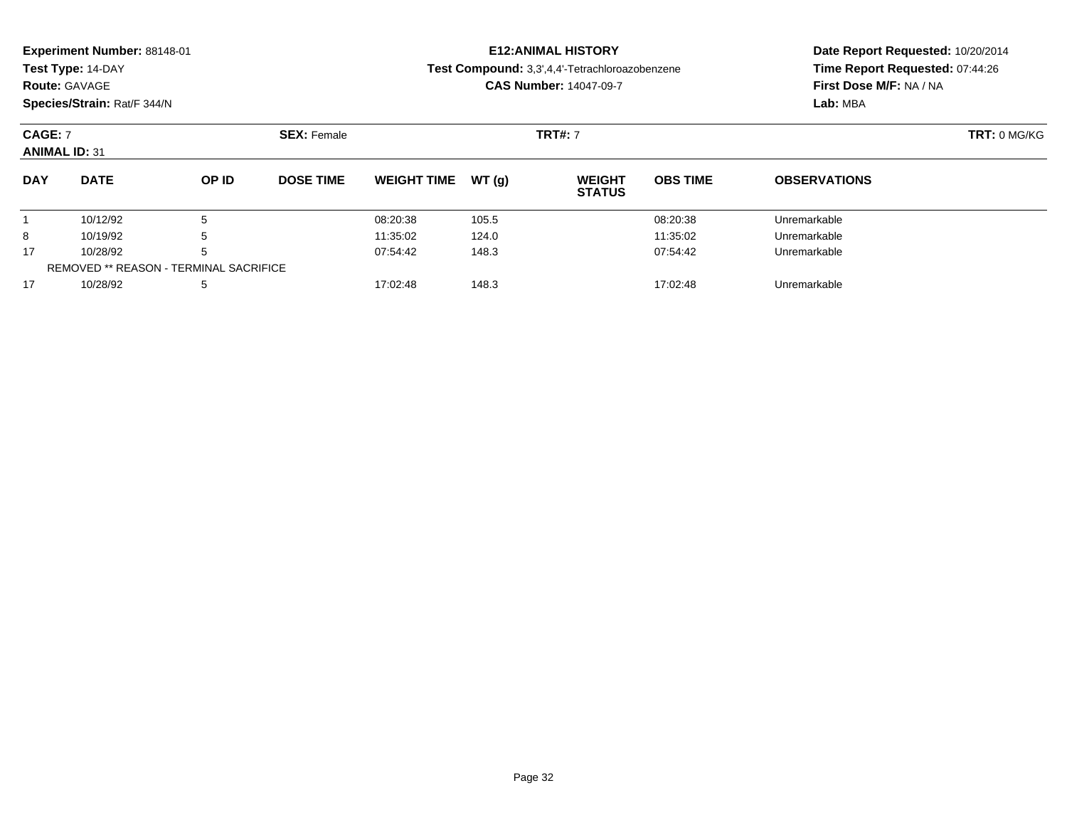**Experiment Number:** 88148-01
**Test Type:** 14-DAY
**Route:** GAVAGE
**Species/Strain:** Rat/F 344/N

**E12:ANIMAL HISTORY**
**Test Compound:** 3,3',4,4'-Tetrachloroazobenzene
**CAS Number:** 14047-09-7

**Date Report Requested:** 10/20/2014
**Time Report Requested:** 07:44:26
**First Dose M/F:** NA / NA
**Lab:** MBA

**CAGE:** 7 **SEX:** Female **TRT#:** 7 **TRT:** 0 MG/KG
**ANIMAL ID:** 31

| DAY | DATE | OP ID | DOSE TIME | WEIGHT TIME | WT (g) | WEIGHT STATUS | OBS TIME | OBSERVATIONS |
|---|---|---|---|---|---|---|---|---|
| 1 | 10/12/92 | 5 | | 08:20:38 | 105.5 | | 08:20:38 | Unremarkable |
| 8 | 10/19/92 | 5 | | 11:35:02 | 124.0 | | 11:35:02 | Unremarkable |
| 17 | 10/28/92 | 5 | | 07:54:42 | 148.3 | | 07:54:42 | Unremarkable |
| REMOVED ** REASON - TERMINAL SACRIFICE | | | | | | | | |
| 17 | 10/28/92 | 5 | | 17:02:48 | 148.3 | | 17:02:48 | Unremarkable |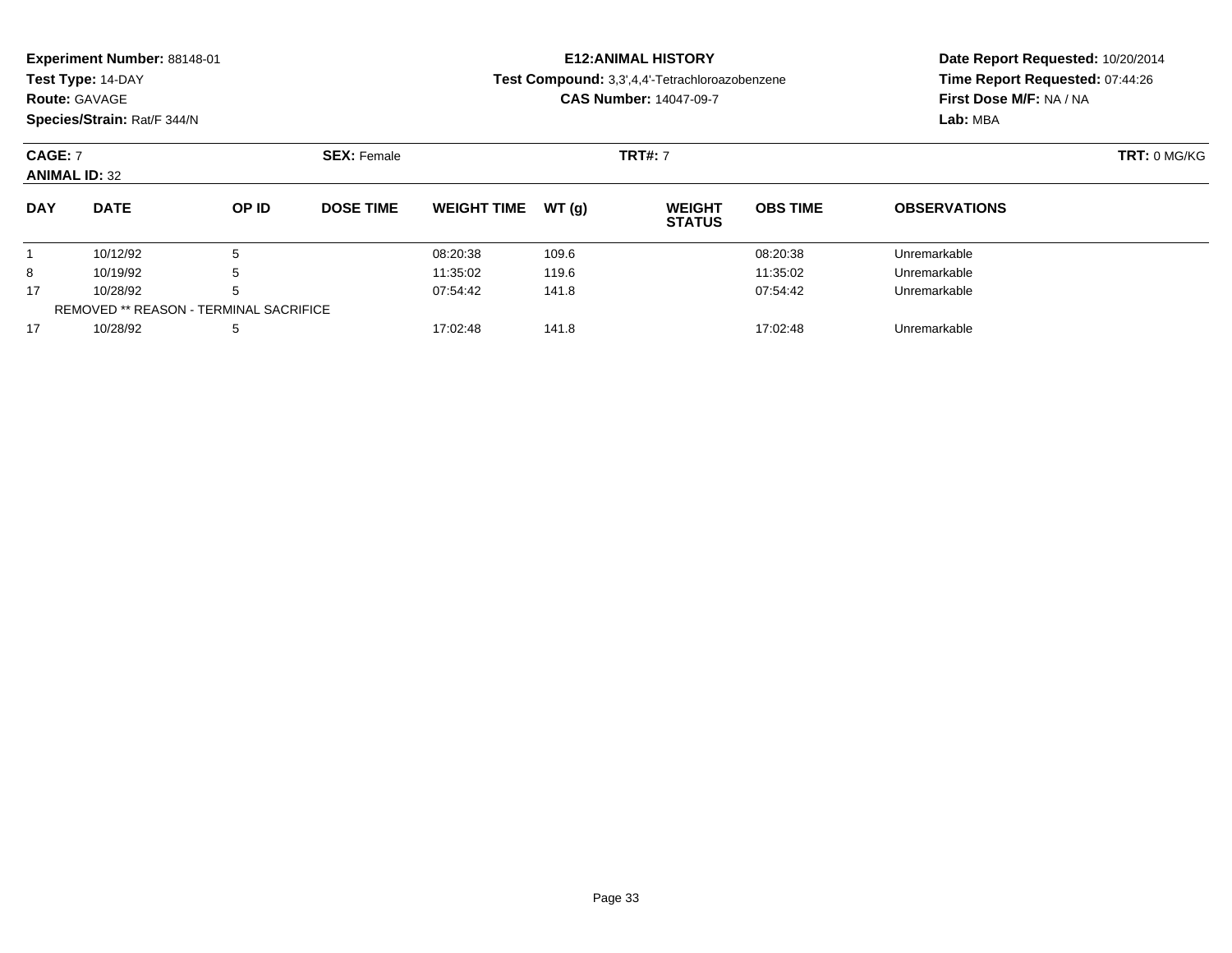**Experiment Number:** 88148-01
**Test Type:** 14-DAY
**Route:** GAVAGE
**Species/Strain:** Rat/F 344/N

**E12:ANIMAL HISTORY**
**Test Compound:** 3,3',4,4'-Tetrachloroazobenzene
**CAS Number:** 14047-09-7

**Date Report Requested:** 10/20/2014
**Time Report Requested:** 07:44:26
**First Dose M/F:** NA / NA
**Lab:** MBA

**CAGE:** 7 **SEX:** Female **TRT#:** 7 **TRT:** 0 MG/KG
**ANIMAL ID:** 32

| DAY | DATE | OP ID | DOSE TIME | WEIGHT TIME | WT (g) | WEIGHT STATUS | OBS TIME | OBSERVATIONS |
|---|---|---|---|---|---|---|---|---|
| 1 | 10/12/92 | 5 | | 08:20:38 | 109.6 | | 08:20:38 | Unremarkable |
| 8 | 10/19/92 | 5 | | 11:35:02 | 119.6 | | 11:35:02 | Unremarkable |
| 17 | 10/28/92 | 5 | | 07:54:42 | 141.8 | | 07:54:42 | Unremarkable |
| REMOVED ** REASON - TERMINAL SACRIFICE | | | | | | | | |
| 17 | 10/28/92 | 5 | | 17:02:48 | 141.8 | | 17:02:48 | Unremarkable |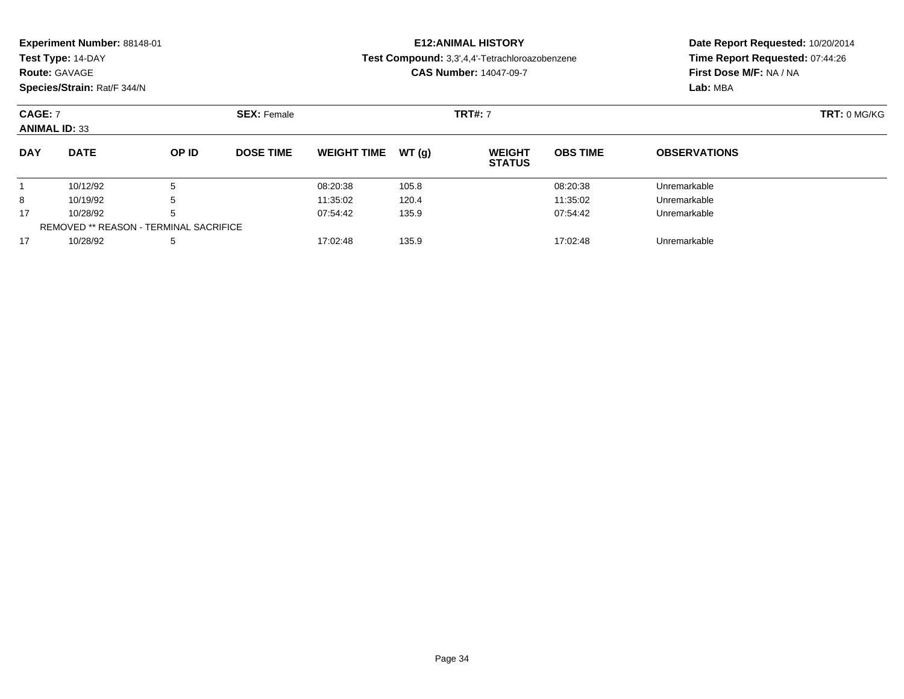**Experiment Number:** 88148-01
**Test Type:** 14-DAY
**Route:** GAVAGE
**Species/Strain:** Rat/F 344/N

**E12:ANIMAL HISTORY**
**Test Compound:** 3,3',4,4'-Tetrachloroazobenzene
**CAS Number:** 14047-09-7

**Date Report Requested:** 10/20/2014
**Time Report Requested:** 07:44:26
**First Dose M/F:** NA / NA
**Lab:** MBA

**CAGE:** 7 **SEX:** Female **TRT#:** 7 **TRT:** 0 MG/KG
**ANIMAL ID:** 33

| DAY | DATE | OP ID | DOSE TIME | WEIGHT TIME | WT (g) | WEIGHT STATUS | OBS TIME | OBSERVATIONS |
|---|---|---|---|---|---|---|---|---|
| 1 | 10/12/92 | 5 | | 08:20:38 | 105.8 | | 08:20:38 | Unremarkable |
| 8 | 10/19/92 | 5 | | 11:35:02 | 120.4 | | 11:35:02 | Unremarkable |
| 17 | 10/28/92 | 5 | | 07:54:42 | 135.9 | | 07:54:42 | Unremarkable |
| REMOVED ** REASON - TERMINAL SACRIFICE | | | | | | | | |
| 17 | 10/28/92 | 5 | | 17:02:48 | 135.9 | | 17:02:48 | Unremarkable |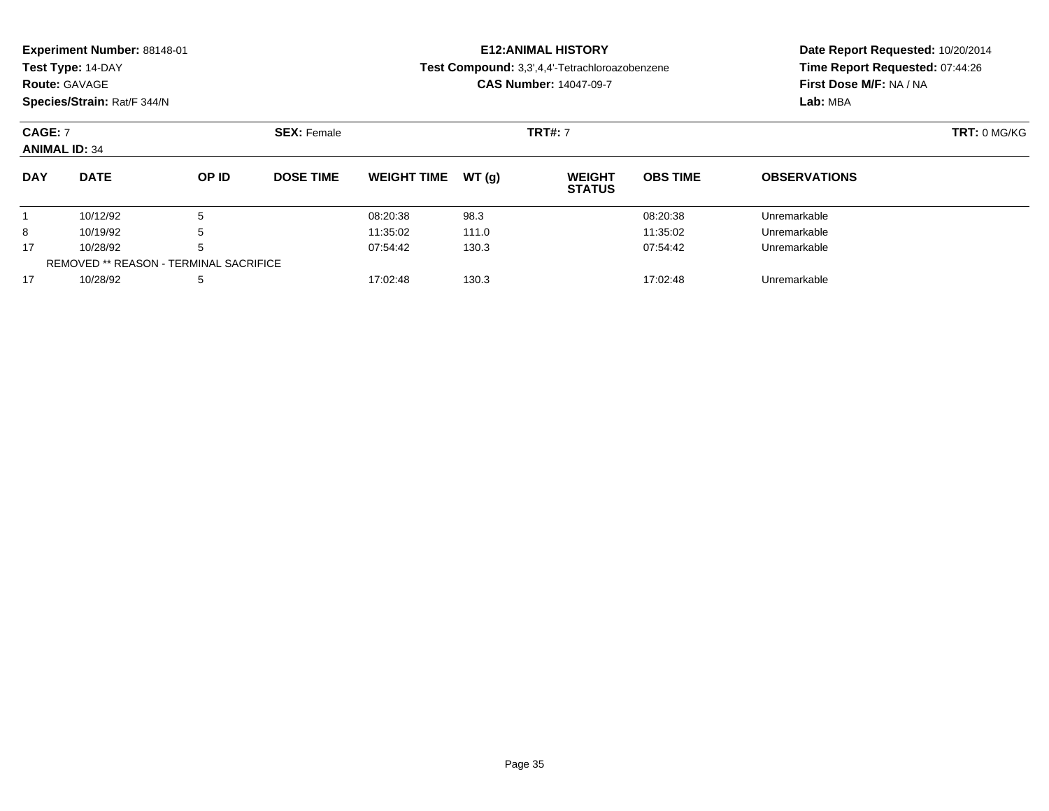**Experiment Number:** 88148-01
**Test Type:** 14-DAY
**Route:** GAVAGE
**Species/Strain:** Rat/F 344/N

**E12:ANIMAL HISTORY**
**Test Compound:** 3,3',4,4'-Tetrachloroazobenzene
**CAS Number:** 14047-09-7

**Date Report Requested:** 10/20/2014
**Time Report Requested:** 07:44:26
**First Dose M/F:** NA / NA
**Lab:** MBA

**CAGE:** 7 **SEX:** Female **TRT#:** 7 **TRT:** 0 MG/KG
**ANIMAL ID:** 34

| DAY | DATE | OP ID | DOSE TIME | WEIGHT TIME | WT (g) | WEIGHT STATUS | OBS TIME | OBSERVATIONS |
|---|---|---|---|---|---|---|---|---|
| 1 | 10/12/92 | 5 | | 08:20:38 | 98.3 | | 08:20:38 | Unremarkable |
| 8 | 10/19/92 | 5 | | 11:35:02 | 111.0 | | 11:35:02 | Unremarkable |
| 17 | 10/28/92 | 5 | | 07:54:42 | 130.3 | | 07:54:42 | Unremarkable |
| REMOVED ** REASON - TERMINAL SACRIFICE | | | | | | | | |
| 17 | 10/28/92 | 5 | | 17:02:48 | 130.3 | | 17:02:48 | Unremarkable |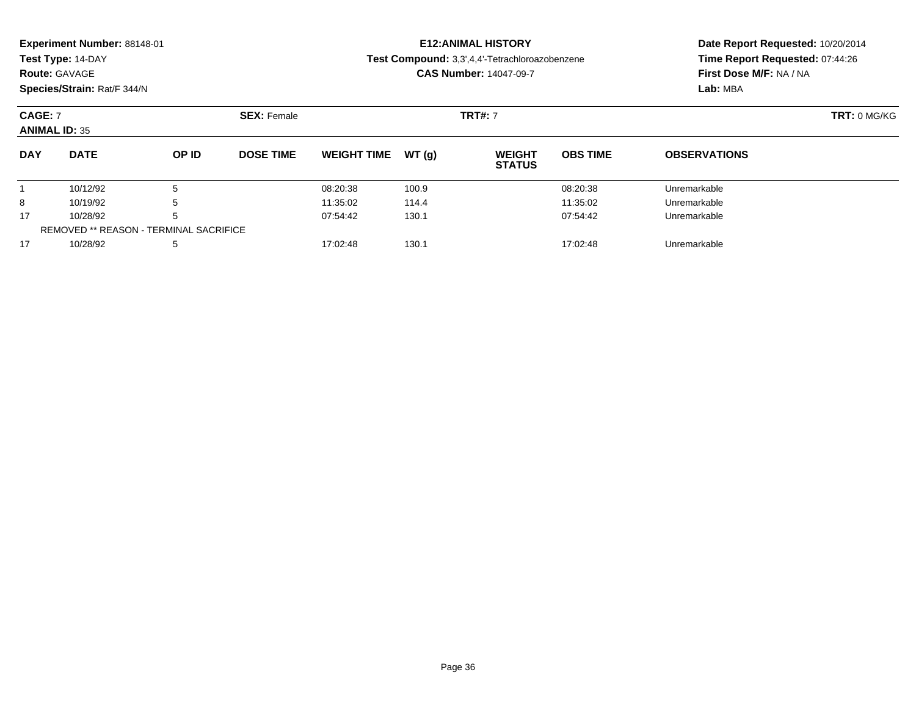**Experiment Number:** 88148-01
**Test Type:** 14-DAY
**Route:** GAVAGE
**Species/Strain:** Rat/F 344/N

**E12:ANIMAL HISTORY**
**Test Compound:** 3,3',4,4'-Tetrachloroazobenzene
**CAS Number:** 14047-09-7

**Date Report Requested:** 10/20/2014
**Time Report Requested:** 07:44:26
**First Dose M/F:** NA / NA
**Lab:** MBA

**CAGE:** 7 **SEX:** Female **TRT#:** 7 **TRT:** 0 MG/KG
**ANIMAL ID:** 35

| DAY | DATE | OP ID | DOSE TIME | WEIGHT TIME | WT (g) | WEIGHT STATUS | OBS TIME | OBSERVATIONS |
|---|---|---|---|---|---|---|---|---|
| 1 | 10/12/92 | 5 | | 08:20:38 | 100.9 | | 08:20:38 | Unremarkable |
| 8 | 10/19/92 | 5 | | 11:35:02 | 114.4 | | 11:35:02 | Unremarkable |
| 17 | 10/28/92 | 5 | | 07:54:42 | 130.1 | | 07:54:42 | Unremarkable |
| REMOVED ** REASON - TERMINAL SACRIFICE | | | | | | | | |
| 17 | 10/28/92 | 5 | | 17:02:48 | 130.1 | | 17:02:48 | Unremarkable |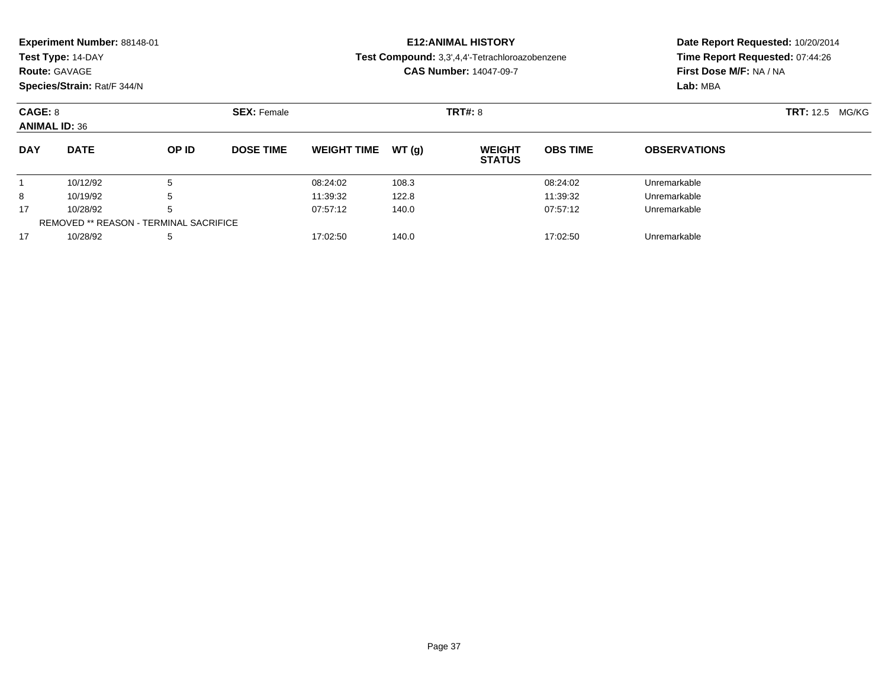**Experiment Number:** 88148-01
**Test Type:** 14-DAY
**Route:** GAVAGE
**Species/Strain:** Rat/F 344/N

**E12:ANIMAL HISTORY**
**Test Compound:** 3,3',4,4'-Tetrachloroazobenzene
**CAS Number:** 14047-09-7

**Date Report Requested:** 10/20/2014
**Time Report Requested:** 07:44:26
**First Dose M/F:** NA / NA
**Lab:** MBA

**CAGE:** 8 **SEX:** Female **TRT#:** 8 **TRT:** 12.5 MG/KG
**ANIMAL ID:** 36

| DAY | DATE | OP ID | DOSE TIME | WEIGHT TIME | WT (g) | WEIGHT STATUS | OBS TIME | OBSERVATIONS |
|---|---|---|---|---|---|---|---|---|
| 1 | 10/12/92 | 5 | | 08:24:02 | 108.3 | | 08:24:02 | Unremarkable |
| 8 | 10/19/92 | 5 | | 11:39:32 | 122.8 | | 11:39:32 | Unremarkable |
| 17 | 10/28/92 | 5 | | 07:57:12 | 140.0 | | 07:57:12 | Unremarkable |
| REMOVED ** REASON - TERMINAL SACRIFICE | | | | | | | | |
| 17 | 10/28/92 | 5 | | 17:02:50 | 140.0 | | 17:02:50 | Unremarkable |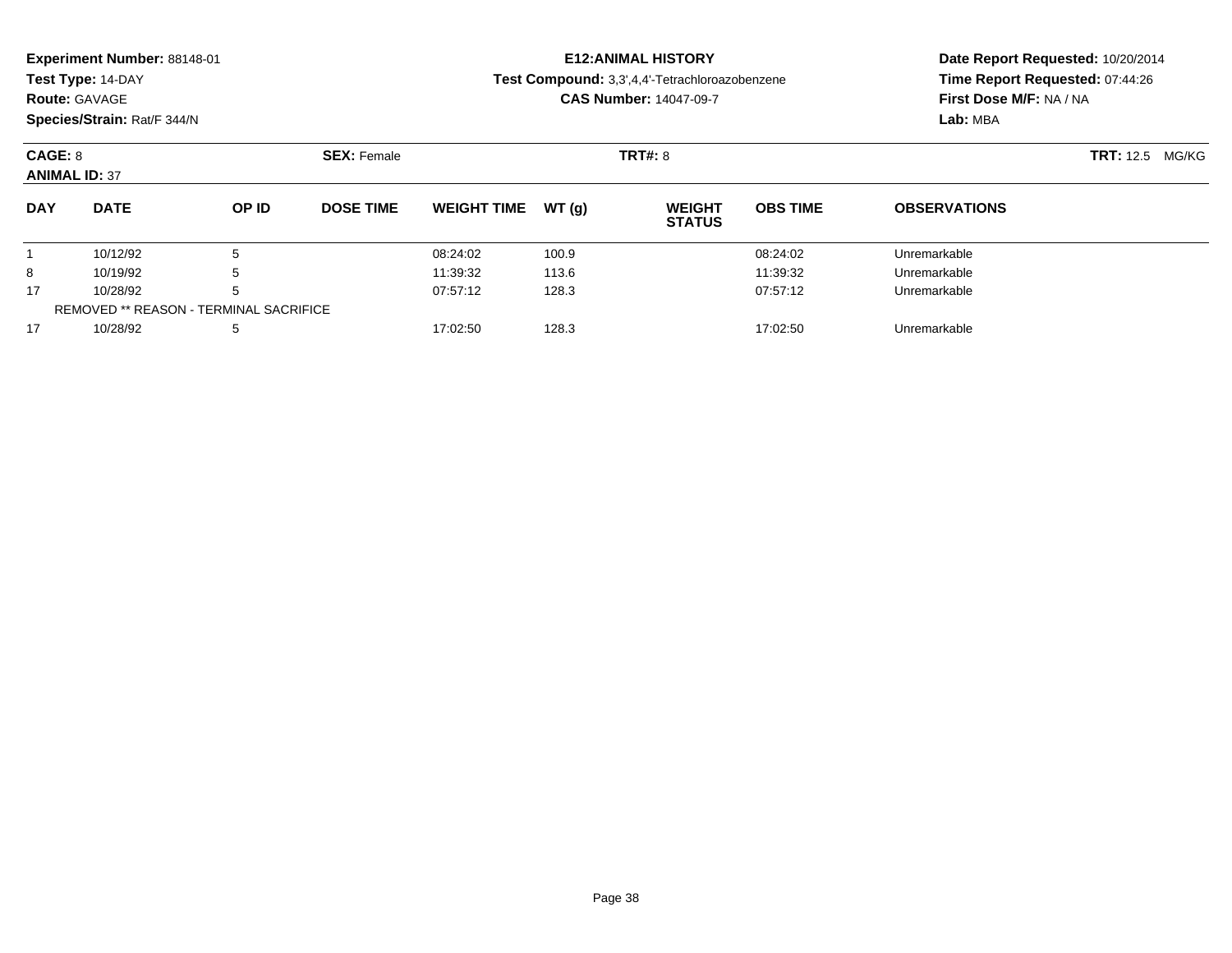**Experiment Number:** 88148-01
**Test Type:** 14-DAY
**Route:** GAVAGE
**Species/Strain:** Rat/F 344/N

**E12:ANIMAL HISTORY**
**Test Compound:** 3,3',4,4'-Tetrachloroazobenzene
**CAS Number:** 14047-09-7

**Date Report Requested:** 10/20/2014
**Time Report Requested:** 07:44:26
**First Dose M/F:** NA / NA
**Lab:** MBA

**CAGE:** 8
**ANIMAL ID:** 37

**SEX:** Female

**TRT#:** 8

**TRT:** 12.5 MG/KG

| DAY | DATE | OP ID | DOSE TIME | WEIGHT TIME | WT (g) | WEIGHT STATUS | OBS TIME | OBSERVATIONS |
|---|---|---|---|---|---|---|---|---|
| 1 | 10/12/92 | 5 | | 08:24:02 | 100.9 | | 08:24:02 | Unremarkable |
| 8 | 10/19/92 | 5 | | 11:39:32 | 113.6 | | 11:39:32 | Unremarkable |
| 17 | 10/28/92 | 5 | | 07:57:12 | 128.3 | | 07:57:12 | Unremarkable |
| REMOVED ** REASON - TERMINAL SACRIFICE | | | | | | | | |
| 17 | 10/28/92 | 5 | | 17:02:50 | 128.3 | | 17:02:50 | Unremarkable |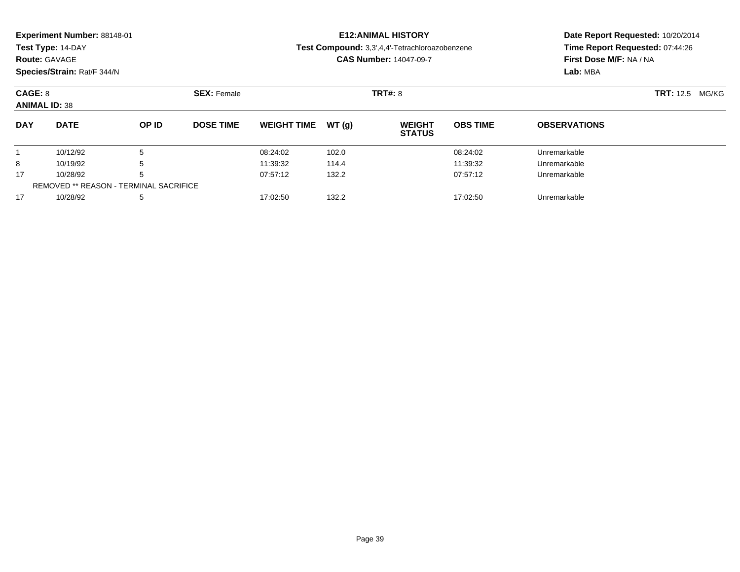**Experiment Number:** 88148-01
**Test Type:** 14-DAY
**Route:** GAVAGE
**Species/Strain:** Rat/F 344/N

**E12:ANIMAL HISTORY**
**Test Compound:** 3,3',4,4'-Tetrachloroazobenzene
**CAS Number:** 14047-09-7

**Date Report Requested:** 10/20/2014
**Time Report Requested:** 07:44:26
**First Dose M/F:** NA / NA
**Lab:** MBA

**CAGE:** 8 **SEX:** Female **TRT#:** 8 **TRT:** 12.5 MG/KG
**ANIMAL ID:** 38

| DAY | DATE | OP ID | DOSE TIME | WEIGHT TIME | WT (g) | WEIGHT STATUS | OBS TIME | OBSERVATIONS |
|---|---|---|---|---|---|---|---|---|
| 1 | 10/12/92 | 5 | | 08:24:02 | 102.0 | | 08:24:02 | Unremarkable |
| 8 | 10/19/92 | 5 | | 11:39:32 | 114.4 | | 11:39:32 | Unremarkable |
| 17 | 10/28/92 | 5 | | 07:57:12 | 132.2 | | 07:57:12 | Unremarkable |
| REMOVED ** REASON - TERMINAL SACRIFICE | | | | | | | | |
| 17 | 10/28/92 | 5 | | 17:02:50 | 132.2 | | 17:02:50 | Unremarkable |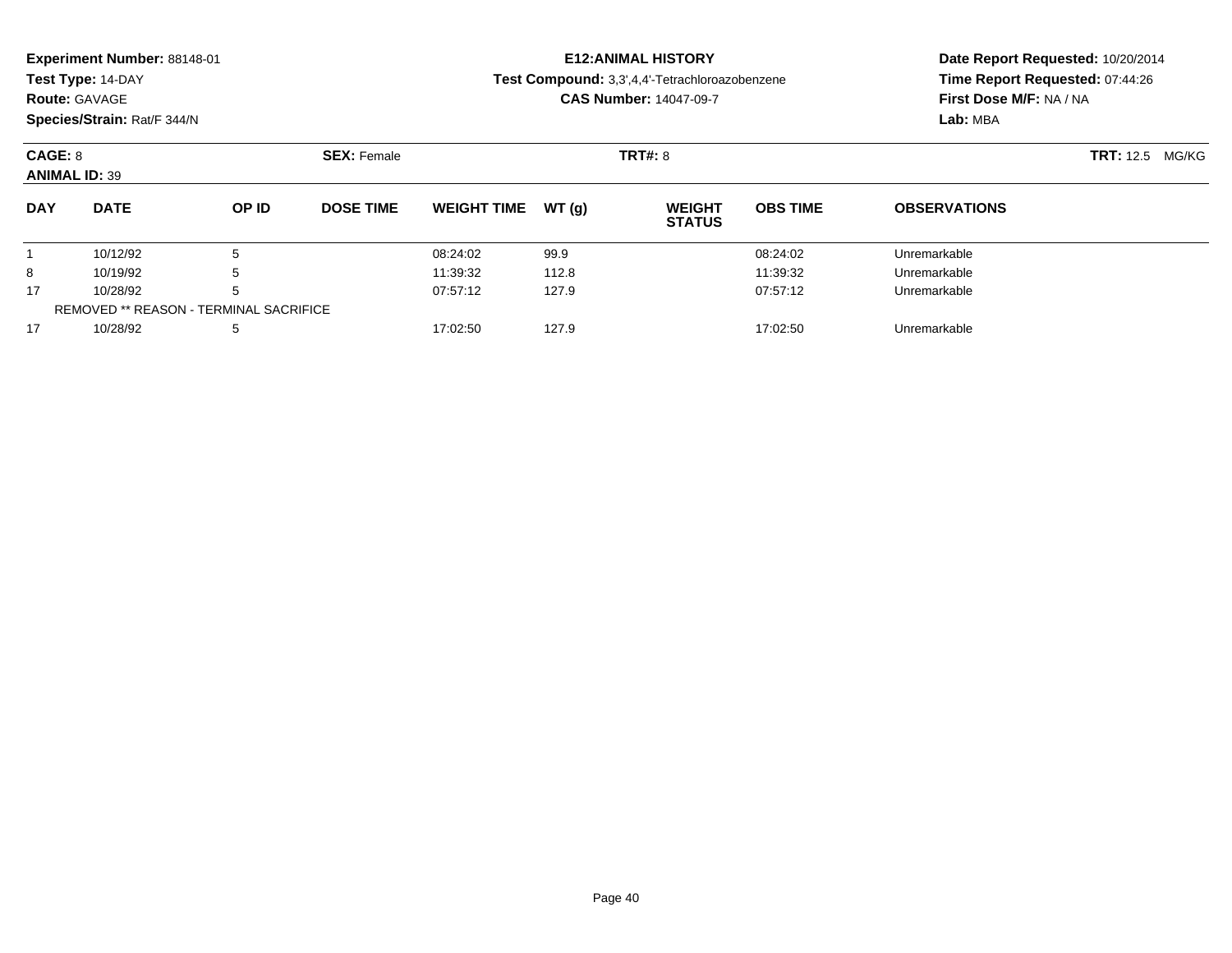**Experiment Number:** 88148-01
**Test Type:** 14-DAY
**Route:** GAVAGE
**Species/Strain:** Rat/F 344/N

**E12:ANIMAL HISTORY**
**Test Compound:** 3,3',4,4'-Tetrachloroazobenzene
**CAS Number:** 14047-09-7

**Date Report Requested:** 10/20/2014
**Time Report Requested:** 07:44:26
**First Dose M/F:** NA / NA
**Lab:** MBA

**CAGE:** 8 **SEX:** Female **TRT#:** 8 **TRT:** 12.5 MG/KG
**ANIMAL ID:** 39

| DAY | DATE | OP ID | DOSE TIME | WEIGHT TIME | WT (g) | WEIGHT STATUS | OBS TIME | OBSERVATIONS |
|---|---|---|---|---|---|---|---|---|
| 1 | 10/12/92 | 5 | | 08:24:02 | 99.9 | | 08:24:02 | Unremarkable |
| 8 | 10/19/92 | 5 | | 11:39:32 | 112.8 | | 11:39:32 | Unremarkable |
| 17 | 10/28/92 | 5 | | 07:57:12 | 127.9 | | 07:57:12 | Unremarkable |
| REMOVED ** REASON - TERMINAL SACRIFICE | | | | | | | | |
| 17 | 10/28/92 | 5 | | 17:02:50 | 127.9 | | 17:02:50 | Unremarkable |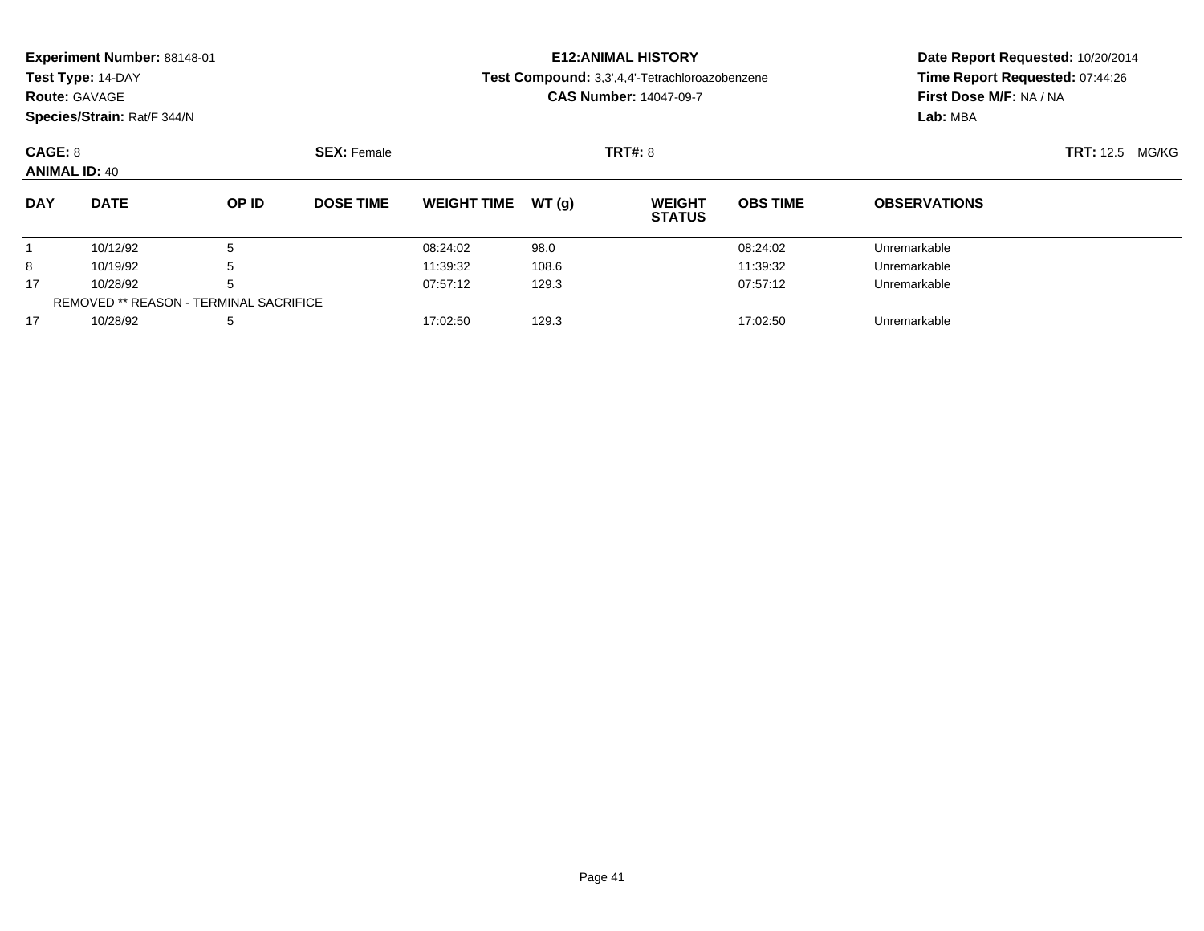**Experiment Number:** 88148-01
**Test Type:** 14-DAY
**Route:** GAVAGE
**Species/Strain:** Rat/F 344/N

**E12:ANIMAL HISTORY**
**Test Compound:** 3,3',4,4'-Tetrachloroazobenzene
**CAS Number:** 14047-09-7

**Date Report Requested:** 10/20/2014
**Time Report Requested:** 07:44:26
**First Dose M/F:** NA / NA
**Lab:** MBA

**CAGE:** 8 **SEX:** Female **TRT#:** 8 **TRT:** 12.5 MG/KG
**ANIMAL ID:** 40

| DAY | DATE | OP ID | DOSE TIME | WEIGHT TIME | WT (g) | WEIGHT STATUS | OBS TIME | OBSERVATIONS |
|---|---|---|---|---|---|---|---|---|
| 1 | 10/12/92 | 5 | | 08:24:02 | 98.0 | | 08:24:02 | Unremarkable |
| 8 | 10/19/92 | 5 | | 11:39:32 | 108.6 | | 11:39:32 | Unremarkable |
| 17 | 10/28/92 | 5 | | 07:57:12 | 129.3 | | 07:57:12 | Unremarkable |
| REMOVED ** REASON - TERMINAL SACRIFICE | | | | | | | | |
| 17 | 10/28/92 | 5 | | 17:02:50 | 129.3 | | 17:02:50 | Unremarkable |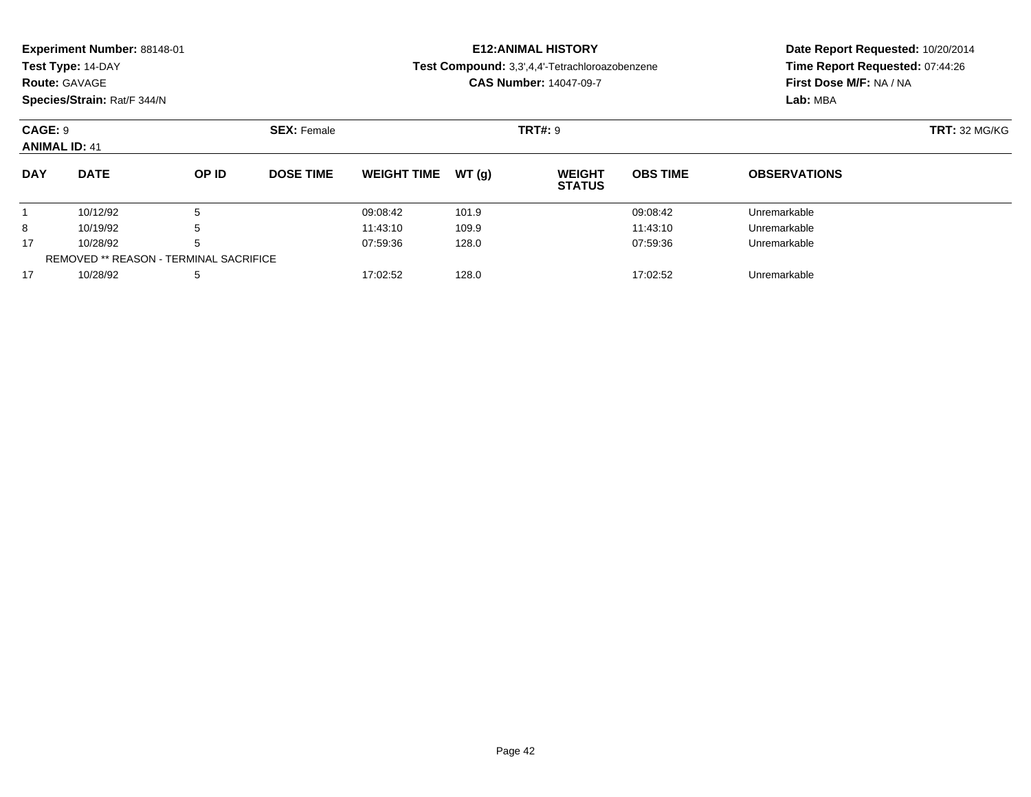**Experiment Number:** 88148-01
**Test Type:** 14-DAY
**Route:** GAVAGE
**Species/Strain:** Rat/F 344/N

**E12:ANIMAL HISTORY**
**Test Compound:** 3,3',4,4'-Tetrachloroazobenzene
**CAS Number:** 14047-09-7

**Date Report Requested:** 10/20/2014
**Time Report Requested:** 07:44:26
**First Dose M/F:** NA / NA
**Lab:** MBA

**CAGE:** 9 **SEX:** Female **TRT#:** 9 **TRT:** 32 MG/KG
**ANIMAL ID:** 41

| DAY | DATE | OP ID | DOSE TIME | WEIGHT TIME | WT (g) | WEIGHT STATUS | OBS TIME | OBSERVATIONS |
|---|---|---|---|---|---|---|---|---|
| 1 | 10/12/92 | 5 | | 09:08:42 | 101.9 | | 09:08:42 | Unremarkable |
| 8 | 10/19/92 | 5 | | 11:43:10 | 109.9 | | 11:43:10 | Unremarkable |
| 17 | 10/28/92 | 5 | | 07:59:36 | 128.0 | | 07:59:36 | Unremarkable |
| REMOVED ** REASON - TERMINAL SACRIFICE | | | | | | | | |
| 17 | 10/28/92 | 5 | | 17:02:52 | 128.0 | | 17:02:52 | Unremarkable |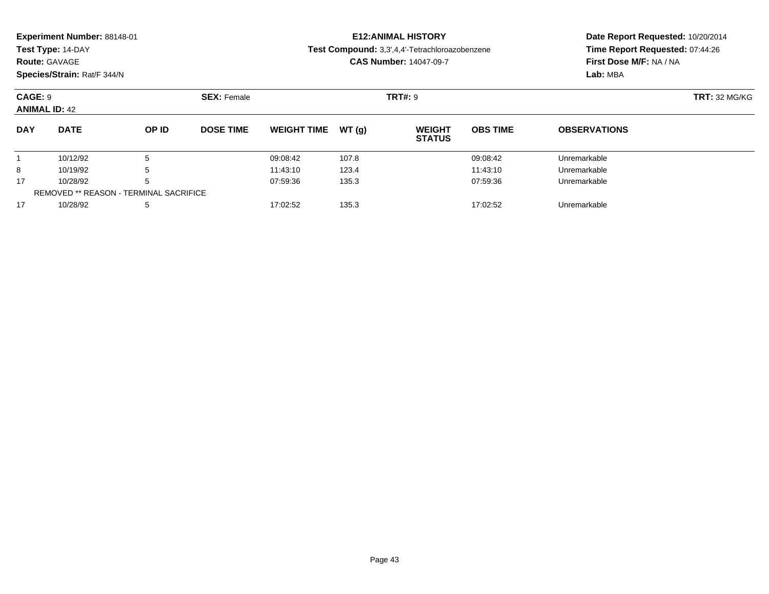**Experiment Number:** 88148-01
**Test Type:** 14-DAY
**Route:** GAVAGE
**Species/Strain:** Rat/F 344/N

**E12:ANIMAL HISTORY**
**Test Compound:** 3,3',4,4'-Tetrachloroazobenzene
**CAS Number:** 14047-09-7

**Date Report Requested:** 10/20/2014
**Time Report Requested:** 07:44:26
**First Dose M/F:** NA / NA
**Lab:** MBA

**CAGE:** 9 **SEX:** Female **TRT#:** 9 **TRT:** 32 MG/KG
**ANIMAL ID:** 42

| DAY | DATE | OP ID | DOSE TIME | WEIGHT TIME | WT (g) | WEIGHT STATUS | OBS TIME | OBSERVATIONS |
|---|---|---|---|---|---|---|---|---|
| 1 | 10/12/92 | 5 | | 09:08:42 | 107.8 | | 09:08:42 | Unremarkable |
| 8 | 10/19/92 | 5 | | 11:43:10 | 123.4 | | 11:43:10 | Unremarkable |
| 17 | 10/28/92 | 5 | | 07:59:36 | 135.3 | | 07:59:36 | Unremarkable |
| REMOVED ** REASON - TERMINAL SACRIFICE | | | | | | | | |
| 17 | 10/28/92 | 5 | | 17:02:52 | 135.3 | | 17:02:52 | Unremarkable |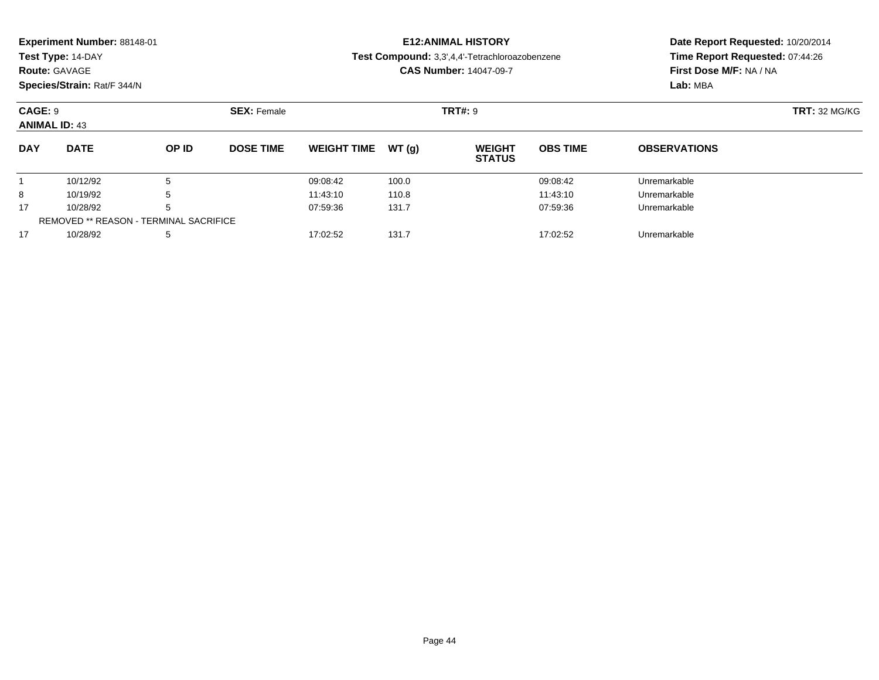**Experiment Number:** 88148-01
**Test Type:** 14-DAY
**Route:** GAVAGE
**Species/Strain:** Rat/F 344/N

**E12:ANIMAL HISTORY**
**Test Compound:** 3,3',4,4'-Tetrachloroazobenzene
**CAS Number:** 14047-09-7

**Date Report Requested:** 10/20/2014
**Time Report Requested:** 07:44:26
**First Dose M/F:** NA / NA
**Lab:** MBA

**CAGE:** 9 **SEX:** Female **TRT#:** 9 **TRT:** 32 MG/KG
**ANIMAL ID:** 43

| DAY | DATE | OP ID | DOSE TIME | WEIGHT TIME | WT (g) | WEIGHT STATUS | OBS TIME | OBSERVATIONS |
|---|---|---|---|---|---|---|---|---|
| 1 | 10/12/92 | 5 | | 09:08:42 | 100.0 | | 09:08:42 | Unremarkable |
| 8 | 10/19/92 | 5 | | 11:43:10 | 110.8 | | 11:43:10 | Unremarkable |
| 17 | 10/28/92 | 5 | | 07:59:36 | 131.7 | | 07:59:36 | Unremarkable |
| REMOVED ** REASON - TERMINAL SACRIFICE | | | | | | | | |
| 17 | 10/28/92 | 5 | | 17:02:52 | 131.7 | | 17:02:52 | Unremarkable |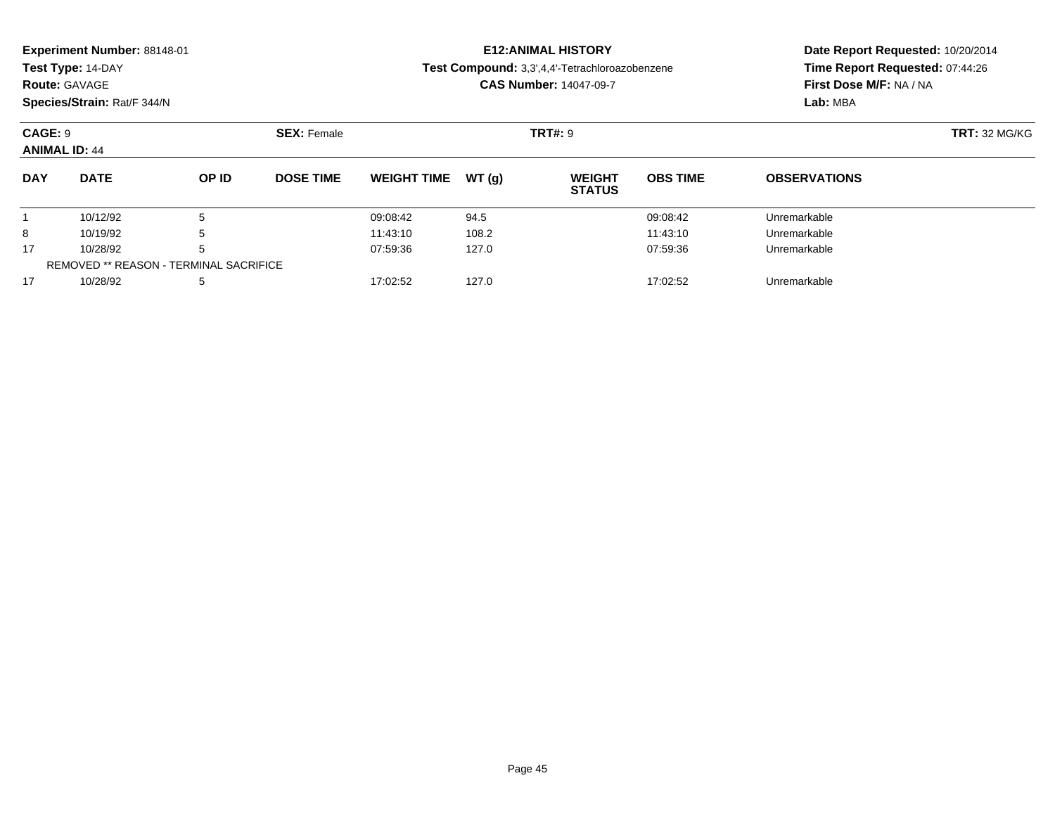**Experiment Number:** 88148-01
**Test Type:** 14-DAY
**Route:** GAVAGE
**Species/Strain:** Rat/F 344/N

**E12:ANIMAL HISTORY**
**Test Compound:** 3,3',4,4'-Tetrachloroazobenzene
**CAS Number:** 14047-09-7

**Date Report Requested:** 10/20/2014
**Time Report Requested:** 07:44:26
**First Dose M/F:** NA / NA
**Lab:** MBA

**CAGE:** 9 **SEX:** Female **TRT#:** 9 **TRT:** 32 MG/KG
**ANIMAL ID:** 44

| DAY | DATE | OP ID | DOSE TIME | WEIGHT TIME | WT (g) | WEIGHT STATUS | OBS TIME | OBSERVATIONS |
|---|---|---|---|---|---|---|---|---|
| 1 | 10/12/92 | 5 | | 09:08:42 | 94.5 | | 09:08:42 | Unremarkable |
| 8 | 10/19/92 | 5 | | 11:43:10 | 108.2 | | 11:43:10 | Unremarkable |
| 17 | 10/28/92 | 5 | | 07:59:36 | 127.0 | | 07:59:36 | Unremarkable |
| REMOVED ** REASON - TERMINAL SACRIFICE | | | | | | | | |
| 17 | 10/28/92 | 5 | | 17:02:52 | 127.0 | | 17:02:52 | Unremarkable |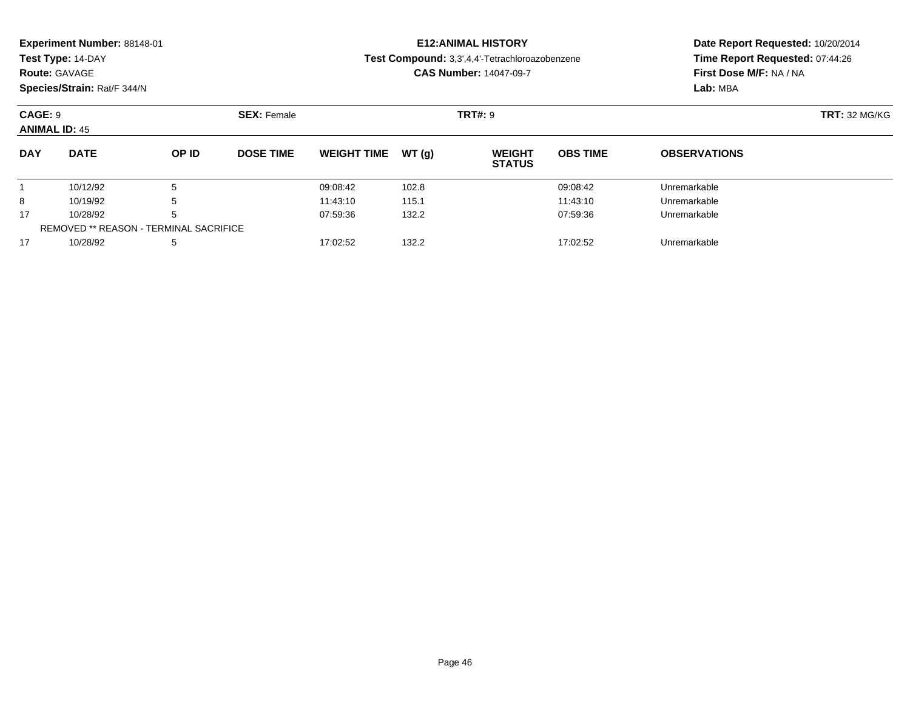**Experiment Number:** 88148-01
**Test Type:** 14-DAY
**Route:** GAVAGE
**Species/Strain:** Rat/F 344/N

**E12:ANIMAL HISTORY**
**Test Compound:** 3,3',4,4'-Tetrachloroazobenzene
**CAS Number:** 14047-09-7

**Date Report Requested:** 10/20/2014
**Time Report Requested:** 07:44:26
**First Dose M/F:** NA / NA
**Lab:** MBA

**CAGE:** 9 **SEX:** Female **TRT#:** 9 **TRT:** 32 MG/KG
**ANIMAL ID:** 45

| DAY | DATE | OP ID | DOSE TIME | WEIGHT TIME | WT (g) | WEIGHT STATUS | OBS TIME | OBSERVATIONS |
|---|---|---|---|---|---|---|---|---|
| 1 | 10/12/92 | 5 | | 09:08:42 | 102.8 | | 09:08:42 | Unremarkable |
| 8 | 10/19/92 | 5 | | 11:43:10 | 115.1 | | 11:43:10 | Unremarkable |
| 17 | 10/28/92 | 5 | | 07:59:36 | 132.2 | | 07:59:36 | Unremarkable |
| REMOVED ** REASON - TERMINAL SACRIFICE | | | | | | | | |
| 17 | 10/28/92 | 5 | | 17:02:52 | 132.2 | | 17:02:52 | Unremarkable |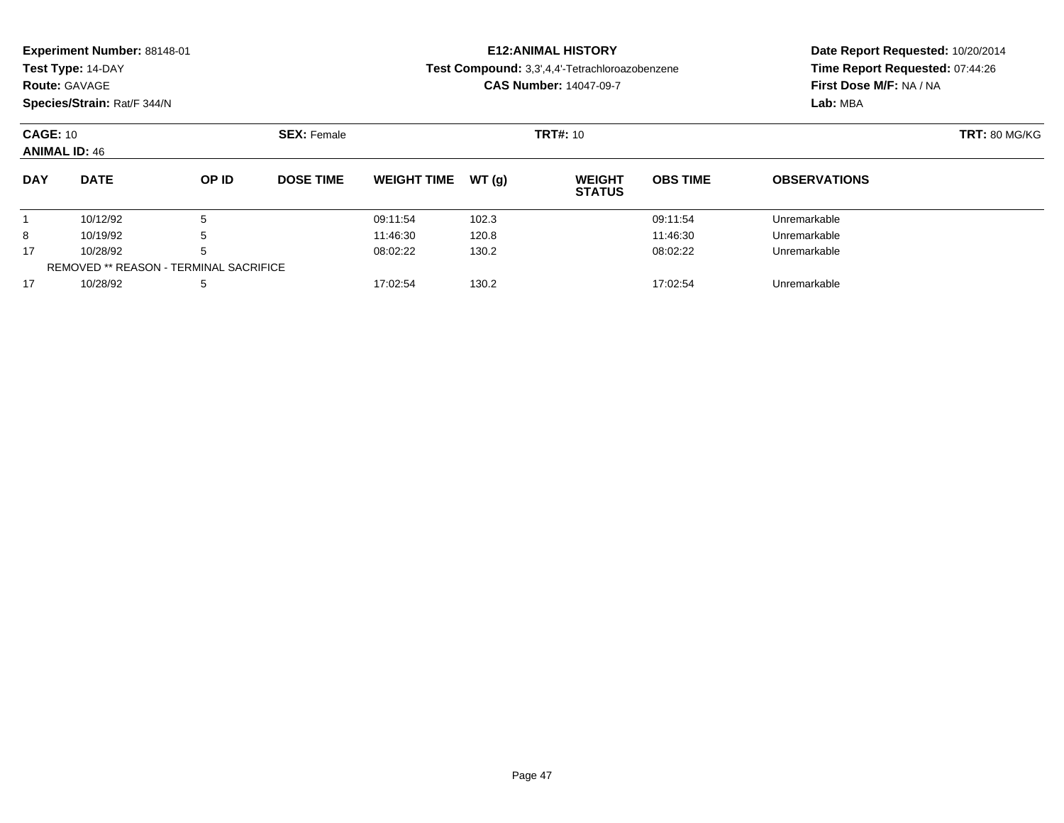**Experiment Number:** 88148-01
**Test Type:** 14-DAY
**Route:** GAVAGE
**Species/Strain:** Rat/F 344/N

**E12:ANIMAL HISTORY**
**Test Compound:** 3,3',4,4'-Tetrachloroazobenzene
**CAS Number:** 14047-09-7

**Date Report Requested:** 10/20/2014
**Time Report Requested:** 07:44:26
**First Dose M/F:** NA / NA
**Lab:** MBA

**CAGE:** 10 **SEX:** Female **TRT#:** 10 **TRT:** 80 MG/KG
**ANIMAL ID:** 46

| DAY | DATE | OP ID | DOSE TIME | WEIGHT TIME | WT (g) | WEIGHT STATUS | OBS TIME | OBSERVATIONS |
|---|---|---|---|---|---|---|---|---|
| 1 | 10/12/92 | 5 | | 09:11:54 | 102.3 | | 09:11:54 | Unremarkable |
| 8 | 10/19/92 | 5 | | 11:46:30 | 120.8 | | 11:46:30 | Unremarkable |
| 17 | 10/28/92 | 5 | | 08:02:22 | 130.2 | | 08:02:22 | Unremarkable |
| REMOVED ** REASON - TERMINAL SACRIFICE | | | | | | | | |
| 17 | 10/28/92 | 5 | | 17:02:54 | 130.2 | | 17:02:54 | Unremarkable |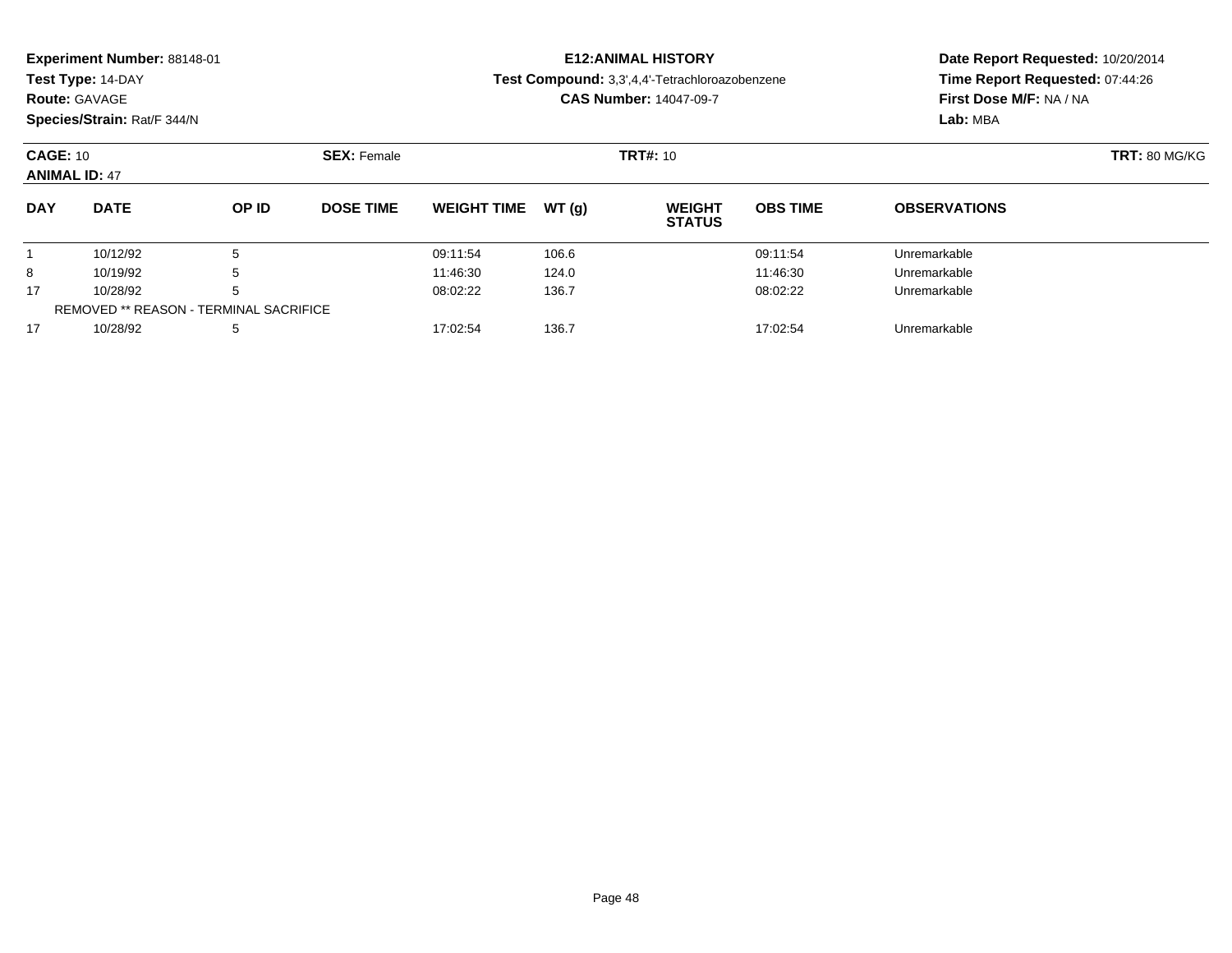**Experiment Number:** 88148-01
**Test Type:** 14-DAY
**Route:** GAVAGE
**Species/Strain:** Rat/F 344/N

**E12:ANIMAL HISTORY**
**Test Compound:** 3,3',4,4'-Tetrachloroazobenzene
**CAS Number:** 14047-09-7

**Date Report Requested:** 10/20/2014
**Time Report Requested:** 07:44:26
**First Dose M/F:** NA / NA
**Lab:** MBA

**CAGE:** 10 **SEX:** Female **TRT#:** 10 **TRT:** 80 MG/KG
**ANIMAL ID:** 47

| DAY | DATE | OP ID | DOSE TIME | WEIGHT TIME | WT (g) | WEIGHT STATUS | OBS TIME | OBSERVATIONS |
|---|---|---|---|---|---|---|---|---|
| 1 | 10/12/92 | 5 | | 09:11:54 | 106.6 | | 09:11:54 | Unremarkable |
| 8 | 10/19/92 | 5 | | 11:46:30 | 124.0 | | 11:46:30 | Unremarkable |
| 17 | 10/28/92 | 5 | | 08:02:22 | 136.7 | | 08:02:22 | Unremarkable |
| REMOVED ** REASON - TERMINAL SACRIFICE | | | | | | | | |
| 17 | 10/28/92 | 5 | | 17:02:54 | 136.7 | | 17:02:54 | Unremarkable |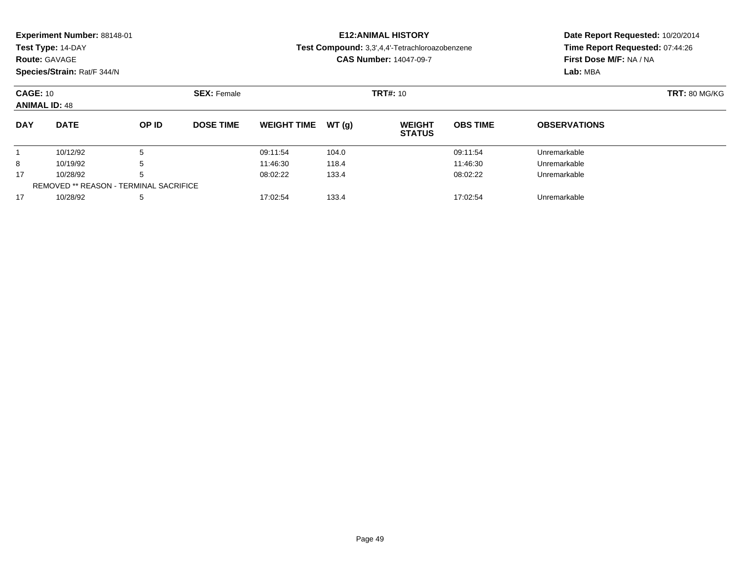**Experiment Number:** 88148-01
**Test Type:** 14-DAY
**Route:** GAVAGE
**Species/Strain:** Rat/F 344/N

**E12:ANIMAL HISTORY**
**Test Compound:** 3,3',4,4'-Tetrachloroazobenzene
**CAS Number:** 14047-09-7

**Date Report Requested:** 10/20/2014
**Time Report Requested:** 07:44:26
**First Dose M/F:** NA / NA
**Lab:** MBA

**CAGE:** 10 **SEX:** Female **TRT#:** 10 **TRT:** 80 MG/KG
**ANIMAL ID:** 48

| DAY | DATE | OP ID | DOSE TIME | WEIGHT TIME | WT (g) | WEIGHT STATUS | OBS TIME | OBSERVATIONS |
|---|---|---|---|---|---|---|---|---|
| 1 | 10/12/92 | 5 | | 09:11:54 | 104.0 | | 09:11:54 | Unremarkable |
| 8 | 10/19/92 | 5 | | 11:46:30 | 118.4 | | 11:46:30 | Unremarkable |
| 17 | 10/28/92 | 5 | | 08:02:22 | 133.4 | | 08:02:22 | Unremarkable |
| REMOVED ** REASON - TERMINAL SACRIFICE | | | | | | | | |
| 17 | 10/28/92 | 5 | | 17:02:54 | 133.4 | | 17:02:54 | Unremarkable |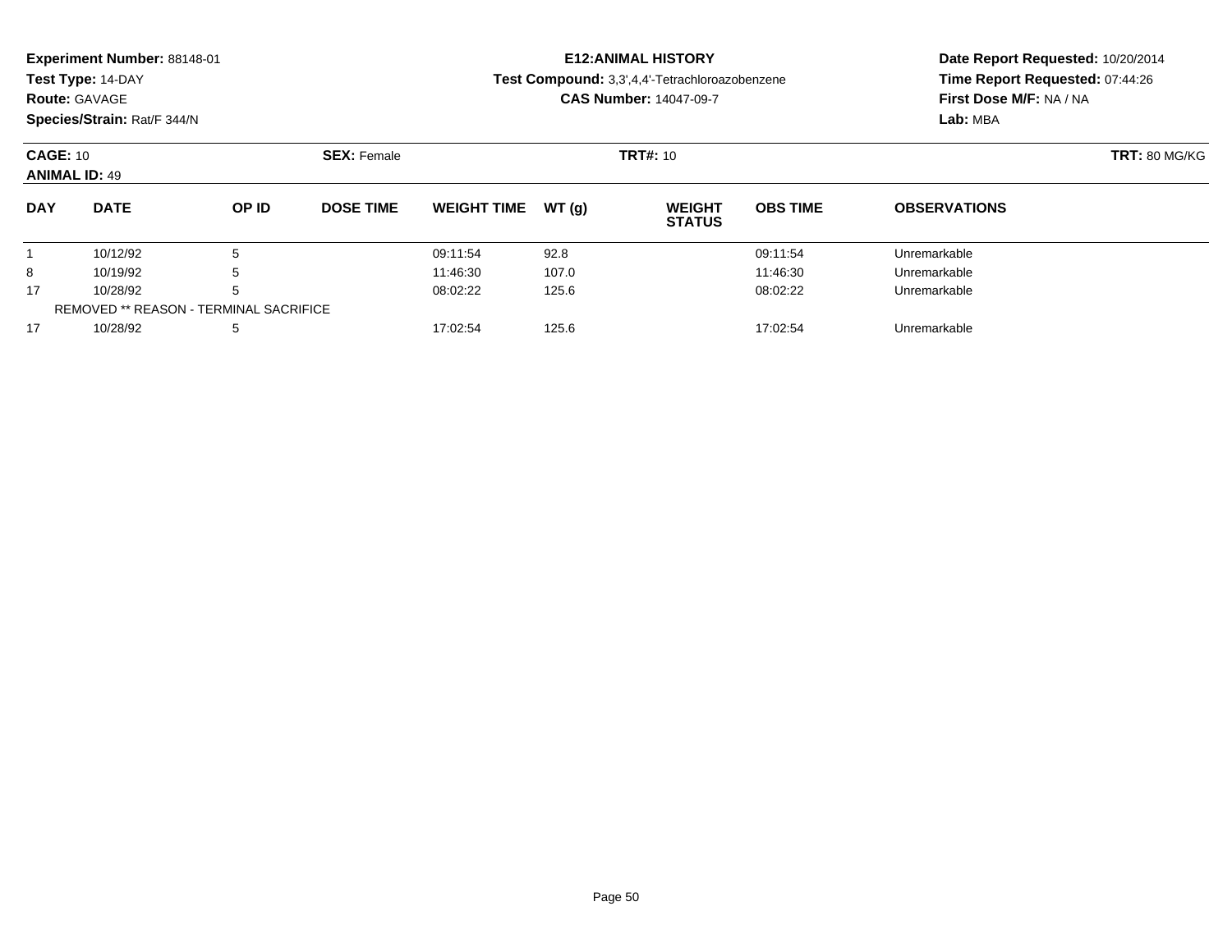**Experiment Number:** 88148-01
**Test Type:** 14-DAY
**Route:** GAVAGE
**Species/Strain:** Rat/F 344/N

**E12:ANIMAL HISTORY**
**Test Compound:** 3,3',4,4'-Tetrachloroazobenzene
**CAS Number:** 14047-09-7

**Date Report Requested:** 10/20/2014
**Time Report Requested:** 07:44:26
**First Dose M/F:** NA / NA
**Lab:** MBA

**CAGE:** 10 **SEX:** Female **TRT#:** 10 **TRT:** 80 MG/KG
**ANIMAL ID:** 49

| DAY | DATE | OP ID | DOSE TIME | WEIGHT TIME | WT (g) | WEIGHT STATUS | OBS TIME | OBSERVATIONS |
|---|---|---|---|---|---|---|---|---|
| 1 | 10/12/92 | 5 | | 09:11:54 | 92.8 | | 09:11:54 | Unremarkable |
| 8 | 10/19/92 | 5 | | 11:46:30 | 107.0 | | 11:46:30 | Unremarkable |
| 17 | 10/28/92 | 5 | | 08:02:22 | 125.6 | | 08:02:22 | Unremarkable |
| REMOVED ** REASON - TERMINAL SACRIFICE | | | | | | | | |
| 17 | 10/28/92 | 5 | | 17:02:54 | 125.6 | | 17:02:54 | Unremarkable |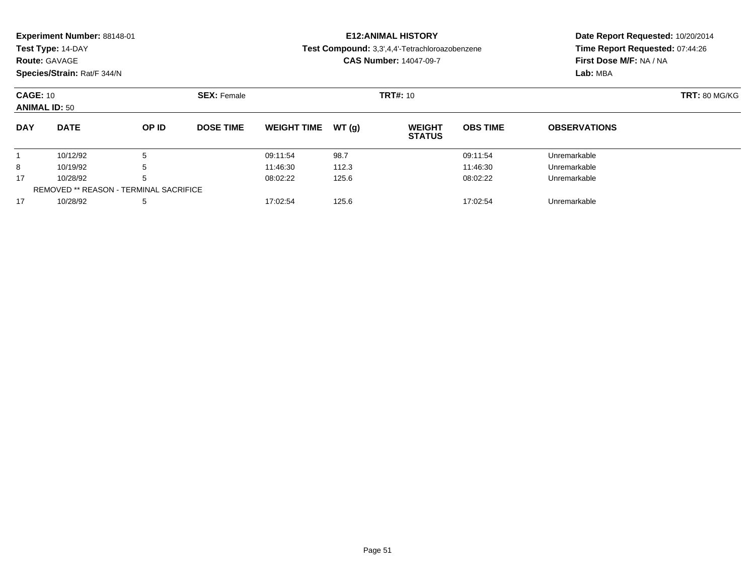**Experiment Number:** 88148-01
**Test Type:** 14-DAY
**Route:** GAVAGE
**Species/Strain:** Rat/F 344/N

**E12:ANIMAL HISTORY**
**Test Compound:** 3,3',4,4'-Tetrachloroazobenzene
**CAS Number:** 14047-09-7

**Date Report Requested:** 10/20/2014
**Time Report Requested:** 07:44:26
**First Dose M/F:** NA / NA
**Lab:** MBA

**CAGE:** 10 **SEX:** Female **TRT#:** 10 **TRT:** 80 MG/KG
**ANIMAL ID:** 50

| DAY | DATE | OP ID | DOSE TIME | WEIGHT TIME | WT (g) | WEIGHT STATUS | OBS TIME | OBSERVATIONS |
|---|---|---|---|---|---|---|---|---|
| 1 | 10/12/92 | 5 | | 09:11:54 | 98.7 | | 09:11:54 | Unremarkable |
| 8 | 10/19/92 | 5 | | 11:46:30 | 112.3 | | 11:46:30 | Unremarkable |
| 17 | 10/28/92 | 5 | | 08:02:22 | 125.6 | | 08:02:22 | Unremarkable |
| REMOVED ** REASON - TERMINAL SACRIFICE | | | | | | | | |
| 17 | 10/28/92 | 5 | | 17:02:54 | 125.6 | | 17:02:54 | Unremarkable |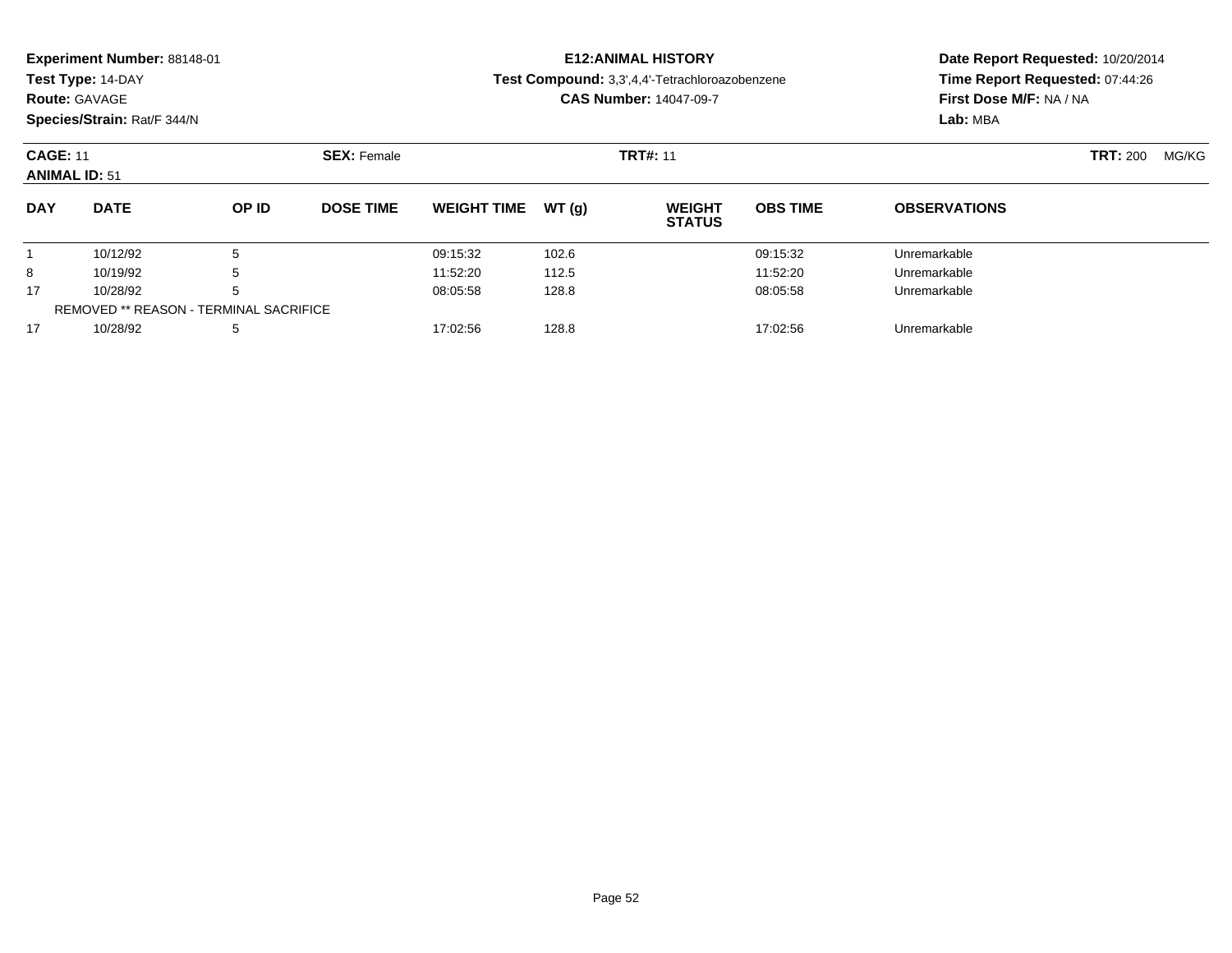**Experiment Number:** 88148-01
**Test Type:** 14-DAY
**Route:** GAVAGE
**Species/Strain:** Rat/F 344/N

**E12:ANIMAL HISTORY**
**Test Compound:** 3,3',4,4'-Tetrachloroazobenzene
**CAS Number:** 14047-09-7

**Date Report Requested:** 10/20/2014
**Time Report Requested:** 07:44:26
**First Dose M/F:** NA / NA
**Lab:** MBA

**CAGE:** 11 **SEX:** Female **TRT#:** 11 **TRT:** 200 MG/KG
**ANIMAL ID:** 51

| DAY | DATE | OP ID | DOSE TIME | WEIGHT TIME | WT (g) | WEIGHT STATUS | OBS TIME | OBSERVATIONS |
|---|---|---|---|---|---|---|---|---|
| 1 | 10/12/92 | 5 | | 09:15:32 | 102.6 | | 09:15:32 | Unremarkable |
| 8 | 10/19/92 | 5 | | 11:52:20 | 112.5 | | 11:52:20 | Unremarkable |
| 17 | 10/28/92 | 5 | | 08:05:58 | 128.8 | | 08:05:58 | Unremarkable |
| REMOVED ** REASON - TERMINAL SACRIFICE | | | | | | | | |
| 17 | 10/28/92 | 5 | | 17:02:56 | 128.8 | | 17:02:56 | Unremarkable |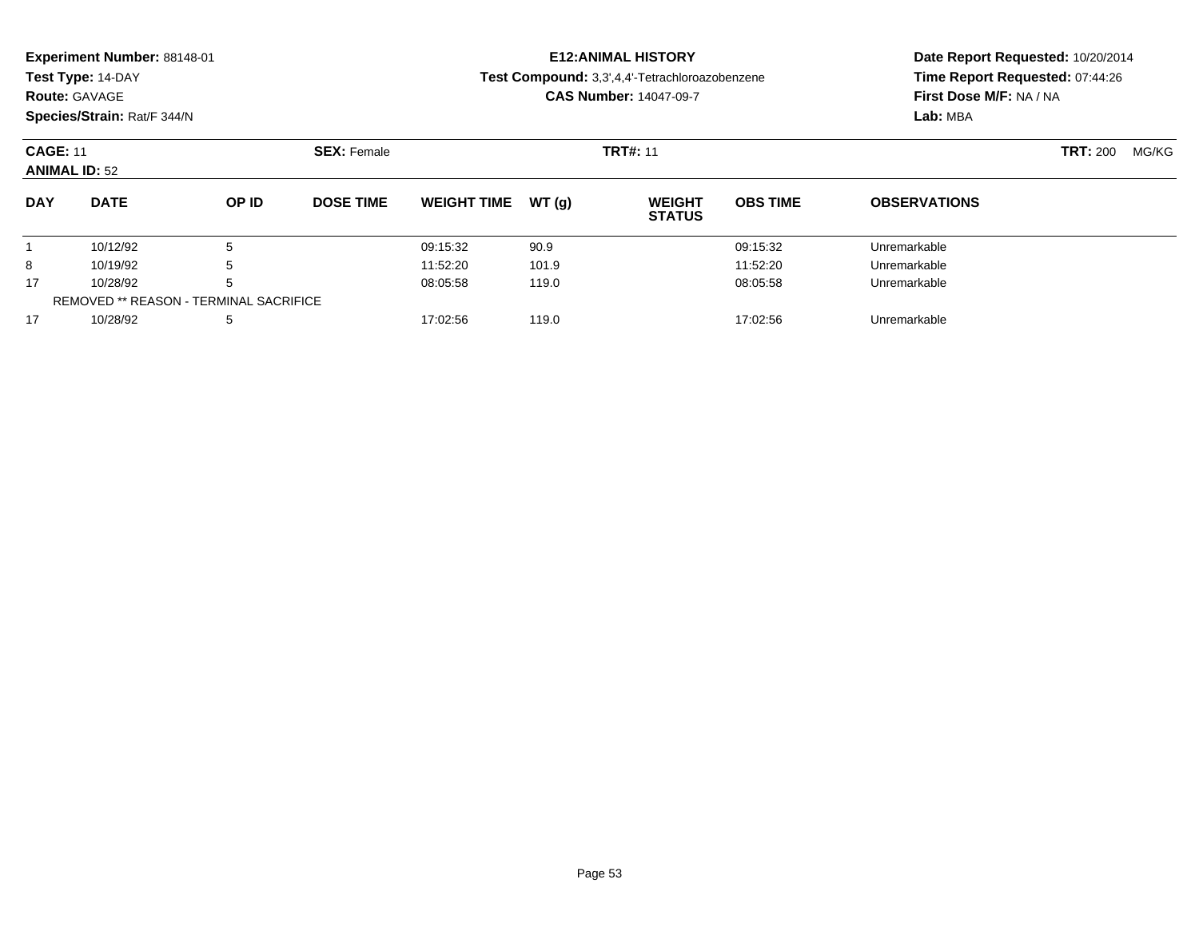**Experiment Number:** 88148-01
**Test Type:** 14-DAY
**Route:** GAVAGE
**Species/Strain:** Rat/F 344/N

## E12:ANIMAL HISTORY

**Test Compound:** 3,3',4,4'-Tetrachloroazobenzene
**CAS Number:** 14047-09-7

**Date Report Requested:** 10/20/2014
**Time Report Requested:** 07:44:26
**First Dose M/F:** NA / NA
**Lab:** MBA

**CAGE:** 11 **SEX:** Female **TRT#:** 11 **TRT:** 200 MG/KG
**ANIMAL ID:** 52

| DAY | DATE | OP ID | DOSE TIME | WEIGHT TIME | WT (g) | WEIGHT STATUS | OBS TIME | OBSERVATIONS |
|---|---|---|---|---|---|---|---|---|
| 1 | 10/12/92 | 5 | | 09:15:32 | 90.9 | | 09:15:32 | Unremarkable |
| 8 | 10/19/92 | 5 | | 11:52:20 | 101.9 | | 11:52:20 | Unremarkable |
| 17 | 10/28/92 | 5 | | 08:05:58 | 119.0 | | 08:05:58 | Unremarkable |
| REMOVED ** REASON - TERMINAL SACRIFICE | | | | | | | | |
| 17 | 10/28/92 | 5 | | 17:02:56 | 119.0 | | 17:02:56 | Unremarkable |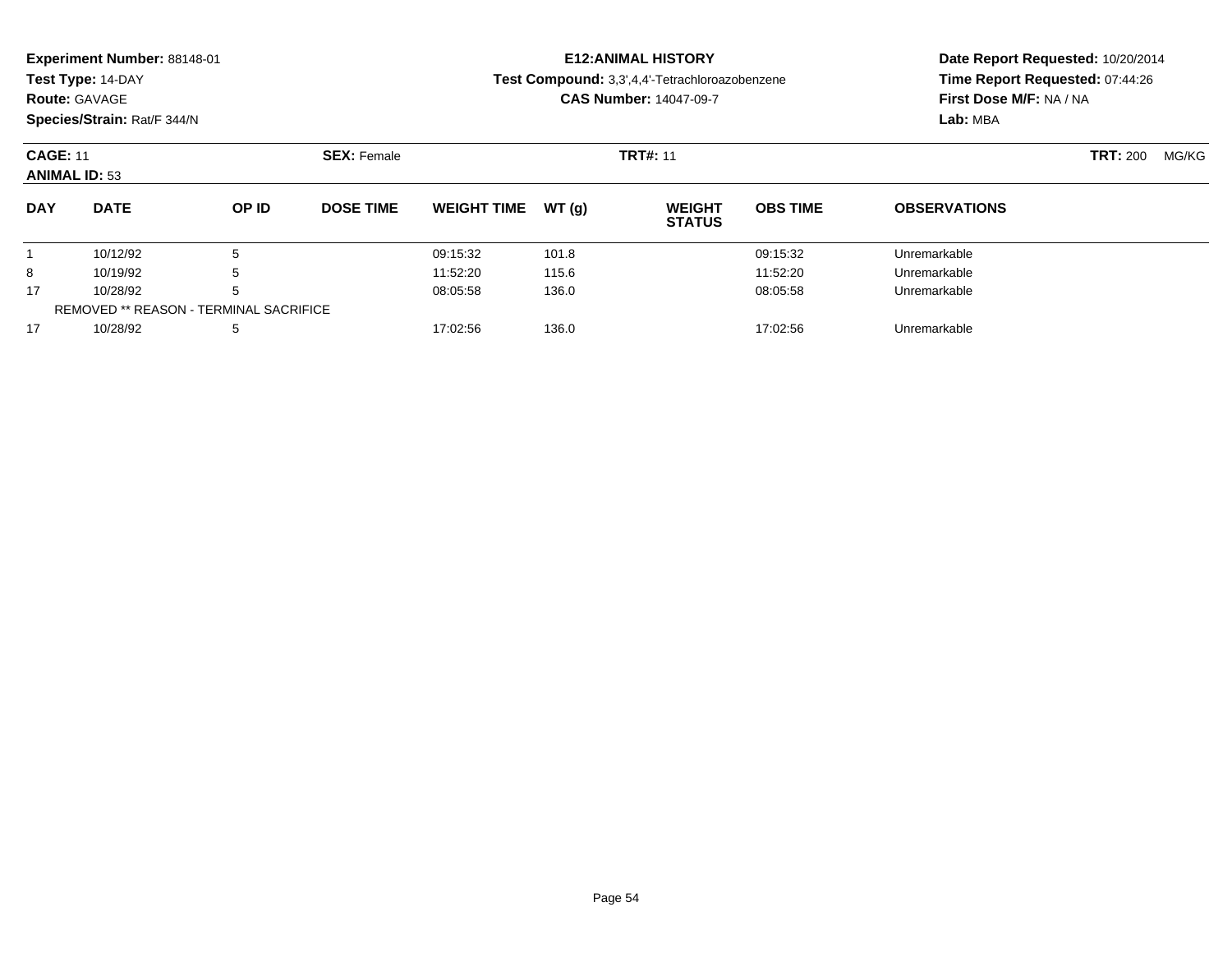**Experiment Number:** 88148-01
**Test Type:** 14-DAY
**Route:** GAVAGE
**Species/Strain:** Rat/F 344/N

## E12:ANIMAL HISTORY

**Test Compound:** 3,3',4,4'-Tetrachloroazobenzene
**CAS Number:** 14047-09-7

**Date Report Requested:** 10/20/2014
**Time Report Requested:** 07:44:26
**First Dose M/F:** NA / NA
**Lab:** MBA

**CAGE:** 11 **SEX:** Female **TRT#:** 11 **TRT:** 200 MG/KG
**ANIMAL ID:** 53

| DAY | DATE | OP ID | DOSE TIME | WEIGHT TIME | WT (g) | WEIGHT STATUS | OBS TIME | OBSERVATIONS |
|---|---|---|---|---|---|---|---|---|
| 1 | 10/12/92 | 5 | | 09:15:32 | 101.8 | | 09:15:32 | Unremarkable |
| 8 | 10/19/92 | 5 | | 11:52:20 | 115.6 | | 11:52:20 | Unremarkable |
| 17 | 10/28/92 | 5 | | 08:05:58 | 136.0 | | 08:05:58 | Unremarkable |
| REMOVED ** REASON - TERMINAL SACRIFICE | | | | | | | | |
| 17 | 10/28/92 | 5 | | 17:02:56 | 136.0 | | 17:02:56 | Unremarkable |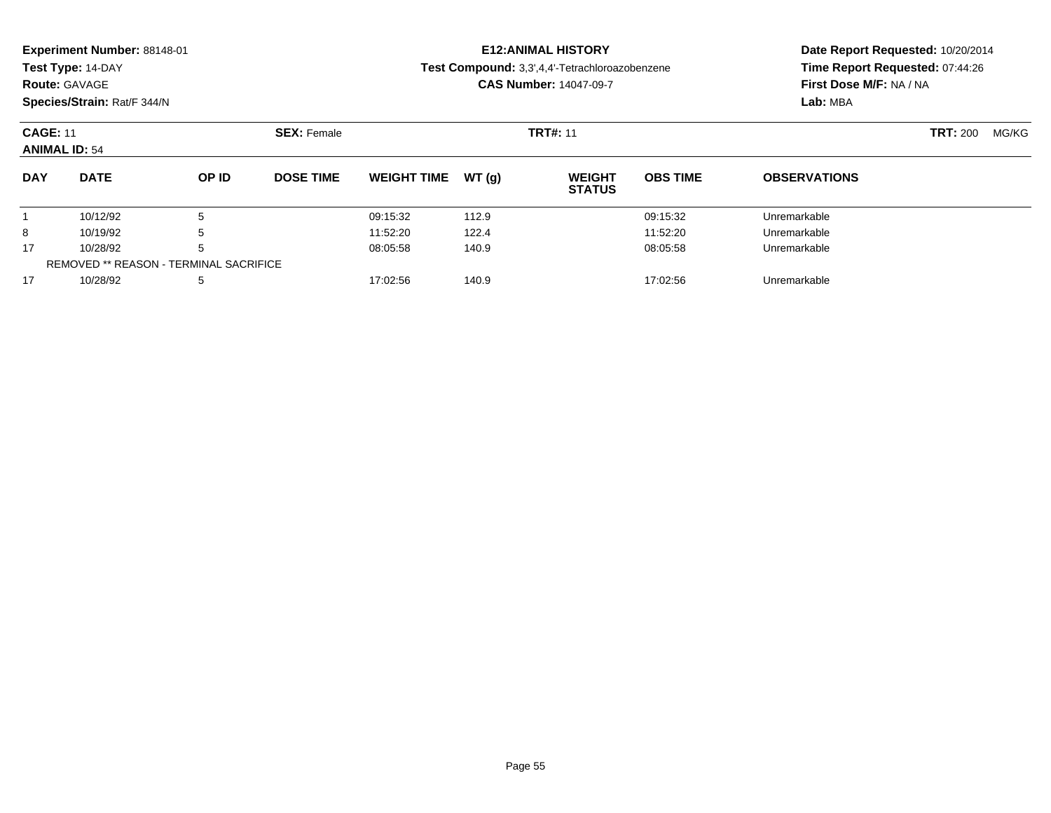**Experiment Number:** 88148-01
**Test Type:** 14-DAY
**Route:** GAVAGE
**Species/Strain:** Rat/F 344/N

**E12:ANIMAL HISTORY**
**Test Compound:** 3,3',4,4'-Tetrachloroazobenzene
**CAS Number:** 14047-09-7

**Date Report Requested:** 10/20/2014
**Time Report Requested:** 07:44:26
**First Dose M/F:** NA / NA
**Lab:** MBA

**CAGE:** 11 **SEX:** Female **TRT#:** 11 **TRT:** 200 MG/KG
**ANIMAL ID:** 54

| DAY | DATE | OP ID | DOSE TIME | WEIGHT TIME | WT (g) | WEIGHT STATUS | OBS TIME | OBSERVATIONS |
|---|---|---|---|---|---|---|---|---|
| 1 | 10/12/92 | 5 | | 09:15:32 | 112.9 | | 09:15:32 | Unremarkable |
| 8 | 10/19/92 | 5 | | 11:52:20 | 122.4 | | 11:52:20 | Unremarkable |
| 17 | 10/28/92 | 5 | | 08:05:58 | 140.9 | | 08:05:58 | Unremarkable |
| REMOVED ** REASON - TERMINAL SACRIFICE | | | | | | | | |
| 17 | 10/28/92 | 5 | | 17:02:56 | 140.9 | | 17:02:56 | Unremarkable |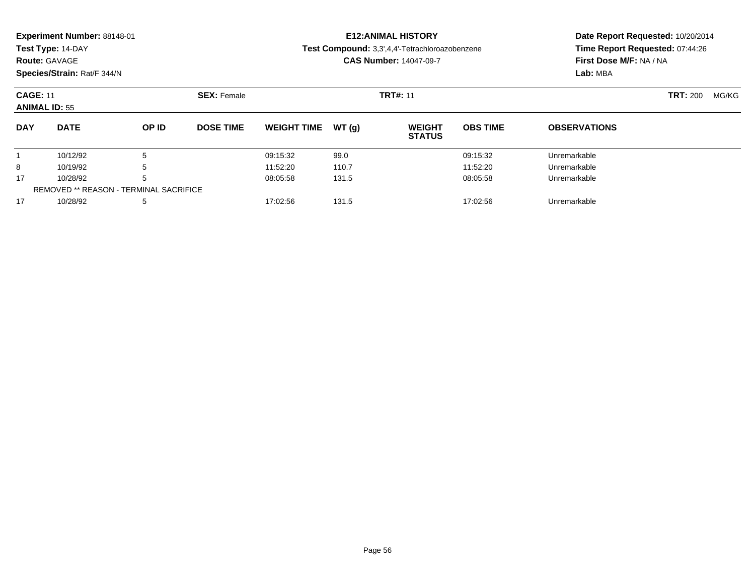**Experiment Number:** 88148-01
**Test Type:** 14-DAY
**Route:** GAVAGE
**Species/Strain:** Rat/F 344/N

**E12:ANIMAL HISTORY**
**Test Compound:** 3,3',4,4'-Tetrachloroazobenzene
**CAS Number:** 14047-09-7

**Date Report Requested:** 10/20/2014
**Time Report Requested:** 07:44:26
**First Dose M/F:** NA / NA
**Lab:** MBA

**CAGE:** 11 **SEX:** Female **TRT#:** 11 **TRT:** 200 MG/KG
**ANIMAL ID:** 55

| DAY | DATE | OP ID | DOSE TIME | WEIGHT TIME | WT (g) | WEIGHT STATUS | OBS TIME | OBSERVATIONS |
|---|---|---|---|---|---|---|---|---|
| 1 | 10/12/92 | 5 | | 09:15:32 | 99.0 | | 09:15:32 | Unremarkable |
| 8 | 10/19/92 | 5 | | 11:52:20 | 110.7 | | 11:52:20 | Unremarkable |
| 17 | 10/28/92 | 5 | | 08:05:58 | 131.5 | | 08:05:58 | Unremarkable |
| REMOVED ** REASON - TERMINAL SACRIFICE | | | | | | | | |
| 17 | 10/28/92 | 5 | | 17:02:56 | 131.5 | | 17:02:56 | Unremarkable |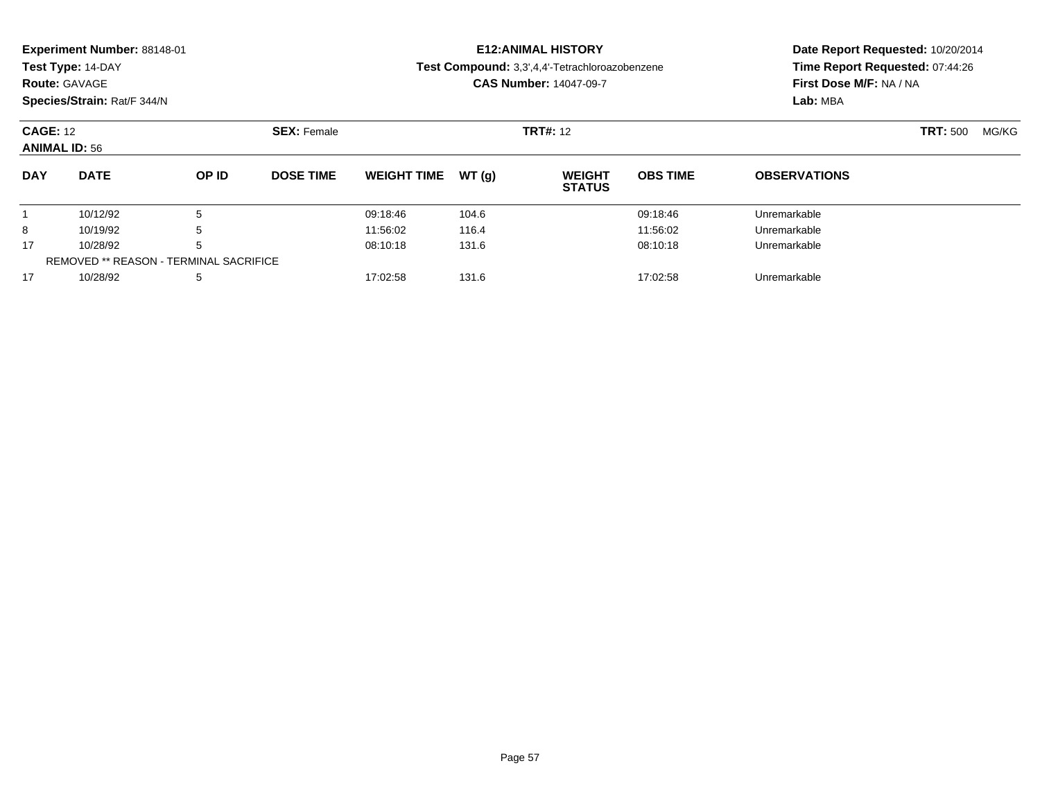**Experiment Number:** 88148-01
**Test Type:** 14-DAY
**Route:** GAVAGE
**Species/Strain:** Rat/F 344/N

**E12:ANIMAL HISTORY**
**Test Compound:** 3,3',4,4'-Tetrachloroazobenzene
**CAS Number:** 14047-09-7

**Date Report Requested:** 10/20/2014
**Time Report Requested:** 07:44:26
**First Dose M/F:** NA / NA
**Lab:** MBA

**CAGE:** 12 **SEX:** Female **TRT#:** 12 **TRT:** 500 MG/KG
**ANIMAL ID:** 56

| DAY | DATE | OP ID | DOSE TIME | WEIGHT TIME | WT (g) | WEIGHT STATUS | OBS TIME | OBSERVATIONS |
|---|---|---|---|---|---|---|---|---|
| 1 | 10/12/92 | 5 | | 09:18:46 | 104.6 | | 09:18:46 | Unremarkable |
| 8 | 10/19/92 | 5 | | 11:56:02 | 116.4 | | 11:56:02 | Unremarkable |
| 17 | 10/28/92 | 5 | | 08:10:18 | 131.6 | | 08:10:18 | Unremarkable |
| REMOVED ** REASON - TERMINAL SACRIFICE | | | | | | | | |
| 17 | 10/28/92 | 5 | | 17:02:58 | 131.6 | | 17:02:58 | Unremarkable |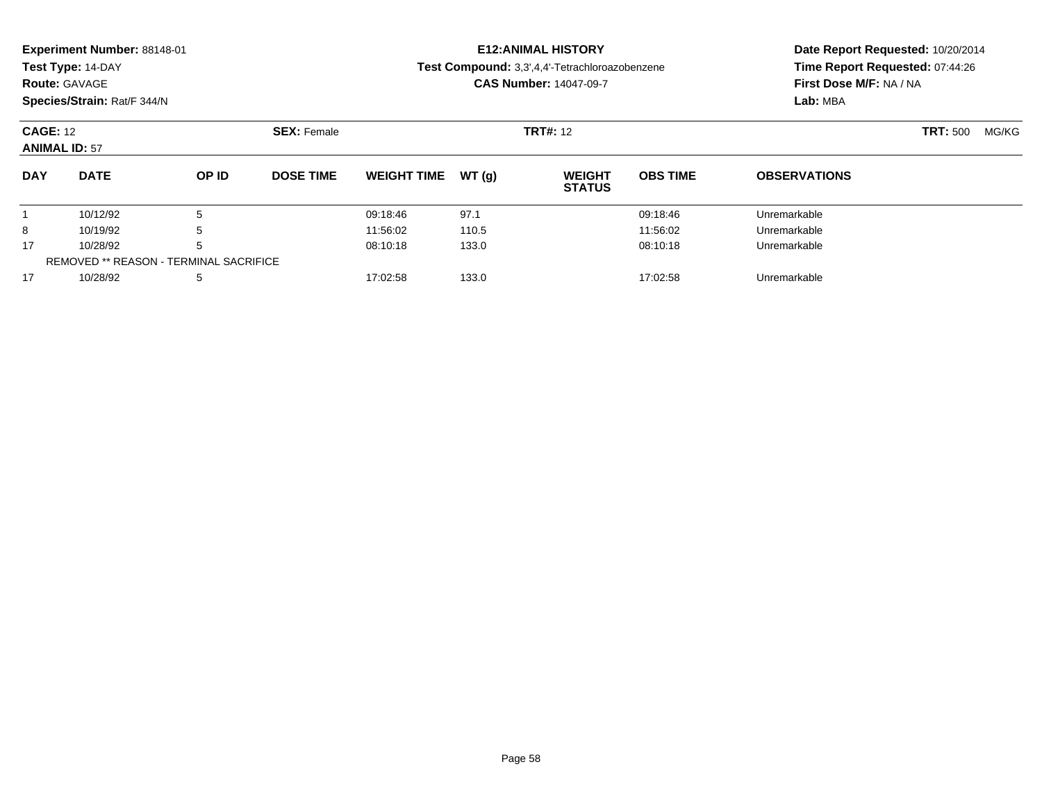**Experiment Number:** 88148-01
**Test Type:** 14-DAY
**Route:** GAVAGE
**Species/Strain:** Rat/F 344/N

**E12:ANIMAL HISTORY**
**Test Compound:** 3,3',4,4'-Tetrachloroazobenzene
**CAS Number:** 14047-09-7

**Date Report Requested:** 10/20/2014
**Time Report Requested:** 07:44:26
**First Dose M/F:** NA / NA
**Lab:** MBA

**CAGE:** 12 **SEX:** Female **TRT#:** 12 **TRT:** 500 MG/KG
**ANIMAL ID:** 57

| DAY | DATE | OP ID | DOSE TIME | WEIGHT TIME | WT (g) | WEIGHT STATUS | OBS TIME | OBSERVATIONS |
|---|---|---|---|---|---|---|---|---|
| 1 | 10/12/92 | 5 | | 09:18:46 | 97.1 | | 09:18:46 | Unremarkable |
| 8 | 10/19/92 | 5 | | 11:56:02 | 110.5 | | 11:56:02 | Unremarkable |
| 17 | 10/28/92 | 5 | | 08:10:18 | 133.0 | | 08:10:18 | Unremarkable |
| REMOVED ** REASON - TERMINAL SACRIFICE | | | | | | | | |
| 17 | 10/28/92 | 5 | | 17:02:58 | 133.0 | | 17:02:58 | Unremarkable |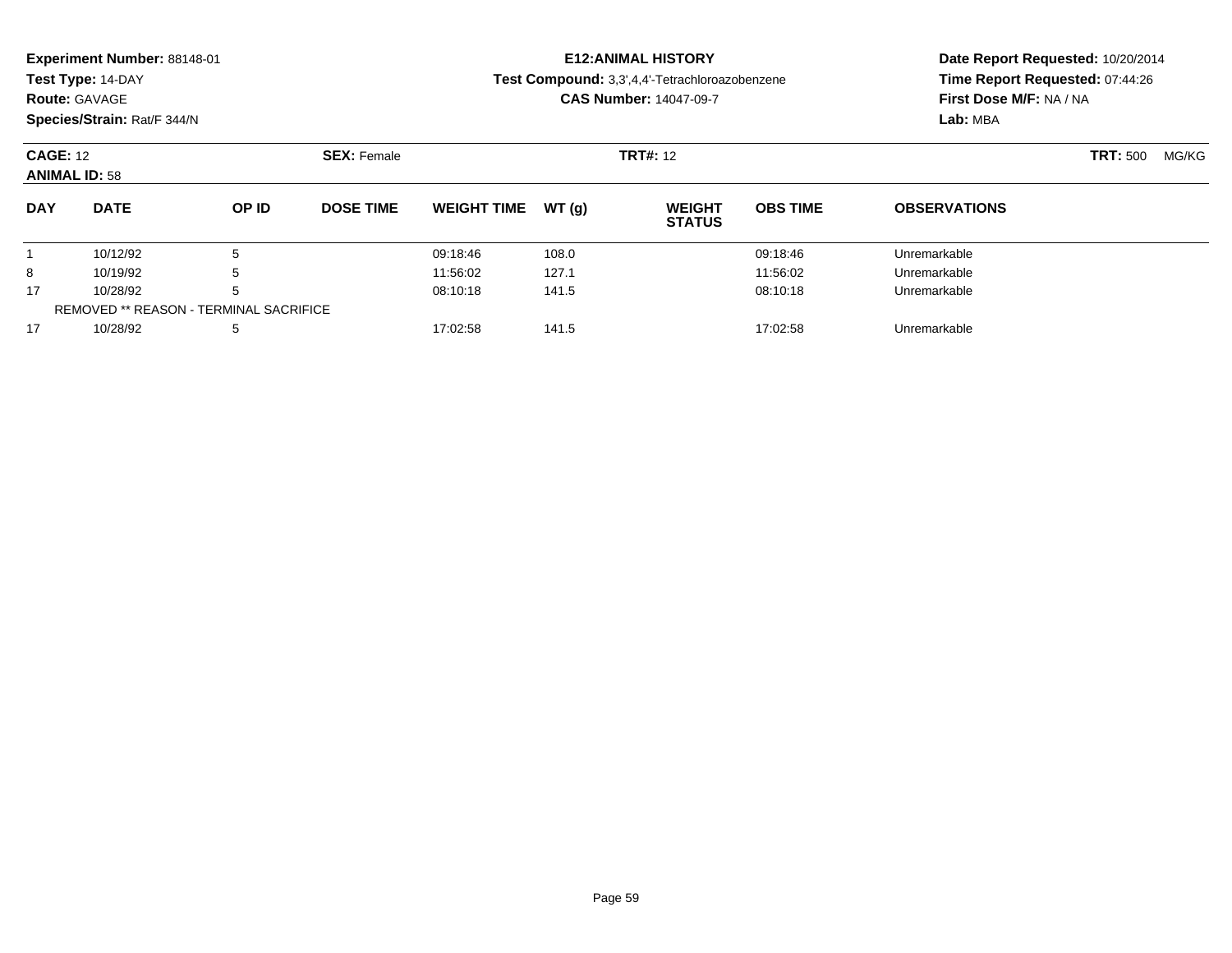**Experiment Number:** 88148-01
**Test Type:** 14-DAY
**Route:** GAVAGE
**Species/Strain:** Rat/F 344/N

**E12:ANIMAL HISTORY**
**Test Compound:** 3,3',4,4'-Tetrachloroazobenzene
**CAS Number:** 14047-09-7

**Date Report Requested:** 10/20/2014
**Time Report Requested:** 07:44:26
**First Dose M/F:** NA / NA
**Lab:** MBA

**CAGE:** 12 **SEX:** Female **TRT#:** 12 **TRT:** 500 MG/KG
**ANIMAL ID:** 58

| DAY | DATE | OP ID | DOSE TIME | WEIGHT TIME | WT (g) | WEIGHT STATUS | OBS TIME | OBSERVATIONS |
|---|---|---|---|---|---|---|---|---|
| 1 | 10/12/92 | 5 | | 09:18:46 | 108.0 | | 09:18:46 | Unremarkable |
| 8 | 10/19/92 | 5 | | 11:56:02 | 127.1 | | 11:56:02 | Unremarkable |
| 17 | 10/28/92 | 5 | | 08:10:18 | 141.5 | | 08:10:18 | Unremarkable |
| REMOVED ** REASON - TERMINAL SACRIFICE | | | | | | | | |
| 17 | 10/28/92 | 5 | | 17:02:58 | 141.5 | | 17:02:58 | Unremarkable |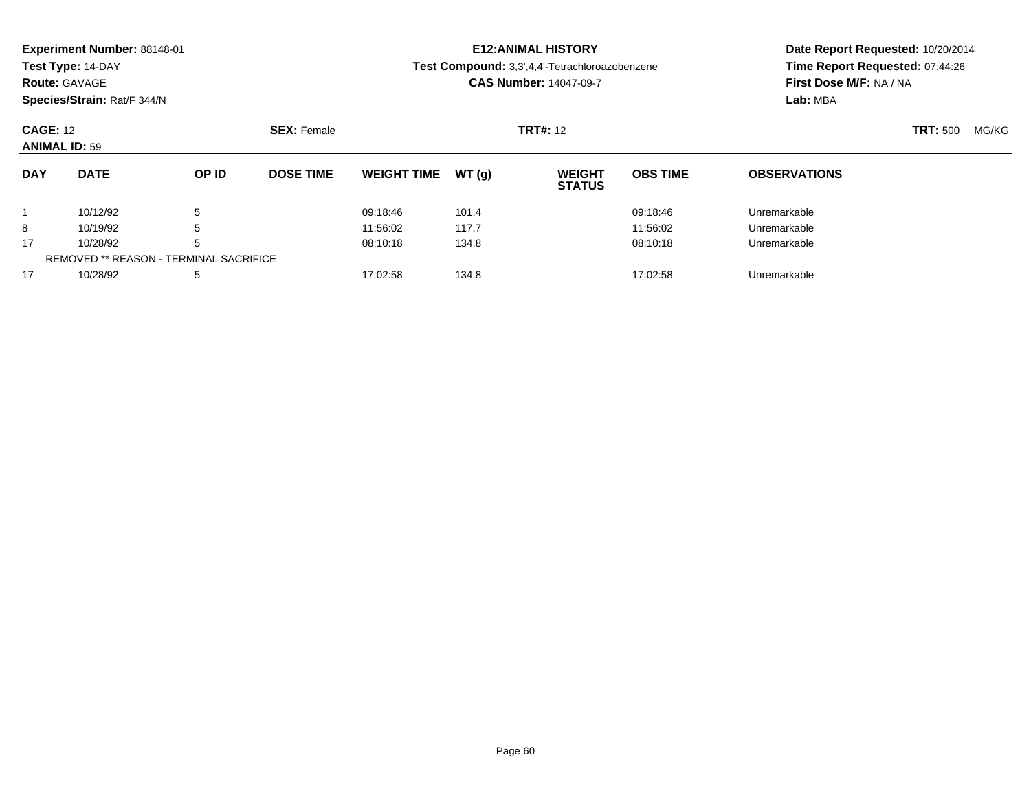**Experiment Number:** 88148-01
**Test Type:** 14-DAY
**Route:** GAVAGE
**Species/Strain:** Rat/F 344/N

**E12:ANIMAL HISTORY**
**Test Compound:** 3,3',4,4'-Tetrachloroazobenzene
**CAS Number:** 14047-09-7

**Date Report Requested:** 10/20/2014
**Time Report Requested:** 07:44:26
**First Dose M/F:** NA / NA
**Lab:** MBA

**CAGE:** 12 **SEX:** Female **TRT#:** 12 **TRT:** 500 MG/KG
**ANIMAL ID:** 59

| DAY | DATE | OP ID | DOSE TIME | WEIGHT TIME | WT (g) | WEIGHT STATUS | OBS TIME | OBSERVATIONS |
|---|---|---|---|---|---|---|---|---|
| 1 | 10/12/92 | 5 | | 09:18:46 | 101.4 | | 09:18:46 | Unremarkable |
| 8 | 10/19/92 | 5 | | 11:56:02 | 117.7 | | 11:56:02 | Unremarkable |
| 17 | 10/28/92 | 5 | | 08:10:18 | 134.8 | | 08:10:18 | Unremarkable |
| REMOVED ** REASON - TERMINAL SACRIFICE | | | | | | | | |
| 17 | 10/28/92 | 5 | | 17:02:58 | 134.8 | | 17:02:58 | Unremarkable |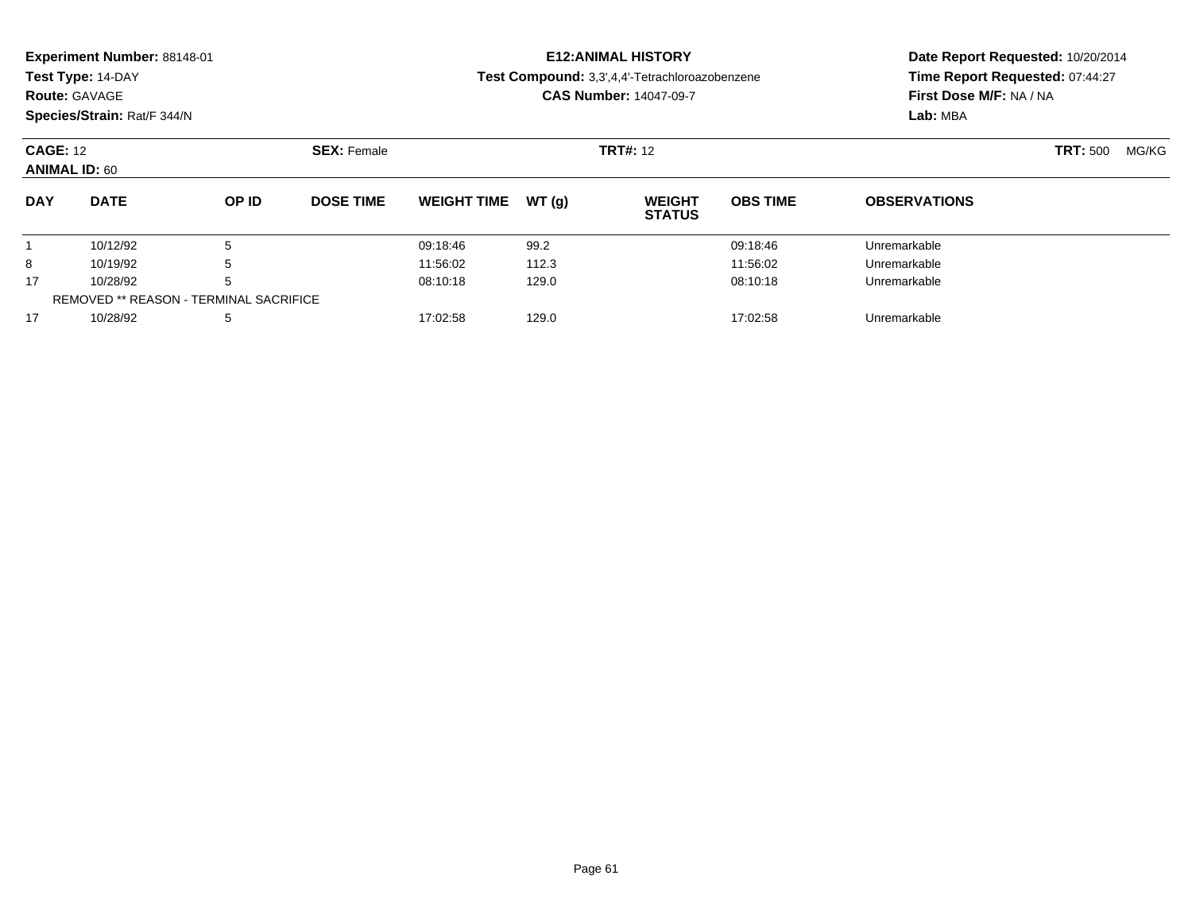**Experiment Number:** 88148-01
**Test Type:** 14-DAY
**Route:** GAVAGE
**Species/Strain:** Rat/F 344/N

**E12:ANIMAL HISTORY**
**Test Compound:** 3,3',4,4'-Tetrachloroazobenzene
**CAS Number:** 14047-09-7

**Date Report Requested:** 10/20/2014
**Time Report Requested:** 07:44:27
**First Dose M/F:** NA / NA
**Lab:** MBA

**CAGE:** 12 **SEX:** Female **TRT#:** 12 **TRT:** 500 MG/KG
**ANIMAL ID:** 60

| DAY | DATE | OP ID | DOSE TIME | WEIGHT TIME | WT (g) | WEIGHT STATUS | OBS TIME | OBSERVATIONS |
|---|---|---|---|---|---|---|---|---|
| 1 | 10/12/92 | 5 | | 09:18:46 | 99.2 | | 09:18:46 | Unremarkable |
| 8 | 10/19/92 | 5 | | 11:56:02 | 112.3 | | 11:56:02 | Unremarkable |
| 17 | 10/28/92 | 5 | | 08:10:18 | 129.0 | | 08:10:18 | Unremarkable |
| REMOVED ** REASON - TERMINAL SACRIFICE | | | | | | | | |
| 17 | 10/28/92 | 5 | | 17:02:58 | 129.0 | | 17:02:58 | Unremarkable |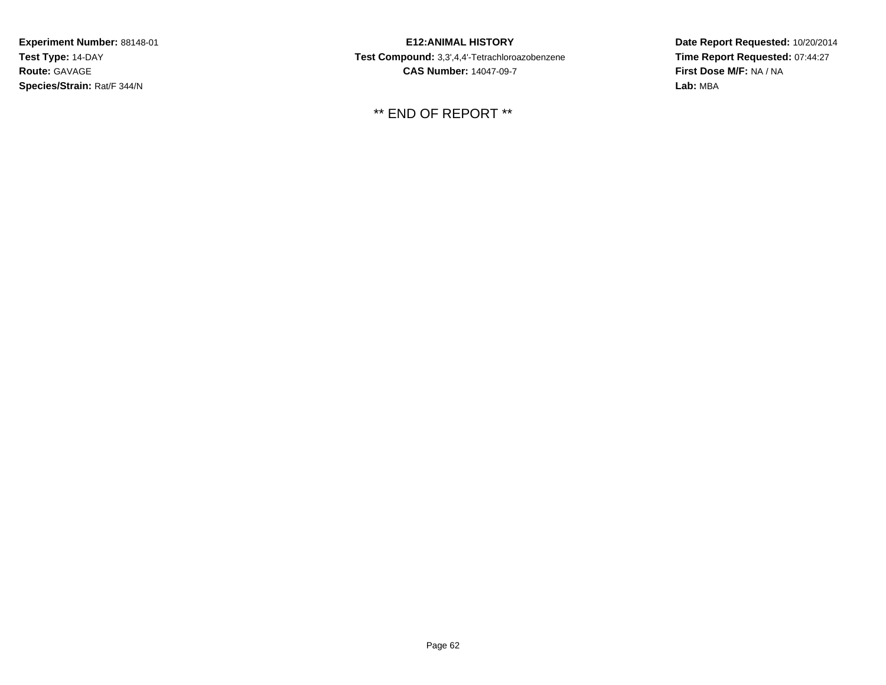**Experiment Number:** 88148-01
**Test Type:** 14-DAY
**Route:** GAVAGE
**Species/Strain:** Rat/F 344/N

**E12:ANIMAL HISTORY**
**Test Compound:** 3,3',4,4'-Tetrachloroazobenzene
**CAS Number:** 14047-09-7

**Date Report Requested:** 10/20/2014
**Time Report Requested:** 07:44:27
**First Dose M/F:** NA / NA
**Lab:** MBA

** END OF REPORT **